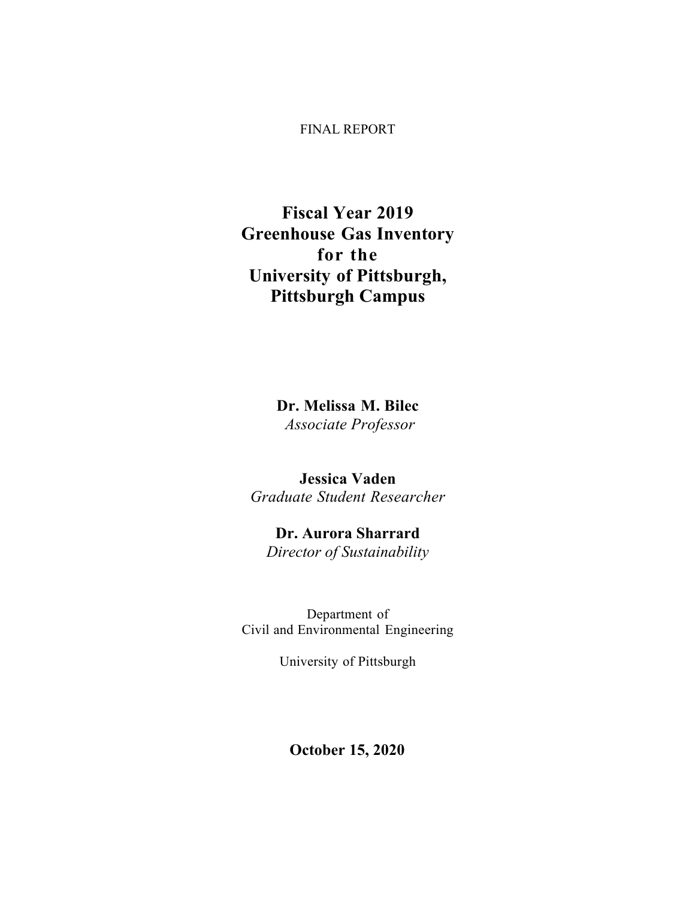FINAL REPORT

# Fiscal Year 2019 Greenhouse Gas Inventory for the University of Pittsburgh, Pittsburgh Campus

**Dr. Melissa M. Bilec**
*Associate Professor*

**Jessica Vaden**
*Graduate Student Researcher*

**Dr. Aurora Sharrard**
*Director of Sustainability*

Department of
Civil and Environmental Engineering

University of Pittsburgh

**October 15, 2020**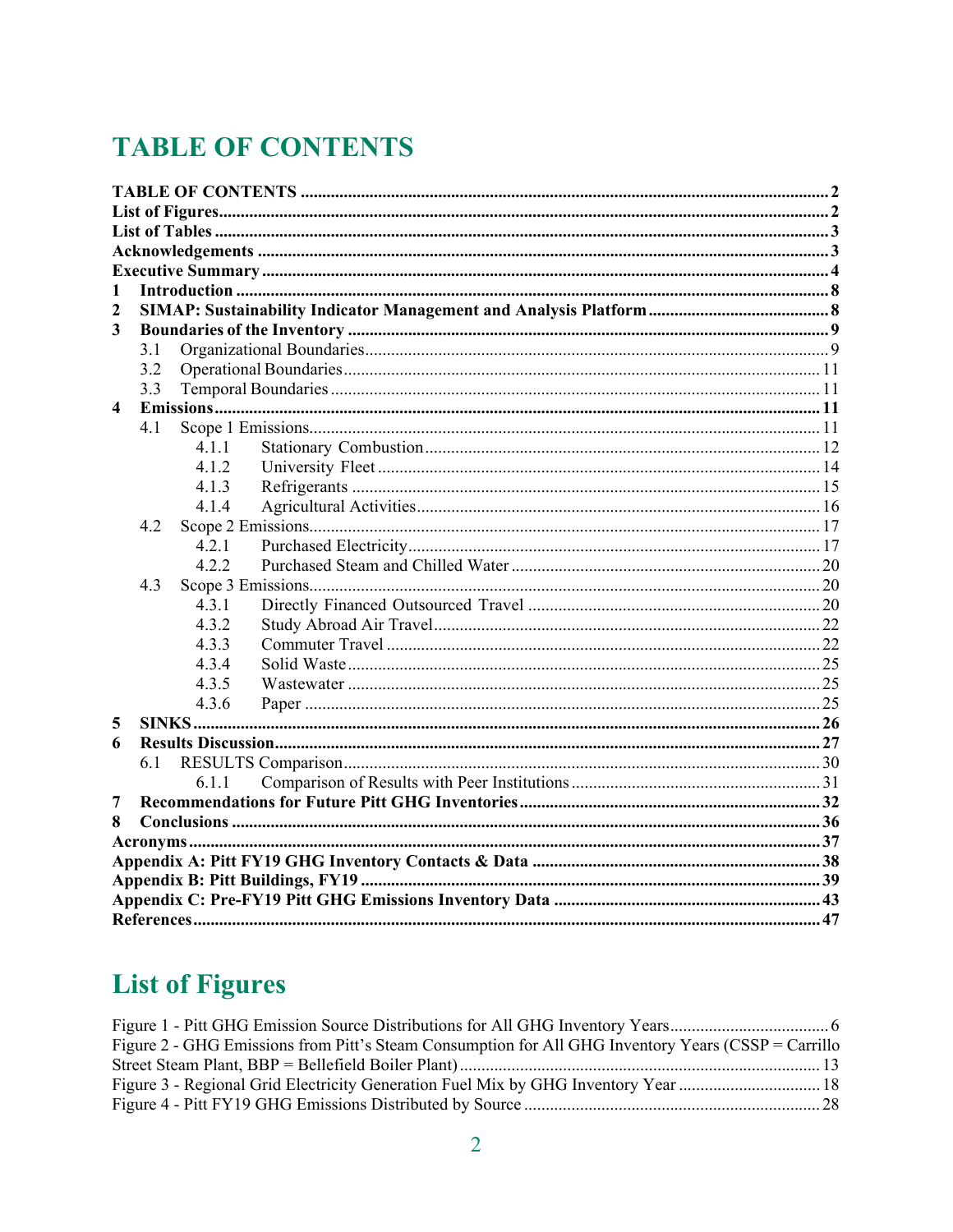# TABLE OF CONTENTS

**TABLE OF CONTENTS** .......... 2
**List of Figures** .......... 2
**List of Tables** .......... 3
**Acknowledgements** .......... 3
**Executive Summary** .......... 4
**1 Introduction** .......... 8
**2 SIMAP: Sustainability Indicator Management and Analysis Platform** .......... 8
**3 Boundaries of the Inventory** .......... 9
- 3.1 Organizational Boundaries .......... 9
- 3.2 Operational Boundaries .......... 11
- 3.3 Temporal Boundaries .......... 11

**4 Emissions** .......... 11
- 4.1 Scope 1 Emissions .......... 11
  - 4.1.1 Stationary Combustion .......... 12
  - 4.1.2 University Fleet .......... 14
  - 4.1.3 Refrigerants .......... 15
  - 4.1.4 Agricultural Activities .......... 16
- 4.2 Scope 2 Emissions .......... 17
  - 4.2.1 Purchased Electricity .......... 17
  - 4.2.2 Purchased Steam and Chilled Water .......... 20
- 4.3 Scope 3 Emissions .......... 20
  - 4.3.1 Directly Financed Outsourced Travel .......... 20
  - 4.3.2 Study Abroad Air Travel .......... 22
  - 4.3.3 Commuter Travel .......... 22
  - 4.3.4 Solid Waste .......... 25
  - 4.3.5 Wastewater .......... 25
  - 4.3.6 Paper .......... 25

**5 SINKS** .......... 26
**6 Results Discussion** .......... 27
- 6.1 RESULTS Comparison .......... 30
  - 6.1.1 Comparison of Results with Peer Institutions .......... 31

**7 Recommendations for Future Pitt GHG Inventories** .......... 32
**8 Conclusions** .......... 36
**Acronyms** .......... 37
**Appendix A: Pitt FY19 GHG Inventory Contacts & Data** .......... 38
**Appendix B: Pitt Buildings, FY19** .......... 39
**Appendix C: Pre-FY19 Pitt GHG Emissions Inventory Data** .......... 43
**References** .......... 47

# List of Figures

Figure 1 - Pitt GHG Emission Source Distributions for All GHG Inventory Years .......... 6
Figure 2 - GHG Emissions from Pitt's Steam Consumption for All GHG Inventory Years (CSSP = Carrillo Street Steam Plant, BBP = Bellefield Boiler Plant) .......... 13
Figure 3 - Regional Grid Electricity Generation Fuel Mix by GHG Inventory Year .......... 18
Figure 4 - Pitt FY19 GHG Emissions Distributed by Source .......... 28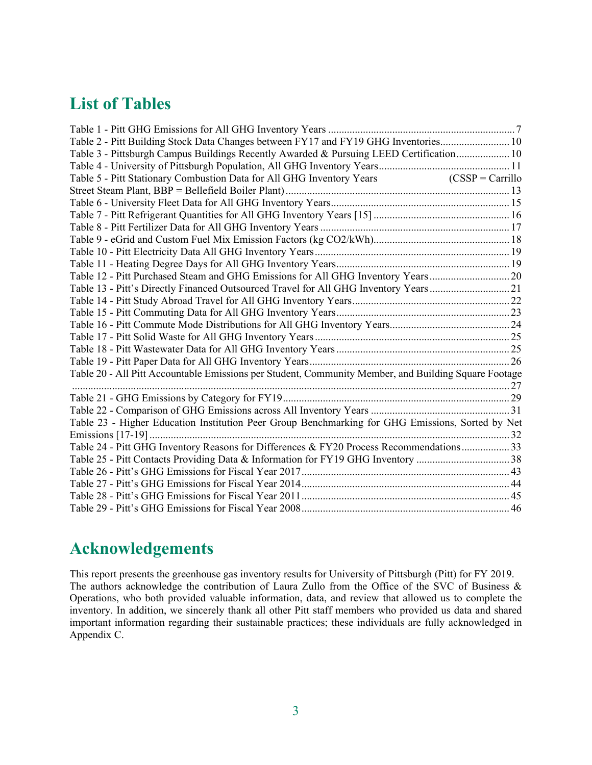## List of Tables

Table 1 - Pitt GHG Emissions for All GHG Inventory Years ..... 7
Table 2 - Pitt Building Stock Data Changes between FY17 and FY19 GHG Inventories..... 10
Table 3 - Pittsburgh Campus Buildings Recently Awarded & Pursuing LEED Certification..... 10
Table 4 - University of Pittsburgh Population, All GHG Inventory Years..... 11
Table 5 - Pitt Stationary Combustion Data for All GHG Inventory Years (CSSP = Carrillo Street Steam Plant, BBP = Bellefield Boiler Plant)..... 13
Table 6 - University Fleet Data for All GHG Inventory Years..... 15
Table 7 - Pitt Refrigerant Quantities for All GHG Inventory Years [15] ..... 16
Table 8 - Pitt Fertilizer Data for All GHG Inventory Years ..... 17
Table 9 - eGrid and Custom Fuel Mix Emission Factors (kg CO2/kWh)..... 18
Table 10 - Pitt Electricity Data All GHG Inventory Years..... 19
Table 11 - Heating Degree Days for All GHG Inventory Years..... 19
Table 12 - Pitt Purchased Steam and GHG Emissions for All GHG Inventory Years..... 20
Table 13 - Pitt's Directly Financed Outsourced Travel for All GHG Inventory Years..... 21
Table 14 - Pitt Study Abroad Travel for All GHG Inventory Years..... 22
Table 15 - Pitt Commuting Data for All GHG Inventory Years..... 23
Table 16 - Pitt Commute Mode Distributions for All GHG Inventory Years..... 24
Table 17 - Pitt Solid Waste for All GHG Inventory Years..... 25
Table 18 - Pitt Wastewater Data for All GHG Inventory Years..... 25
Table 19 - Pitt Paper Data for All GHG Inventory Years..... 26
Table 20 - All Pitt Accountable Emissions per Student, Community Member, and Building Square Footage ..... 27
Table 21 - GHG Emissions by Category for FY19..... 29
Table 22 - Comparison of GHG Emissions across All Inventory Years ..... 31
Table 23 - Higher Education Institution Peer Group Benchmarking for GHG Emissions, Sorted by Net Emissions [17-19] ..... 32
Table 24 - Pitt GHG Inventory Reasons for Differences & FY20 Process Recommendations..... 33
Table 25 - Pitt Contacts Providing Data & Information for FY19 GHG Inventory ..... 38
Table 26 - Pitt's GHG Emissions for Fiscal Year 2017..... 43
Table 27 - Pitt's GHG Emissions for Fiscal Year 2014..... 44
Table 28 - Pitt's GHG Emissions for Fiscal Year 2011..... 45
Table 29 - Pitt's GHG Emissions for Fiscal Year 2008..... 46

## Acknowledgements

This report presents the greenhouse gas inventory results for University of Pittsburgh (Pitt) for FY 2019. The authors acknowledge the contribution of Laura Zullo from the Office of the SVC of Business & Operations, who both provided valuable information, data, and review that allowed us to complete the inventory. In addition, we sincerely thank all other Pitt staff members who provided us data and shared important information regarding their sustainable practices; these individuals are fully acknowledged in Appendix C.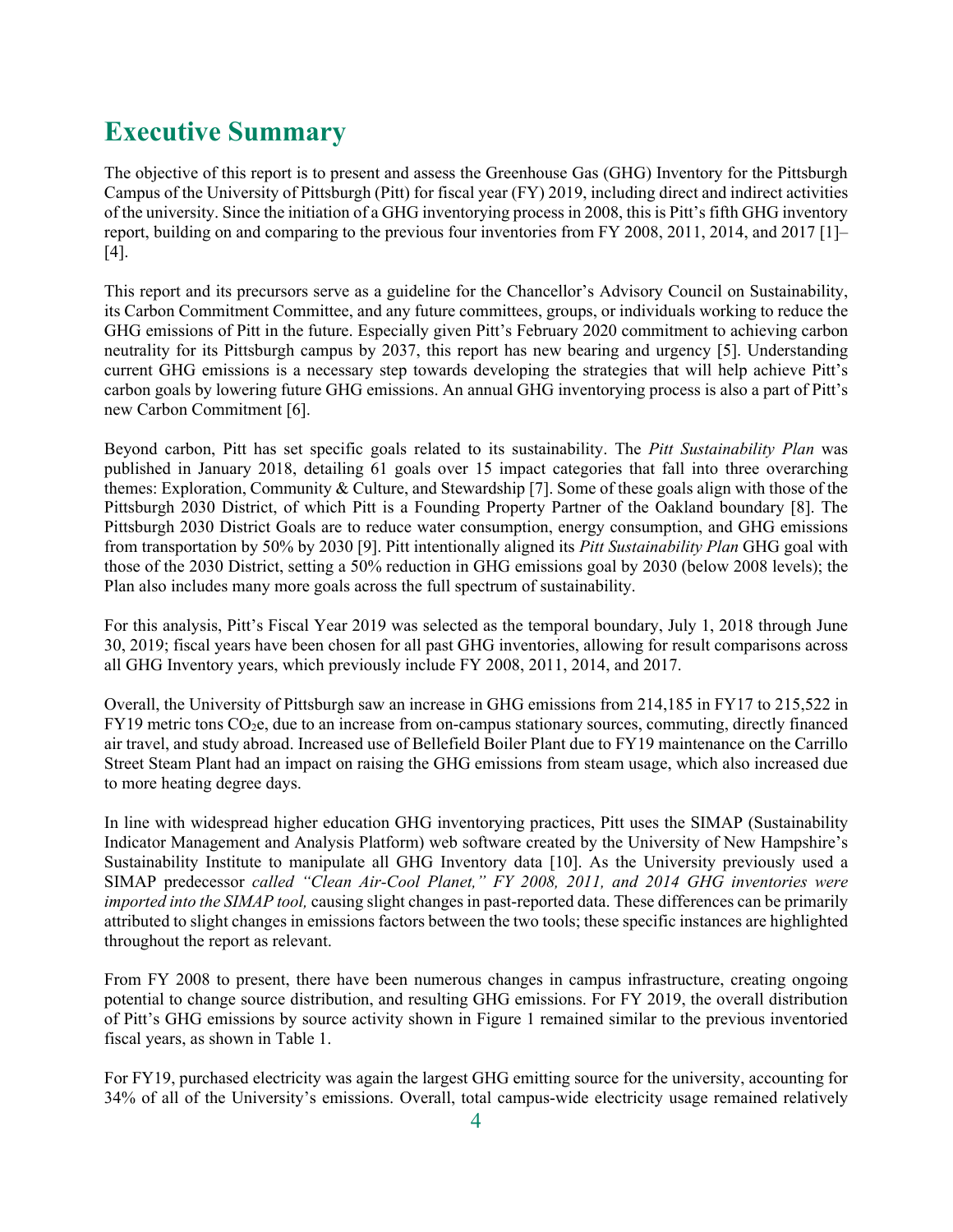# Executive Summary

The objective of this report is to present and assess the Greenhouse Gas (GHG) Inventory for the Pittsburgh Campus of the University of Pittsburgh (Pitt) for fiscal year (FY) 2019, including direct and indirect activities of the university. Since the initiation of a GHG inventorying process in 2008, this is Pitt's fifth GHG inventory report, building on and comparing to the previous four inventories from FY 2008, 2011, 2014, and 2017 [1]–[4].

This report and its precursors serve as a guideline for the Chancellor's Advisory Council on Sustainability, its Carbon Commitment Committee, and any future committees, groups, or individuals working to reduce the GHG emissions of Pitt in the future. Especially given Pitt's February 2020 commitment to achieving carbon neutrality for its Pittsburgh campus by 2037, this report has new bearing and urgency [5]. Understanding current GHG emissions is a necessary step towards developing the strategies that will help achieve Pitt's carbon goals by lowering future GHG emissions. An annual GHG inventorying process is also a part of Pitt's new Carbon Commitment [6].

Beyond carbon, Pitt has set specific goals related to its sustainability. The *Pitt Sustainability Plan* was published in January 2018, detailing 61 goals over 15 impact categories that fall into three overarching themes: Exploration, Community & Culture, and Stewardship [7]. Some of these goals align with those of the Pittsburgh 2030 District, of which Pitt is a Founding Property Partner of the Oakland boundary [8]. The Pittsburgh 2030 District Goals are to reduce water consumption, energy consumption, and GHG emissions from transportation by 50% by 2030 [9]. Pitt intentionally aligned its *Pitt Sustainability Plan* GHG goal with those of the 2030 District, setting a 50% reduction in GHG emissions goal by 2030 (below 2008 levels); the Plan also includes many more goals across the full spectrum of sustainability.

For this analysis, Pitt's Fiscal Year 2019 was selected as the temporal boundary, July 1, 2018 through June 30, 2019; fiscal years have been chosen for all past GHG inventories, allowing for result comparisons across all GHG Inventory years, which previously include FY 2008, 2011, 2014, and 2017.

Overall, the University of Pittsburgh saw an increase in GHG emissions from 214,185 in FY17 to 215,522 in FY19 metric tons $CO_2e$, due to an increase from on-campus stationary sources, commuting, directly financed air travel, and study abroad. Increased use of Bellefield Boiler Plant due to FY19 maintenance on the Carrillo Street Steam Plant had an impact on raising the GHG emissions from steam usage, which also increased due to more heating degree days.

In line with widespread higher education GHG inventorying practices, Pitt uses the SIMAP (Sustainability Indicator Management and Analysis Platform) web software created by the University of New Hampshire's Sustainability Institute to manipulate all GHG Inventory data [10]. As the University previously used a SIMAP predecessor *called "Clean Air-Cool Planet," FY 2008, 2011, and 2014 GHG inventories were imported into the SIMAP tool,* causing slight changes in past-reported data. These differences can be primarily attributed to slight changes in emissions factors between the two tools; these specific instances are highlighted throughout the report as relevant.

From FY 2008 to present, there have been numerous changes in campus infrastructure, creating ongoing potential to change source distribution, and resulting GHG emissions. For FY 2019, the overall distribution of Pitt's GHG emissions by source activity shown in Figure 1 remained similar to the previous inventoried fiscal years, as shown in Table 1.

For FY19, purchased electricity was again the largest GHG emitting source for the university, accounting for 34% of all of the University's emissions. Overall, total campus-wide electricity usage remained relatively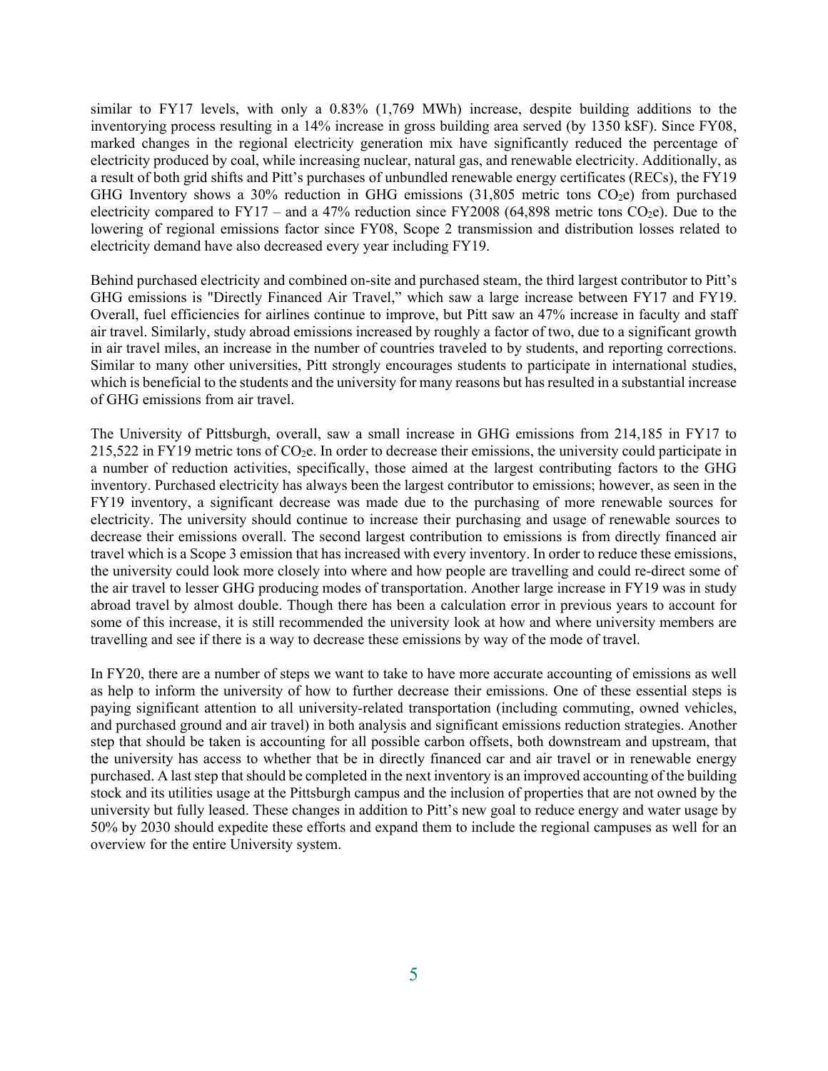similar to FY17 levels, with only a 0.83% (1,769 MWh) increase, despite building additions to the inventorying process resulting in a 14% increase in gross building area served (by 1350 kSF). Since FY08, marked changes in the regional electricity generation mix have significantly reduced the percentage of electricity produced by coal, while increasing nuclear, natural gas, and renewable electricity. Additionally, as a result of both grid shifts and Pitt's purchases of unbundled renewable energy certificates (RECs), the FY19 GHG Inventory shows a 30% reduction in GHG emissions (31,805 metric tons $CO_2e$) from purchased electricity compared to FY17 – and a 47% reduction since FY2008 (64,898 metric tons $CO_2e$). Due to the lowering of regional emissions factor since FY08, Scope 2 transmission and distribution losses related to electricity demand have also decreased every year including FY19.

Behind purchased electricity and combined on-site and purchased steam, the third largest contributor to Pitt's GHG emissions is "Directly Financed Air Travel," which saw a large increase between FY17 and FY19. Overall, fuel efficiencies for airlines continue to improve, but Pitt saw an 47% increase in faculty and staff air travel. Similarly, study abroad emissions increased by roughly a factor of two, due to a significant growth in air travel miles, an increase in the number of countries traveled to by students, and reporting corrections. Similar to many other universities, Pitt strongly encourages students to participate in international studies, which is beneficial to the students and the university for many reasons but has resulted in a substantial increase of GHG emissions from air travel.

The University of Pittsburgh, overall, saw a small increase in GHG emissions from 214,185 in FY17 to 215,522 in FY19 metric tons of $CO_2e$. In order to decrease their emissions, the university could participate in a number of reduction activities, specifically, those aimed at the largest contributing factors to the GHG inventory. Purchased electricity has always been the largest contributor to emissions; however, as seen in the FY19 inventory, a significant decrease was made due to the purchasing of more renewable sources for electricity. The university should continue to increase their purchasing and usage of renewable sources to decrease their emissions overall. The second largest contribution to emissions is from directly financed air travel which is a Scope 3 emission that has increased with every inventory. In order to reduce these emissions, the university could look more closely into where and how people are travelling and could re-direct some of the air travel to lesser GHG producing modes of transportation. Another large increase in FY19 was in study abroad travel by almost double. Though there has been a calculation error in previous years to account for some of this increase, it is still recommended the university look at how and where university members are travelling and see if there is a way to decrease these emissions by way of the mode of travel.

In FY20, there are a number of steps we want to take to have more accurate accounting of emissions as well as help to inform the university of how to further decrease their emissions. One of these essential steps is paying significant attention to all university-related transportation (including commuting, owned vehicles, and purchased ground and air travel) in both analysis and significant emissions reduction strategies. Another step that should be taken is accounting for all possible carbon offsets, both downstream and upstream, that the university has access to whether that be in directly financed car and air travel or in renewable energy purchased. A last step that should be completed in the next inventory is an improved accounting of the building stock and its utilities usage at the Pittsburgh campus and the inclusion of properties that are not owned by the university but fully leased. These changes in addition to Pitt's new goal to reduce energy and water usage by 50% by 2030 should expedite these efforts and expand them to include the regional campuses as well for an overview for the entire University system.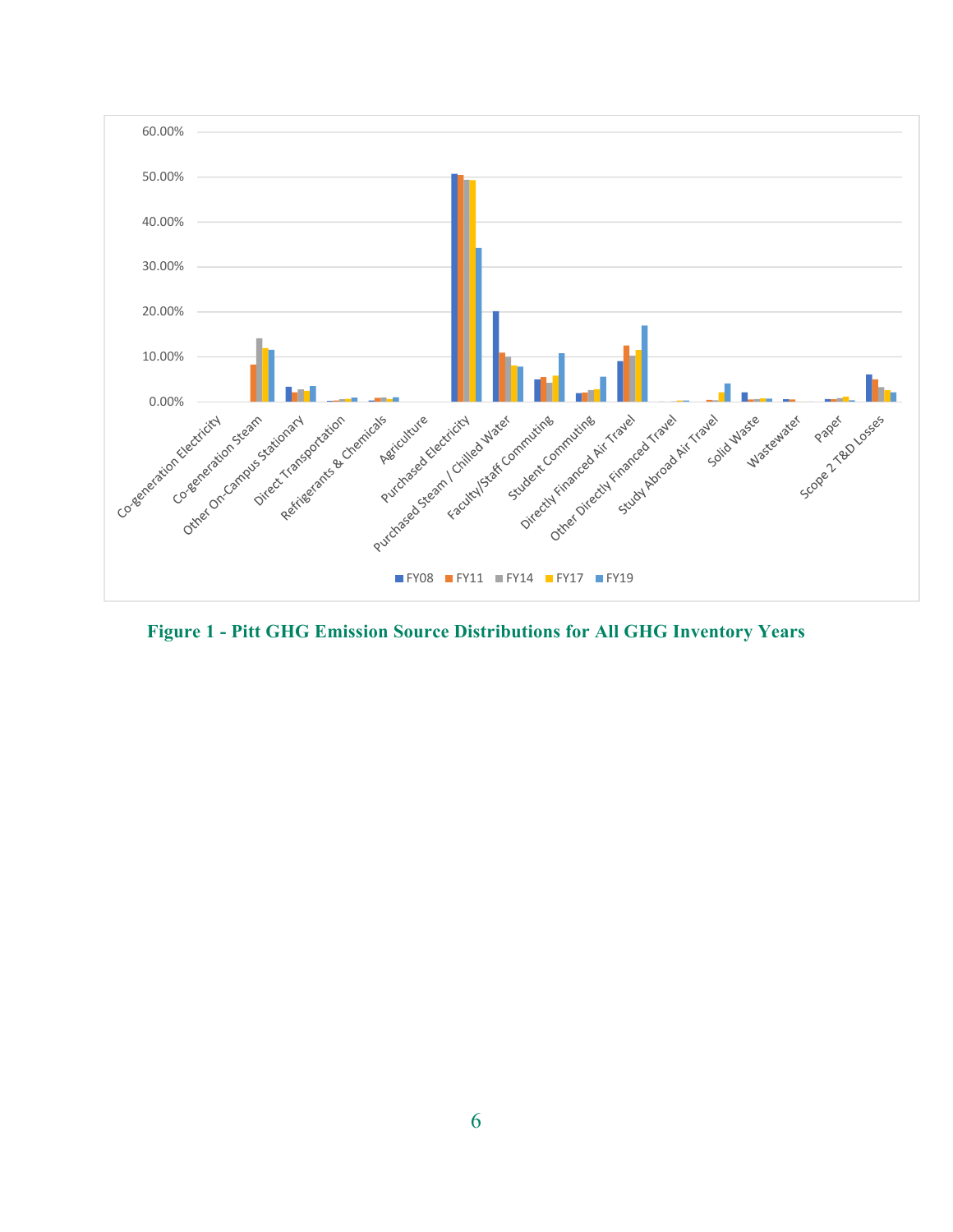Figure 1 - Pitt GHG Emission Source Distributions for All GHG Inventory Years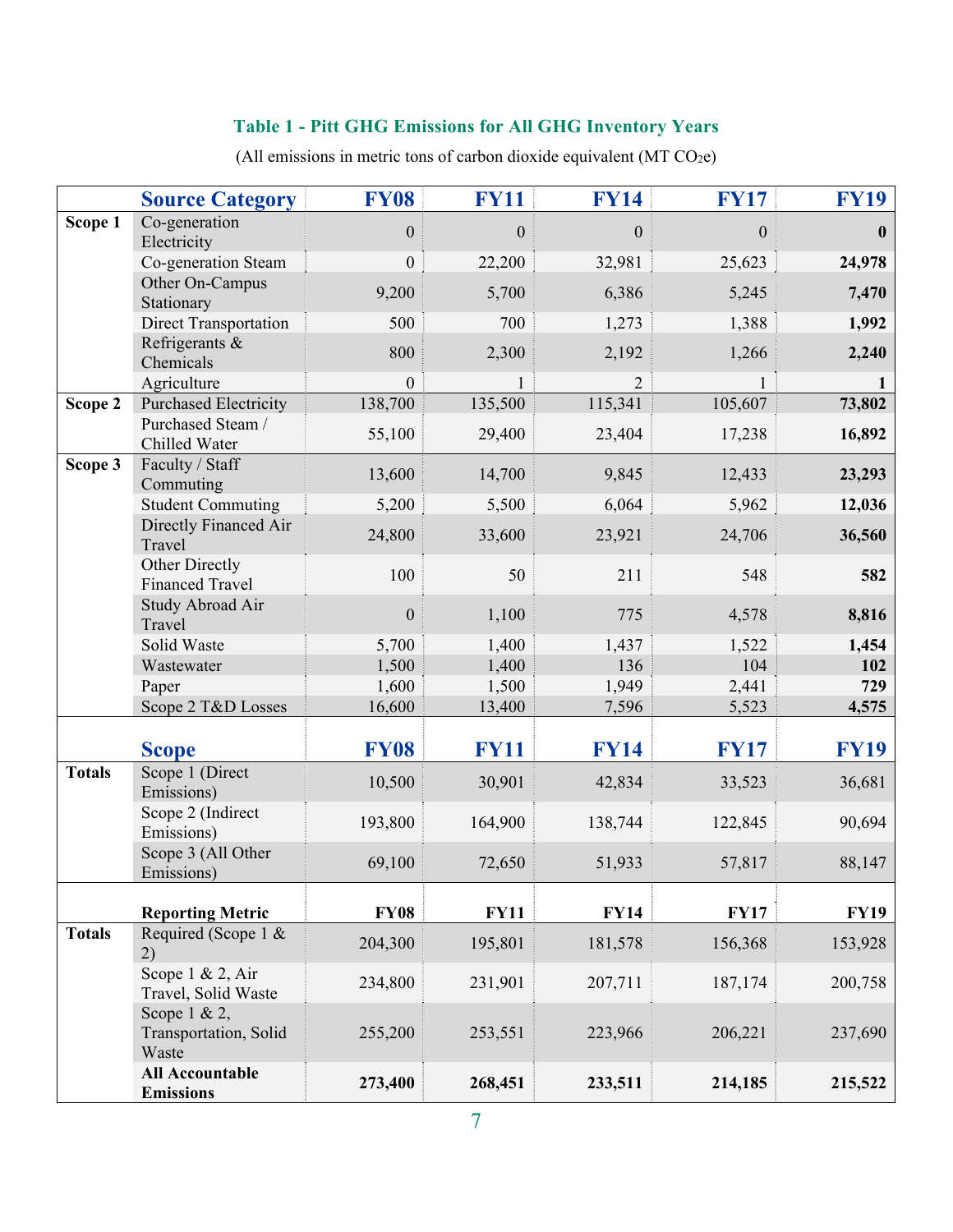**Table 1 - Pitt GHG Emissions for All GHG Inventory Years**

(All emissions in metric tons of carbon dioxide equivalent (MT $CO_2e$))

| | **Source Category** | **FY08** | **FY11** | **FY14** | **FY17** | **FY19** |
|---|---|---|---|---|---|---|
| **Scope 1** | Co-generation Electricity | 0 | 0 | 0 | 0 | **0** |
| | Co-generation Steam | 0 | 22,200 | 32,981 | 25,623 | **24,978** |
| | Other On-Campus Stationary | 9,200 | 5,700 | 6,386 | 5,245 | **7,470** |
| | Direct Transportation | 500 | 700 | 1,273 | 1,388 | **1,992** |
| | Refrigerants & Chemicals | 800 | 2,300 | 2,192 | 1,266 | **2,240** |
| | Agriculture | 0 | 1 | 2 | 1 | **1** |
| **Scope 2** | Purchased Electricity | 138,700 | 135,500 | 115,341 | 105,607 | **73,802** |
| | Purchased Steam / Chilled Water | 55,100 | 29,400 | 23,404 | 17,238 | **16,892** |
| **Scope 3** | Faculty / Staff Commuting | 13,600 | 14,700 | 9,845 | 12,433 | **23,293** |
| | Student Commuting | 5,200 | 5,500 | 6,064 | 5,962 | **12,036** |
| | Directly Financed Air Travel | 24,800 | 33,600 | 23,921 | 24,706 | **36,560** |
| | Other Directly Financed Travel | 100 | 50 | 211 | 548 | **582** |
| | Study Abroad Air Travel | 0 | 1,100 | 775 | 4,578 | **8,816** |
| | Solid Waste | 5,700 | 1,400 | 1,437 | 1,522 | **1,454** |
| | Wastewater | 1,500 | 1,400 | 136 | 104 | **102** |
| | Paper | 1,600 | 1,500 | 1,949 | 2,441 | **729** |
| | Scope 2 T&D Losses | 16,600 | 13,400 | 7,596 | 5,523 | **4,575** |
| | **Scope** | **FY08** | **FY11** | **FY14** | **FY17** | **FY19** |
| **Totals** | Scope 1 (Direct Emissions) | 10,500 | 30,901 | 42,834 | 33,523 | 36,681 |
| | Scope 2 (Indirect Emissions) | 193,800 | 164,900 | 138,744 | 122,845 | 90,694 |
| | Scope 3 (All Other Emissions) | 69,100 | 72,650 | 51,933 | 57,817 | 88,147 |
| | **Reporting Metric** | **FY08** | **FY11** | **FY14** | **FY17** | **FY19** |
| **Totals** | Required (Scope 1 & 2) | 204,300 | 195,801 | 181,578 | 156,368 | 153,928 |
| | Scope 1 & 2, Air Travel, Solid Waste | 234,800 | 231,901 | 207,711 | 187,174 | 200,758 |
| | Scope 1 & 2, Transportation, Solid Waste | 255,200 | 253,551 | 223,966 | 206,221 | 237,690 |
| | **All Accountable Emissions** | **273,400** | **268,451** | **233,511** | **214,185** | **215,522** |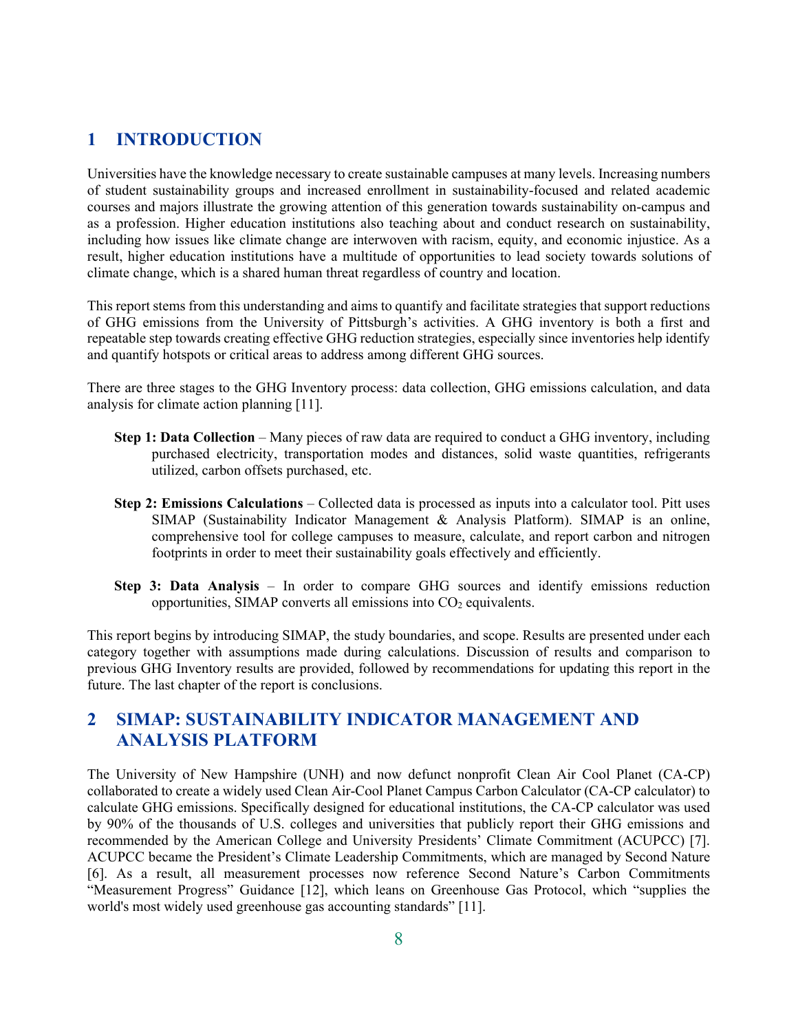# 1 INTRODUCTION

Universities have the knowledge necessary to create sustainable campuses at many levels. Increasing numbers of student sustainability groups and increased enrollment in sustainability-focused and related academic courses and majors illustrate the growing attention of this generation towards sustainability on-campus and as a profession. Higher education institutions also teaching about and conduct research on sustainability, including how issues like climate change are interwoven with racism, equity, and economic injustice. As a result, higher education institutions have a multitude of opportunities to lead society towards solutions of climate change, which is a shared human threat regardless of country and location.

This report stems from this understanding and aims to quantify and facilitate strategies that support reductions of GHG emissions from the University of Pittsburgh's activities. A GHG inventory is both a first and repeatable step towards creating effective GHG reduction strategies, especially since inventories help identify and quantify hotspots or critical areas to address among different GHG sources.

There are three stages to the GHG Inventory process: data collection, GHG emissions calculation, and data analysis for climate action planning [11].

**Step 1: Data Collection** – Many pieces of raw data are required to conduct a GHG inventory, including purchased electricity, transportation modes and distances, solid waste quantities, refrigerants utilized, carbon offsets purchased, etc.

**Step 2: Emissions Calculations** – Collected data is processed as inputs into a calculator tool. Pitt uses SIMAP (Sustainability Indicator Management & Analysis Platform). SIMAP is an online, comprehensive tool for college campuses to measure, calculate, and report carbon and nitrogen footprints in order to meet their sustainability goals effectively and efficiently.

**Step 3: Data Analysis** – In order to compare GHG sources and identify emissions reduction opportunities, SIMAP converts all emissions into $CO_2$ equivalents.

This report begins by introducing SIMAP, the study boundaries, and scope. Results are presented under each category together with assumptions made during calculations. Discussion of results and comparison to previous GHG Inventory results are provided, followed by recommendations for updating this report in the future. The last chapter of the report is conclusions.

# 2 SIMAP: SUSTAINABILITY INDICATOR MANAGEMENT AND ANALYSIS PLATFORM

The University of New Hampshire (UNH) and now defunct nonprofit Clean Air Cool Planet (CA-CP) collaborated to create a widely used Clean Air-Cool Planet Campus Carbon Calculator (CA-CP calculator) to calculate GHG emissions. Specifically designed for educational institutions, the CA-CP calculator was used by 90% of the thousands of U.S. colleges and universities that publicly report their GHG emissions and recommended by the American College and University Presidents' Climate Commitment (ACUPCC) [7]. ACUPCC became the President's Climate Leadership Commitments, which are managed by Second Nature [6]. As a result, all measurement processes now reference Second Nature's Carbon Commitments "Measurement Progress" Guidance [12], which leans on Greenhouse Gas Protocol, which "supplies the world's most widely used greenhouse gas accounting standards" [11].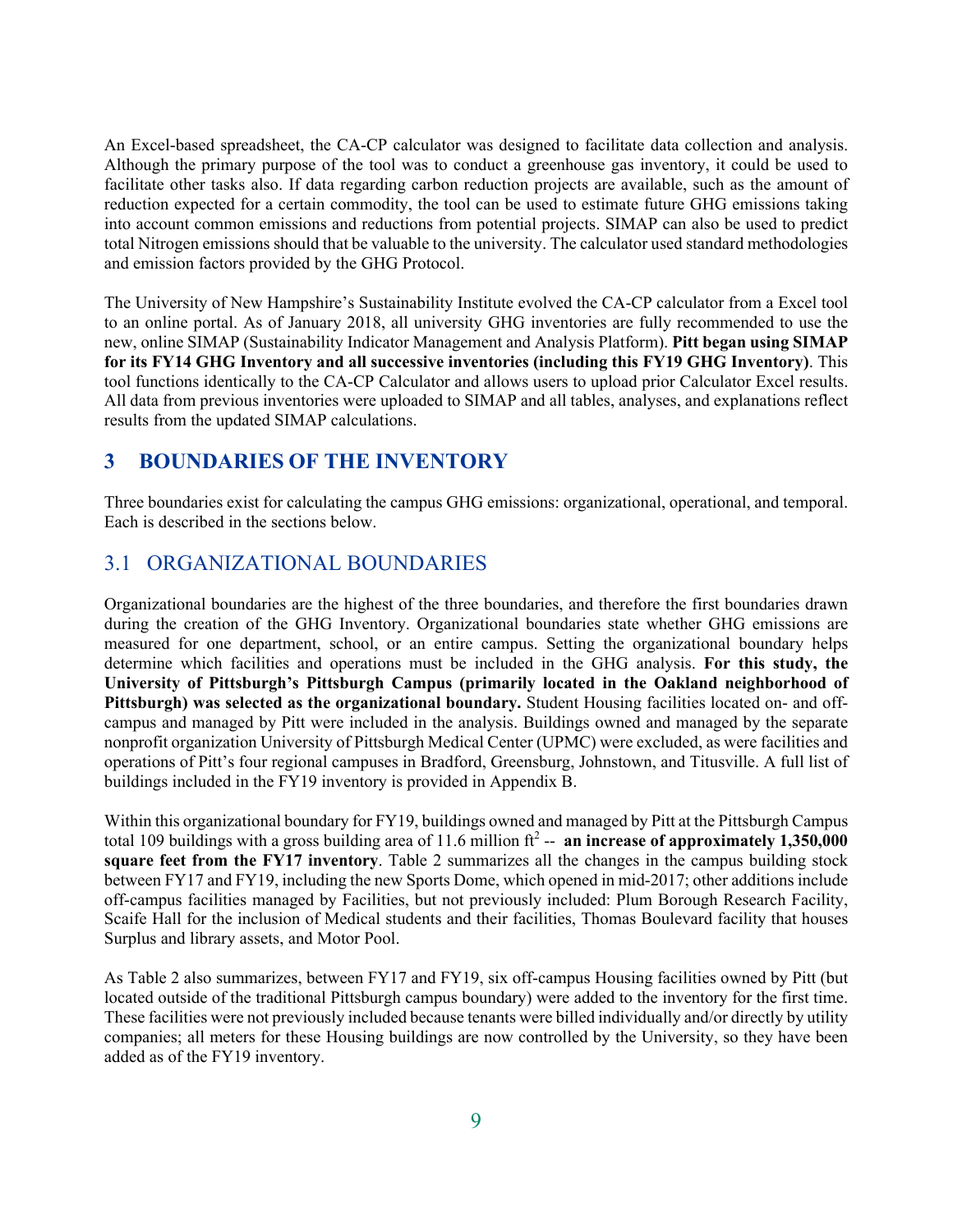An Excel-based spreadsheet, the CA-CP calculator was designed to facilitate data collection and analysis. Although the primary purpose of the tool was to conduct a greenhouse gas inventory, it could be used to facilitate other tasks also. If data regarding carbon reduction projects are available, such as the amount of reduction expected for a certain commodity, the tool can be used to estimate future GHG emissions taking into account common emissions and reductions from potential projects. SIMAP can also be used to predict total Nitrogen emissions should that be valuable to the university. The calculator used standard methodologies and emission factors provided by the GHG Protocol.

The University of New Hampshire's Sustainability Institute evolved the CA-CP calculator from a Excel tool to an online portal. As of January 2018, all university GHG inventories are fully recommended to use the new, online SIMAP (Sustainability Indicator Management and Analysis Platform). **Pitt began using SIMAP for its FY14 GHG Inventory and all successive inventories (including this FY19 GHG Inventory)**. This tool functions identically to the CA-CP Calculator and allows users to upload prior Calculator Excel results. All data from previous inventories were uploaded to SIMAP and all tables, analyses, and explanations reflect results from the updated SIMAP calculations.

# 3 BOUNDARIES OF THE INVENTORY

Three boundaries exist for calculating the campus GHG emissions: organizational, operational, and temporal. Each is described in the sections below.

## 3.1 ORGANIZATIONAL BOUNDARIES

Organizational boundaries are the highest of the three boundaries, and therefore the first boundaries drawn during the creation of the GHG Inventory. Organizational boundaries state whether GHG emissions are measured for one department, school, or an entire campus. Setting the organizational boundary helps determine which facilities and operations must be included in the GHG analysis. **For this study, the University of Pittsburgh's Pittsburgh Campus (primarily located in the Oakland neighborhood of Pittsburgh) was selected as the organizational boundary.** Student Housing facilities located on- and off-campus and managed by Pitt were included in the analysis. Buildings owned and managed by the separate nonprofit organization University of Pittsburgh Medical Center (UPMC) were excluded, as were facilities and operations of Pitt's four regional campuses in Bradford, Greensburg, Johnstown, and Titusville. A full list of buildings included in the FY19 inventory is provided in Appendix B.

Within this organizational boundary for FY19, buildings owned and managed by Pitt at the Pittsburgh Campus total 109 buildings with a gross building area of 11.6 million ft$^2$ -- **an increase of approximately 1,350,000 square feet from the FY17 inventory**. Table 2 summarizes all the changes in the campus building stock between FY17 and FY19, including the new Sports Dome, which opened in mid-2017; other additions include off-campus facilities managed by Facilities, but not previously included: Plum Borough Research Facility, Scaife Hall for the inclusion of Medical students and their facilities, Thomas Boulevard facility that houses Surplus and library assets, and Motor Pool.

As Table 2 also summarizes, between FY17 and FY19, six off-campus Housing facilities owned by Pitt (but located outside of the traditional Pittsburgh campus boundary) were added to the inventory for the first time. These facilities were not previously included because tenants were billed individually and/or directly by utility companies; all meters for these Housing buildings are now controlled by the University, so they have been added as of the FY19 inventory.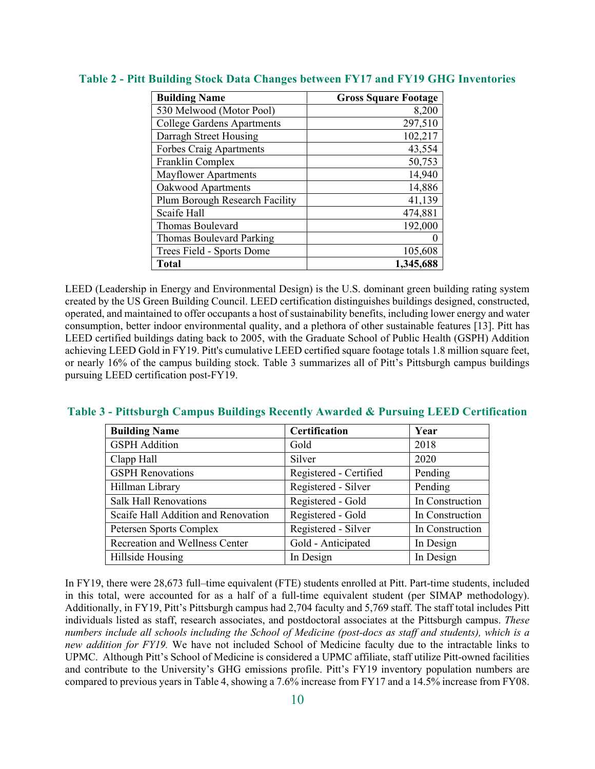**Table 2 - Pitt Building Stock Data Changes between FY17 and FY19 GHG Inventories**

| Building Name | Gross Square Footage |
|---|---:|
| 530 Melwood (Motor Pool) | 8,200 |
| College Gardens Apartments | 297,510 |
| Darragh Street Housing | 102,217 |
| Forbes Craig Apartments | 43,554 |
| Franklin Complex | 50,753 |
| Mayflower Apartments | 14,940 |
| Oakwood Apartments | 14,886 |
| Plum Borough Research Facility | 41,139 |
| Scaife Hall | 474,881 |
| Thomas Boulevard | 192,000 |
| Thomas Boulevard Parking | 0 |
| Trees Field - Sports Dome | 105,608 |
| **Total** | **1,345,688** |

LEED (Leadership in Energy and Environmental Design) is the U.S. dominant green building rating system created by the US Green Building Council. LEED certification distinguishes buildings designed, constructed, operated, and maintained to offer occupants a host of sustainability benefits, including lower energy and water consumption, better indoor environmental quality, and a plethora of other sustainable features [13]. Pitt has LEED certified buildings dating back to 2005, with the Graduate School of Public Health (GSPH) Addition achieving LEED Gold in FY19. Pitt's cumulative LEED certified square footage totals 1.8 million square feet, or nearly 16% of the campus building stock. Table 3 summarizes all of Pitt's Pittsburgh campus buildings pursuing LEED certification post-FY19.

**Table 3 - Pittsburgh Campus Buildings Recently Awarded & Pursuing LEED Certification**

| Building Name | Certification | Year |
|---|---|---|
| GSPH Addition | Gold | 2018 |
| Clapp Hall | Silver | 2020 |
| GSPH Renovations | Registered - Certified | Pending |
| Hillman Library | Registered - Silver | Pending |
| Salk Hall Renovations | Registered - Gold | In Construction |
| Scaife Hall Addition and Renovation | Registered - Gold | In Construction |
| Petersen Sports Complex | Registered - Silver | In Construction |
| Recreation and Wellness Center | Gold - Anticipated | In Design |
| Hillside Housing | In Design | In Design |

In FY19, there were 28,673 full–time equivalent (FTE) students enrolled at Pitt. Part-time students, included in this total, were accounted for as a half of a full-time equivalent student (per SIMAP methodology). Additionally, in FY19, Pitt's Pittsburgh campus had 2,704 faculty and 5,769 staff. The staff total includes Pitt individuals listed as staff, research associates, and postdoctoral associates at the Pittsburgh campus. *These numbers include all schools including the School of Medicine (post-docs as staff and students), which is a new addition for FY19.* We have not included School of Medicine faculty due to the intractable links to UPMC. Although Pitt's School of Medicine is considered a UPMC affiliate, staff utilize Pitt-owned facilities and contribute to the University's GHG emissions profile. Pitt's FY19 inventory population numbers are compared to previous years in Table 4, showing a 7.6% increase from FY17 and a 14.5% increase from FY08.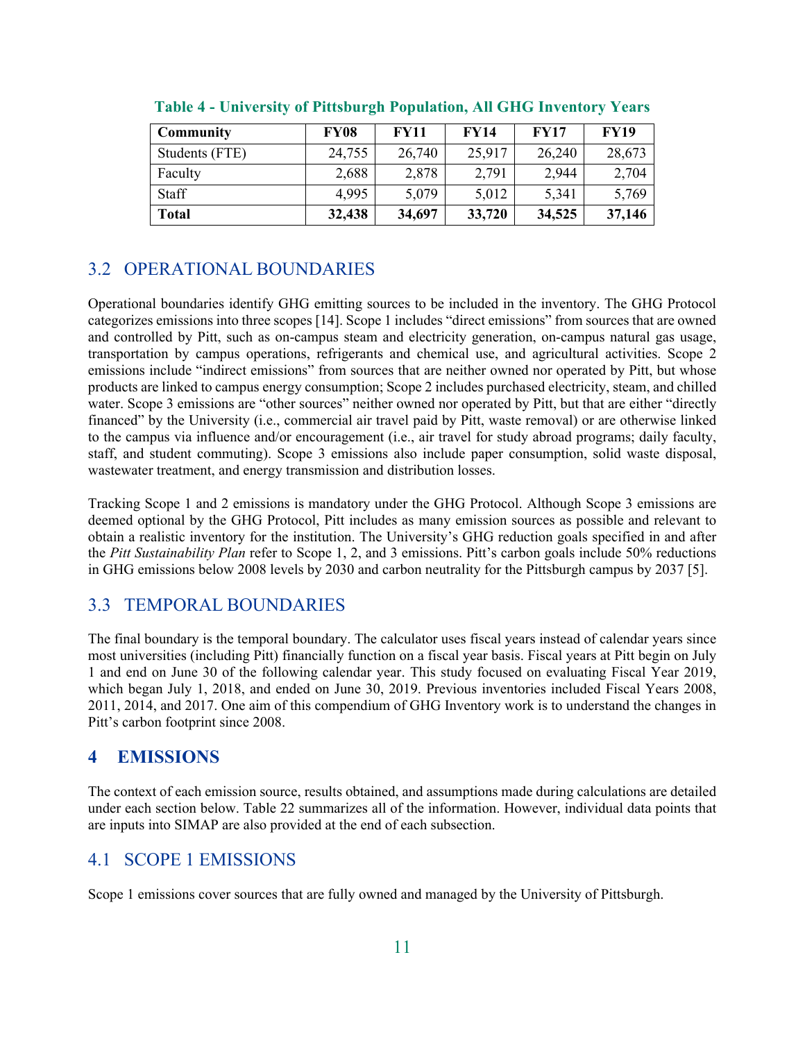**Table 4 - University of Pittsburgh Population, All GHG Inventory Years**

| Community | FY08 | FY11 | FY14 | FY17 | FY19 |
|---|---|---|---|---|---|
| Students (FTE) | 24,755 | 26,740 | 25,917 | 26,240 | 28,673 |
| Faculty | 2,688 | 2,878 | 2,791 | 2,944 | 2,704 |
| Staff | 4,995 | 5,079 | 5,012 | 5,341 | 5,769 |
| **Total** | **32,438** | **34,697** | **33,720** | **34,525** | **37,146** |

## 3.2 OPERATIONAL BOUNDARIES

Operational boundaries identify GHG emitting sources to be included in the inventory. The GHG Protocol categorizes emissions into three scopes [14]. Scope 1 includes "direct emissions" from sources that are owned and controlled by Pitt, such as on-campus steam and electricity generation, on-campus natural gas usage, transportation by campus operations, refrigerants and chemical use, and agricultural activities. Scope 2 emissions include "indirect emissions" from sources that are neither owned nor operated by Pitt, but whose products are linked to campus energy consumption; Scope 2 includes purchased electricity, steam, and chilled water. Scope 3 emissions are "other sources" neither owned nor operated by Pitt, but that are either "directly financed" by the University (i.e., commercial air travel paid by Pitt, waste removal) or are otherwise linked to the campus via influence and/or encouragement (i.e., air travel for study abroad programs; daily faculty, staff, and student commuting). Scope 3 emissions also include paper consumption, solid waste disposal, wastewater treatment, and energy transmission and distribution losses.

Tracking Scope 1 and 2 emissions is mandatory under the GHG Protocol. Although Scope 3 emissions are deemed optional by the GHG Protocol, Pitt includes as many emission sources as possible and relevant to obtain a realistic inventory for the institution. The University's GHG reduction goals specified in and after the *Pitt Sustainability Plan* refer to Scope 1, 2, and 3 emissions. Pitt's carbon goals include 50% reductions in GHG emissions below 2008 levels by 2030 and carbon neutrality for the Pittsburgh campus by 2037 [5].

## 3.3 TEMPORAL BOUNDARIES

The final boundary is the temporal boundary. The calculator uses fiscal years instead of calendar years since most universities (including Pitt) financially function on a fiscal year basis. Fiscal years at Pitt begin on July 1 and end on June 30 of the following calendar year. This study focused on evaluating Fiscal Year 2019, which began July 1, 2018, and ended on June 30, 2019. Previous inventories included Fiscal Years 2008, 2011, 2014, and 2017. One aim of this compendium of GHG Inventory work is to understand the changes in Pitt's carbon footprint since 2008.

# 4 EMISSIONS

The context of each emission source, results obtained, and assumptions made during calculations are detailed under each section below. Table 22 summarizes all of the information. However, individual data points that are inputs into SIMAP are also provided at the end of each subsection.

## 4.1 SCOPE 1 EMISSIONS

Scope 1 emissions cover sources that are fully owned and managed by the University of Pittsburgh.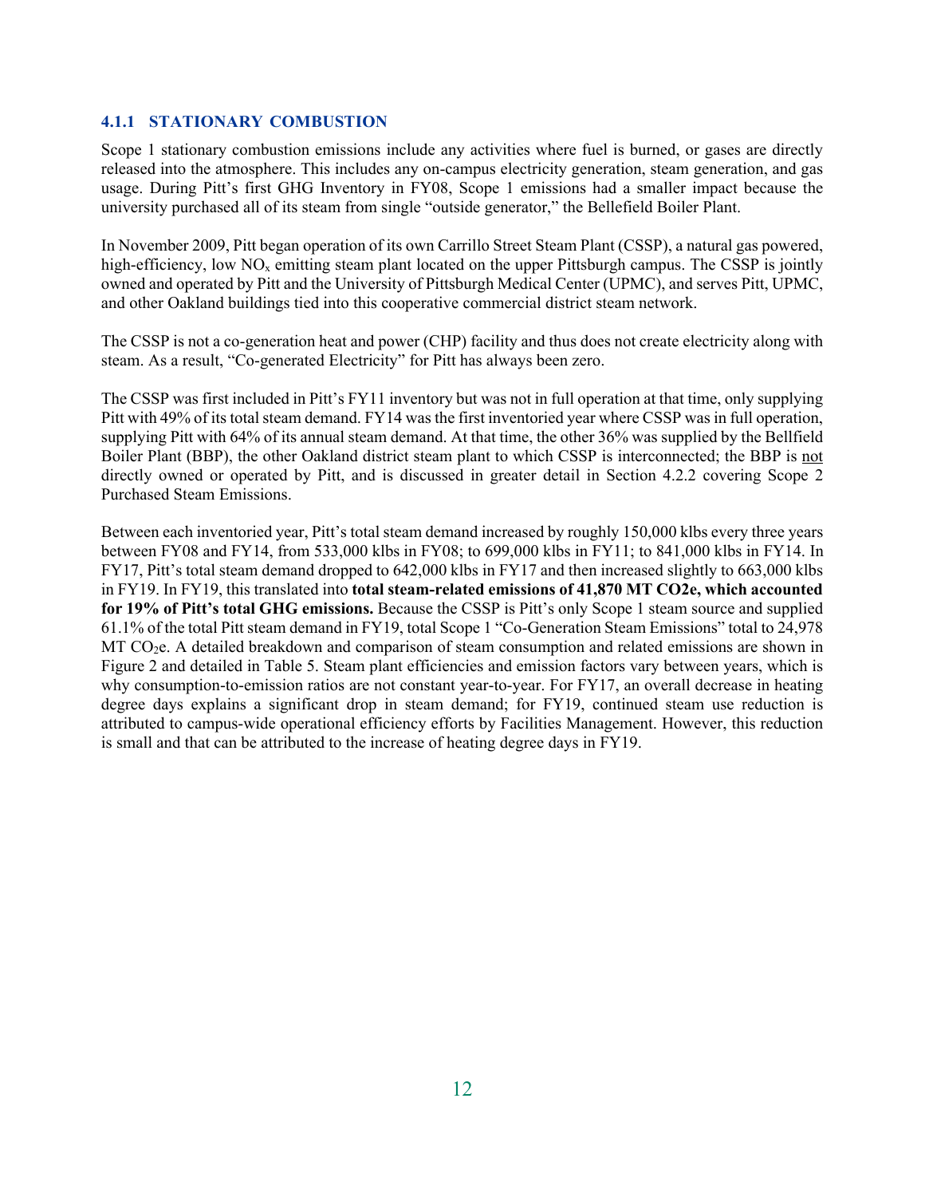#### 4.1.1 STATIONARY COMBUSTION

Scope 1 stationary combustion emissions include any activities where fuel is burned, or gases are directly released into the atmosphere. This includes any on-campus electricity generation, steam generation, and gas usage. During Pitt's first GHG Inventory in FY08, Scope 1 emissions had a smaller impact because the university purchased all of its steam from single "outside generator," the Bellefield Boiler Plant.

In November 2009, Pitt began operation of its own Carrillo Street Steam Plant (CSSP), a natural gas powered, high-efficiency, low $NO_x$ emitting steam plant located on the upper Pittsburgh campus. The CSSP is jointly owned and operated by Pitt and the University of Pittsburgh Medical Center (UPMC), and serves Pitt, UPMC, and other Oakland buildings tied into this cooperative commercial district steam network.

The CSSP is not a co-generation heat and power (CHP) facility and thus does not create electricity along with steam. As a result, "Co-generated Electricity" for Pitt has always been zero.

The CSSP was first included in Pitt's FY11 inventory but was not in full operation at that time, only supplying Pitt with 49% of its total steam demand. FY14 was the first inventoried year where CSSP was in full operation, supplying Pitt with 64% of its annual steam demand. At that time, the other 36% was supplied by the Bellfield Boiler Plant (BBP), the other Oakland district steam plant to which CSSP is interconnected; the BBP is not directly owned or operated by Pitt, and is discussed in greater detail in Section 4.2.2 covering Scope 2 Purchased Steam Emissions.

Between each inventoried year, Pitt's total steam demand increased by roughly 150,000 klbs every three years between FY08 and FY14, from 533,000 klbs in FY08; to 699,000 klbs in FY11; to 841,000 klbs in FY14. In FY17, Pitt's total steam demand dropped to 642,000 klbs in FY17 and then increased slightly to 663,000 klbs in FY19. In FY19, this translated into **total steam-related emissions of 41,870 MT CO2e, which accounted for 19% of Pitt's total GHG emissions.** Because the CSSP is Pitt's only Scope 1 steam source and supplied 61.1% of the total Pitt steam demand in FY19, total Scope 1 "Co-Generation Steam Emissions" total to 24,978 MT $CO_2$e. A detailed breakdown and comparison of steam consumption and related emissions are shown in Figure 2 and detailed in Table 5. Steam plant efficiencies and emission factors vary between years, which is why consumption-to-emission ratios are not constant year-to-year. For FY17, an overall decrease in heating degree days explains a significant drop in steam demand; for FY19, continued steam use reduction is attributed to campus-wide operational efficiency efforts by Facilities Management. However, this reduction is small and that can be attributed to the increase of heating degree days in FY19.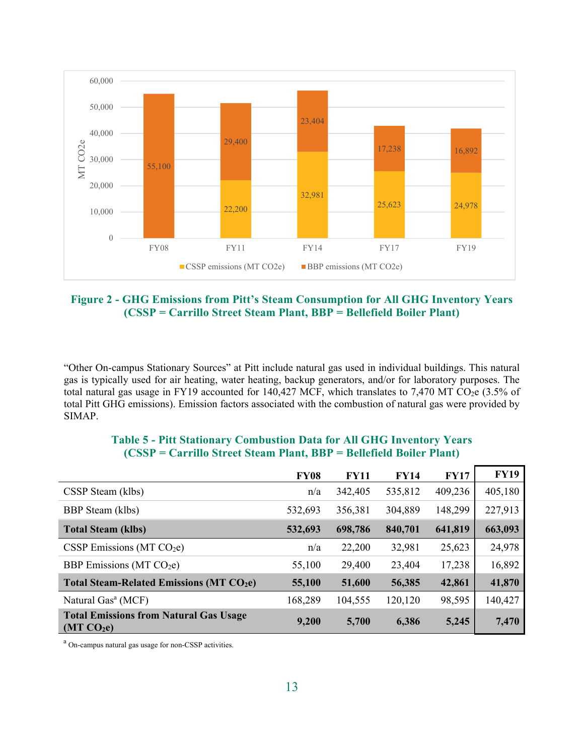**Figure 2 - GHG Emissions from Pitt's Steam Consumption for All GHG Inventory Years (CSSP = Carrillo Street Steam Plant, BBP = Bellefield Boiler Plant)**

"Other On-campus Stationary Sources" at Pitt include natural gas used in individual buildings. This natural gas is typically used for air heating, water heating, backup generators, and/or for laboratory purposes. The total natural gas usage in FY19 accounted for 140,427 MCF, which translates to 7,470 MT $CO_2e$ (3.5% of total Pitt GHG emissions). Emission factors associated with the combustion of natural gas were provided by SIMAP.

**Table 5 - Pitt Stationary Combustion Data for All GHG Inventory Years (CSSP = Carrillo Street Steam Plant, BBP = Bellefield Boiler Plant)**

| | FY08 | FY11 | FY14 | FY17 | FY19 |
|---|---|---|---|---|---|
| CSSP Steam (klbs) | n/a | 342,405 | 535,812 | 409,236 | 405,180 |
| BBP Steam (klbs) | 532,693 | 356,381 | 304,889 | 148,299 | 227,913 |
| **Total Steam (klbs)** | **532,693** | **698,786** | **840,701** | **641,819** | **663,093** |
| CSSP Emissions (MT $CO_2e$) | n/a | 22,200 | 32,981 | 25,623 | 24,978 |
| BBP Emissions (MT $CO_2e$) | 55,100 | 29,400 | 23,404 | 17,238 | 16,892 |
| **Total Steam-Related Emissions (MT $CO_2e$)** | **55,100** | **51,600** | **56,385** | **42,861** | **41,870** |
| Natural Gas[a] (MCF) | 168,289 | 104,555 | 120,120 | 98,595 | 140,427 |
| **Total Emissions from Natural Gas Usage (MT $CO_2e$)** | **9,200** | **5,700** | **6,386** | **5,245** | **7,470** |

[a] On-campus natural gas usage for non-CSSP activities.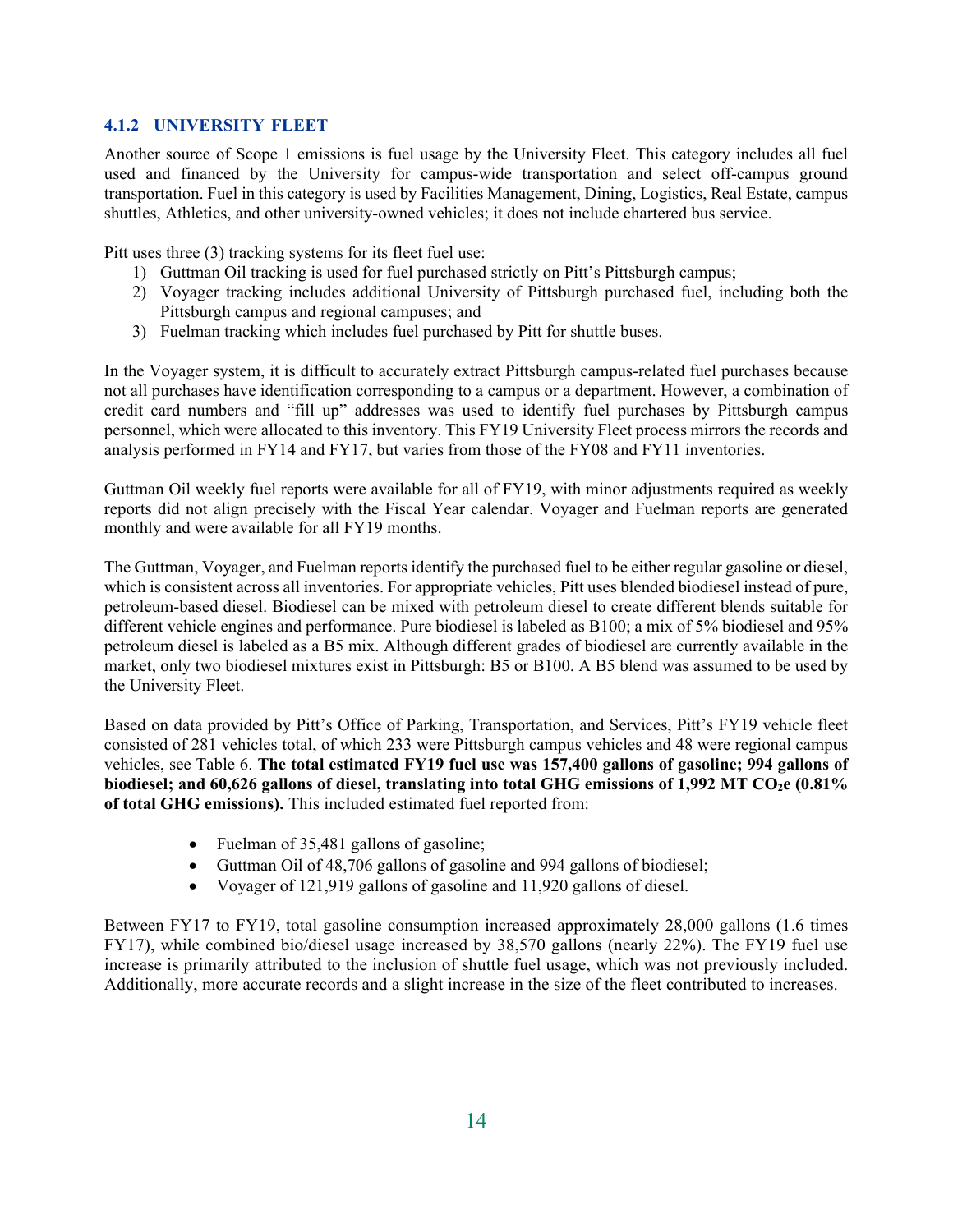### 4.1.2 UNIVERSITY FLEET

Another source of Scope 1 emissions is fuel usage by the University Fleet. This category includes all fuel used and financed by the University for campus-wide transportation and select off-campus ground transportation. Fuel in this category is used by Facilities Management, Dining, Logistics, Real Estate, campus shuttles, Athletics, and other university-owned vehicles; it does not include chartered bus service.

Pitt uses three (3) tracking systems for its fleet fuel use:

1) Guttman Oil tracking is used for fuel purchased strictly on Pitt's Pittsburgh campus;
2) Voyager tracking includes additional University of Pittsburgh purchased fuel, including both the Pittsburgh campus and regional campuses; and
3) Fuelman tracking which includes fuel purchased by Pitt for shuttle buses.

In the Voyager system, it is difficult to accurately extract Pittsburgh campus-related fuel purchases because not all purchases have identification corresponding to a campus or a department. However, a combination of credit card numbers and "fill up" addresses was used to identify fuel purchases by Pittsburgh campus personnel, which were allocated to this inventory. This FY19 University Fleet process mirrors the records and analysis performed in FY14 and FY17, but varies from those of the FY08 and FY11 inventories.

Guttman Oil weekly fuel reports were available for all of FY19, with minor adjustments required as weekly reports did not align precisely with the Fiscal Year calendar. Voyager and Fuelman reports are generated monthly and were available for all FY19 months.

The Guttman, Voyager, and Fuelman reports identify the purchased fuel to be either regular gasoline or diesel, which is consistent across all inventories. For appropriate vehicles, Pitt uses blended biodiesel instead of pure, petroleum-based diesel. Biodiesel can be mixed with petroleum diesel to create different blends suitable for different vehicle engines and performance. Pure biodiesel is labeled as B100; a mix of 5% biodiesel and 95% petroleum diesel is labeled as a B5 mix. Although different grades of biodiesel are currently available in the market, only two biodiesel mixtures exist in Pittsburgh: B5 or B100. A B5 blend was assumed to be used by the University Fleet.

Based on data provided by Pitt's Office of Parking, Transportation, and Services, Pitt's FY19 vehicle fleet consisted of 281 vehicles total, of which 233 were Pittsburgh campus vehicles and 48 were regional campus vehicles, see Table 6. **The total estimated FY19 fuel use was 157,400 gallons of gasoline; 994 gallons of biodiesel; and 60,626 gallons of diesel, translating into total GHG emissions of 1,992 MT $CO_2$e (0.81% of total GHG emissions).** This included estimated fuel reported from:

- Fuelman of 35,481 gallons of gasoline;
- Guttman Oil of 48,706 gallons of gasoline and 994 gallons of biodiesel;
- Voyager of 121,919 gallons of gasoline and 11,920 gallons of diesel.

Between FY17 to FY19, total gasoline consumption increased approximately 28,000 gallons (1.6 times FY17), while combined bio/diesel usage increased by 38,570 gallons (nearly 22%). The FY19 fuel use increase is primarily attributed to the inclusion of shuttle fuel usage, which was not previously included. Additionally, more accurate records and a slight increase in the size of the fleet contributed to increases.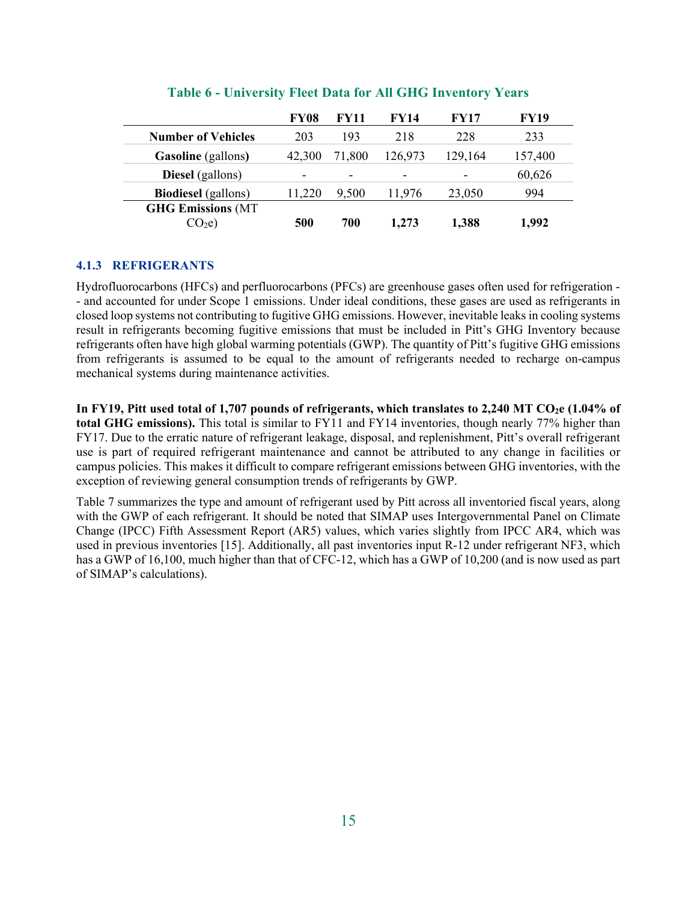**Table 6 - University Fleet Data for All GHG Inventory Years**

| | FY08 | FY11 | FY14 | FY17 | FY19 |
|---|---|---|---|---|---|
| **Number of Vehicles** | 203 | 193 | 218 | 228 | 233 |
| **Gasoline** (gallons) | 42,300 | 71,800 | 126,973 | 129,164 | 157,400 |
| **Diesel** (gallons) | - | - | - | - | 60,626 |
| **Biodiesel** (gallons) | 11,220 | 9,500 | 11,976 | 23,050 | 994 |
| **GHG Emissions** (MT $CO_2e$) | **500** | **700** | **1,273** | **1,388** | **1,992** |

### 4.1.3 REFRIGERANTS

Hydrofluorocarbons (HFCs) and perfluorocarbons (PFCs) are greenhouse gases often used for refrigeration -- and accounted for under Scope 1 emissions. Under ideal conditions, these gases are used as refrigerants in closed loop systems not contributing to fugitive GHG emissions. However, inevitable leaks in cooling systems result in refrigerants becoming fugitive emissions that must be included in Pitt's GHG Inventory because refrigerants often have high global warming potentials (GWP). The quantity of Pitt's fugitive GHG emissions from refrigerants is assumed to be equal to the amount of refrigerants needed to recharge on-campus mechanical systems during maintenance activities.

**In FY19, Pitt used total of 1,707 pounds of refrigerants, which translates to 2,240 MT $CO_2e$ (1.04% of total GHG emissions).** This total is similar to FY11 and FY14 inventories, though nearly 77% higher than FY17. Due to the erratic nature of refrigerant leakage, disposal, and replenishment, Pitt's overall refrigerant use is part of required refrigerant maintenance and cannot be attributed to any change in facilities or campus policies. This makes it difficult to compare refrigerant emissions between GHG inventories, with the exception of reviewing general consumption trends of refrigerants by GWP.

Table 7 summarizes the type and amount of refrigerant used by Pitt across all inventoried fiscal years, along with the GWP of each refrigerant. It should be noted that SIMAP uses Intergovernmental Panel on Climate Change (IPCC) Fifth Assessment Report (AR5) values, which varies slightly from IPCC AR4, which was used in previous inventories [15]. Additionally, all past inventories input R-12 under refrigerant NF3, which has a GWP of 16,100, much higher than that of CFC-12, which has a GWP of 10,200 (and is now used as part of SIMAP's calculations).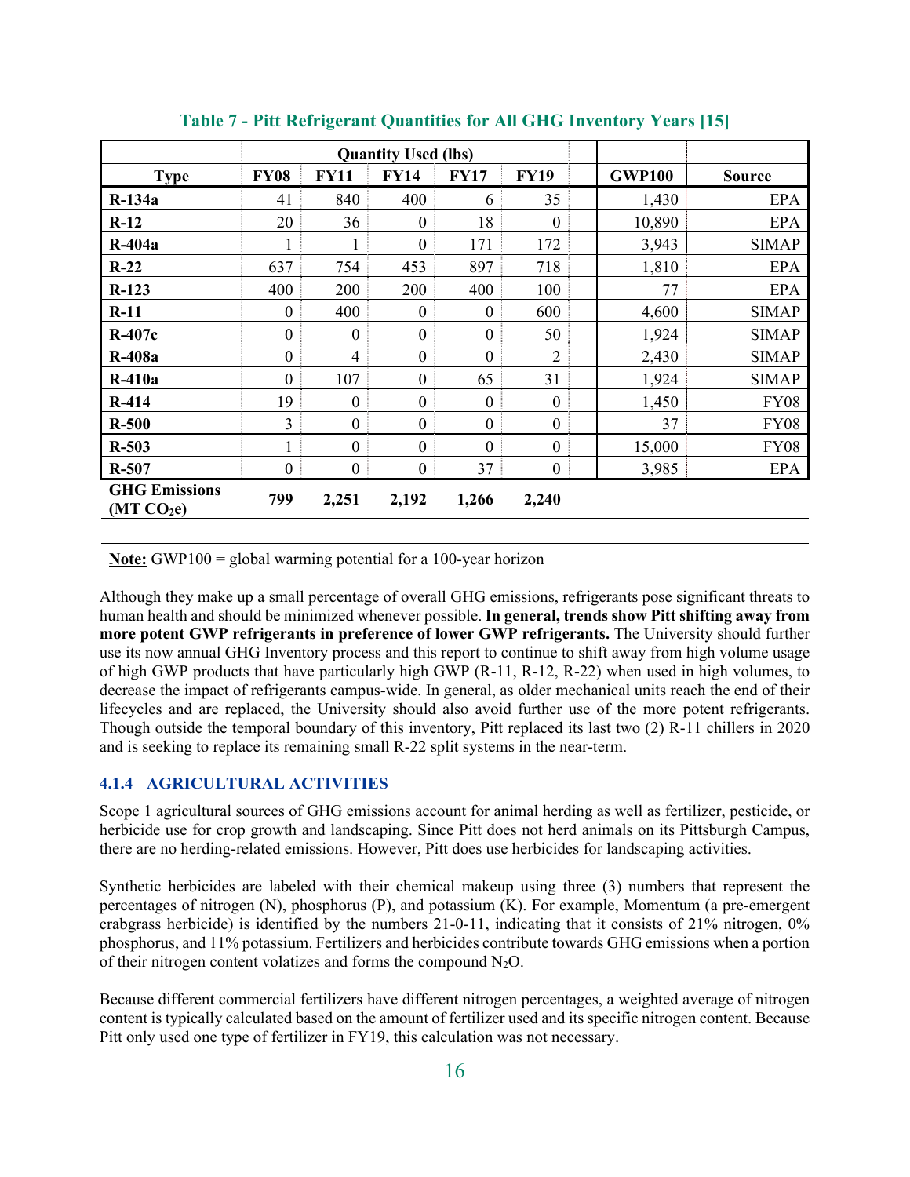**Table 7 - Pitt Refrigerant Quantities for All GHG Inventory Years [15]**

| | Quantity Used (lbs) | | | | | | |
|---|---|---|---|---|---|---|---|
| **Type** | **FY08** | **FY11** | **FY14** | **FY17** | **FY19** | **GWP100** | **Source** |
| **R-134a** | 41 | 840 | 400 | 6 | 35 | 1,430 | EPA |
| **R-12** | 20 | 36 | 0 | 18 | 0 | 10,890 | EPA |
| **R-404a** | 1 | 1 | 0 | 171 | 172 | 3,943 | SIMAP |
| **R-22** | 637 | 754 | 453 | 897 | 718 | 1,810 | EPA |
| **R-123** | 400 | 200 | 200 | 400 | 100 | 77 | EPA |
| **R-11** | 0 | 400 | 0 | 0 | 600 | 4,600 | SIMAP |
| **R-407c** | 0 | 0 | 0 | 0 | 50 | 1,924 | SIMAP |
| **R-408a** | 0 | 4 | 0 | 0 | 2 | 2,430 | SIMAP |
| **R-410a** | 0 | 107 | 0 | 65 | 31 | 1,924 | SIMAP |
| **R-414** | 19 | 0 | 0 | 0 | 0 | 1,450 | FY08 |
| **R-500** | 3 | 0 | 0 | 0 | 0 | 37 | FY08 |
| **R-503** | 1 | 0 | 0 | 0 | 0 | 15,000 | FY08 |
| **R-507** | 0 | 0 | 0 | 37 | 0 | 3,985 | EPA |
| **GHG Emissions (MT $CO_2$e)** | **799** | **2,251** | **2,192** | **1,266** | **2,240** | | |

**Note:** GWP100 = global warming potential for a 100-year horizon

Although they make up a small percentage of overall GHG emissions, refrigerants pose significant threats to human health and should be minimized whenever possible. **In general, trends show Pitt shifting away from more potent GWP refrigerants in preference of lower GWP refrigerants.** The University should further use its now annual GHG Inventory process and this report to continue to shift away from high volume usage of high GWP products that have particularly high GWP (R-11, R-12, R-22) when used in high volumes, to decrease the impact of refrigerants campus-wide. In general, as older mechanical units reach the end of their lifecycles and are replaced, the University should also avoid further use of the more potent refrigerants. Though outside the temporal boundary of this inventory, Pitt replaced its last two (2) R-11 chillers in 2020 and is seeking to replace its remaining small R-22 split systems in the near-term.

### 4.1.4 AGRICULTURAL ACTIVITIES

Scope 1 agricultural sources of GHG emissions account for animal herding as well as fertilizer, pesticide, or herbicide use for crop growth and landscaping. Since Pitt does not herd animals on its Pittsburgh Campus, there are no herding-related emissions. However, Pitt does use herbicides for landscaping activities.

Synthetic herbicides are labeled with their chemical makeup using three (3) numbers that represent the percentages of nitrogen (N), phosphorus (P), and potassium (K). For example, Momentum (a pre-emergent crabgrass herbicide) is identified by the numbers 21-0-11, indicating that it consists of 21% nitrogen, 0% phosphorus, and 11% potassium. Fertilizers and herbicides contribute towards GHG emissions when a portion of their nitrogen content volatizes and forms the compound $N_2O$.

Because different commercial fertilizers have different nitrogen percentages, a weighted average of nitrogen content is typically calculated based on the amount of fertilizer used and its specific nitrogen content. Because Pitt only used one type of fertilizer in FY19, this calculation was not necessary.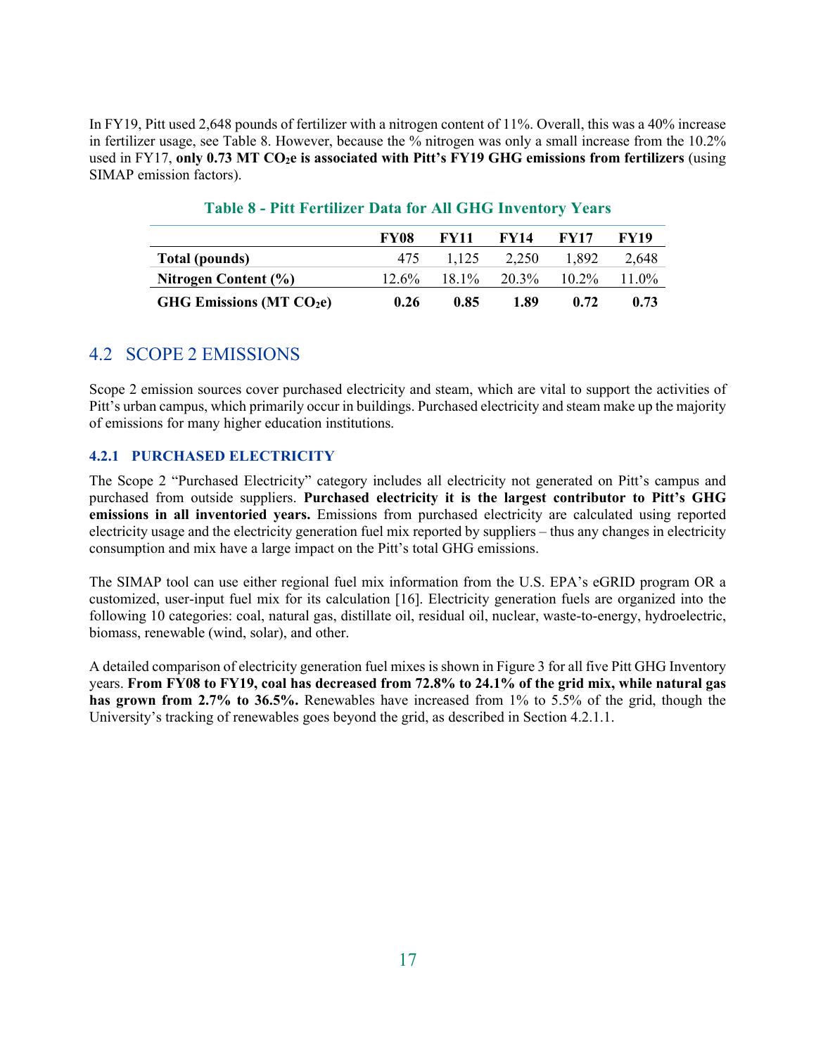In FY19, Pitt used 2,648 pounds of fertilizer with a nitrogen content of 11%. Overall, this was a 40% increase in fertilizer usage, see Table 8. However, because the % nitrogen was only a small increase from the 10.2% used in FY17, **only 0.73 MT $CO_2e$ is associated with Pitt's FY19 GHG emissions from fertilizers** (using SIMAP emission factors).

**Table 8 - Pitt Fertilizer Data for All GHG Inventory Years**

| | FY08 | FY11 | FY14 | FY17 | FY19 |
|---|---|---|---|---|---|
| **Total (pounds)** | 475 | 1,125 | 2,250 | 1,892 | 2,648 |
| **Nitrogen Content (%)** | 12.6% | 18.1% | 20.3% | 10.2% | 11.0% |
| **GHG Emissions (MT $CO_2e$)** | **0.26** | **0.85** | **1.89** | **0.72** | **0.73** |

## 4.2 SCOPE 2 EMISSIONS

Scope 2 emission sources cover purchased electricity and steam, which are vital to support the activities of Pitt's urban campus, which primarily occur in buildings. Purchased electricity and steam make up the majority of emissions for many higher education institutions.

### 4.2.1 PURCHASED ELECTRICITY

The Scope 2 "Purchased Electricity" category includes all electricity not generated on Pitt's campus and purchased from outside suppliers. **Purchased electricity it is the largest contributor to Pitt's GHG emissions in all inventoried years.** Emissions from purchased electricity are calculated using reported electricity usage and the electricity generation fuel mix reported by suppliers – thus any changes in electricity consumption and mix have a large impact on the Pitt's total GHG emissions.

The SIMAP tool can use either regional fuel mix information from the U.S. EPA's eGRID program OR a customized, user-input fuel mix for its calculation [16]. Electricity generation fuels are organized into the following 10 categories: coal, natural gas, distillate oil, residual oil, nuclear, waste-to-energy, hydroelectric, biomass, renewable (wind, solar), and other.

A detailed comparison of electricity generation fuel mixes is shown in Figure 3 for all five Pitt GHG Inventory years. **From FY08 to FY19, coal has decreased from 72.8% to 24.1% of the grid mix, while natural gas has grown from 2.7% to 36.5%.** Renewables have increased from 1% to 5.5% of the grid, though the University's tracking of renewables goes beyond the grid, as described in Section 4.2.1.1.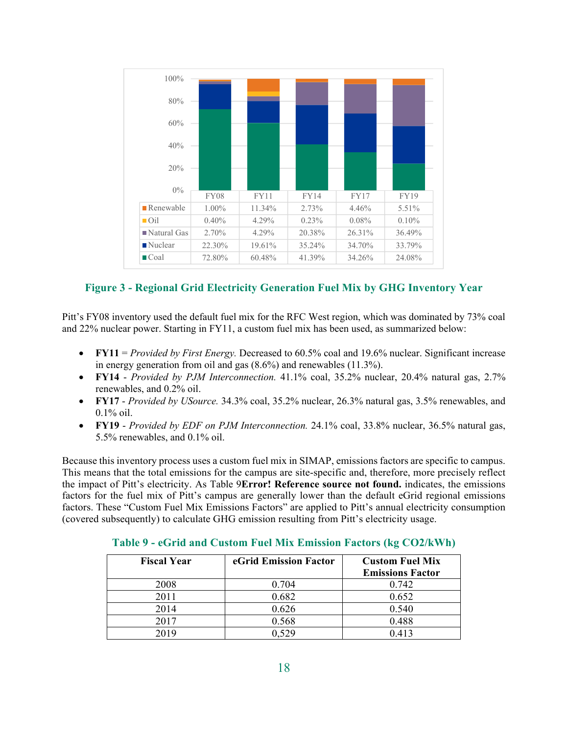| | FY08 | FY11 | FY14 | FY17 | FY19 |
|---|---|---|---|---|---|
| Renewable | 1.00% | 11.34% | 2.73% | 4.46% | 5.51% |
| Oil | 0.40% | 4.29% | 0.23% | 0.08% | 0.10% |
| Natural Gas | 2.70% | 4.29% | 20.38% | 26.31% | 36.49% |
| Nuclear | 22.30% | 19.61% | 35.24% | 34.70% | 33.79% |
| Coal | 72.80% | 60.48% | 41.39% | 34.26% | 24.08% |

**Figure 3 - Regional Grid Electricity Generation Fuel Mix by GHG Inventory Year**

Pitt's FY08 inventory used the default fuel mix for the RFC West region, which was dominated by 73% coal and 22% nuclear power. Starting in FY11, a custom fuel mix has been used, as summarized below:

- **FY11** = *Provided by First Energy.* Decreased to 60.5% coal and 19.6% nuclear. Significant increase in energy generation from oil and gas (8.6%) and renewables (11.3%).
- **FY14** - *Provided by PJM Interconnection.* 41.1% coal, 35.2% nuclear, 20.4% natural gas, 2.7% renewables, and 0.2% oil.
- **FY17** - *Provided by USource.* 34.3% coal, 35.2% nuclear, 26.3% natural gas, 3.5% renewables, and 0.1% oil.
- **FY19** - *Provided by EDF on PJM Interconnection.* 24.1% coal, 33.8% nuclear, 36.5% natural gas, 5.5% renewables, and 0.1% oil.

Because this inventory process uses a custom fuel mix in SIMAP, emissions factors are specific to campus. This means that the total emissions for the campus are site-specific and, therefore, more precisely reflect the impact of Pitt's electricity. As Table 9**Error! Reference source not found.** indicates, the emissions factors for the fuel mix of Pitt's campus are generally lower than the default eGrid regional emissions factors. These "Custom Fuel Mix Emissions Factors" are applied to Pitt's annual electricity consumption (covered subsequently) to calculate GHG emission resulting from Pitt's electricity usage.

**Table 9 - eGrid and Custom Fuel Mix Emission Factors (kg CO2/kWh)**

| Fiscal Year | eGrid Emission Factor | Custom Fuel Mix Emissions Factor |
|---|---|---|
| 2008 | 0.704 | 0.742 |
| 2011 | 0.682 | 0.652 |
| 2014 | 0.626 | 0.540 |
| 2017 | 0.568 | 0.488 |
| 2019 | 0,529 | 0.413 |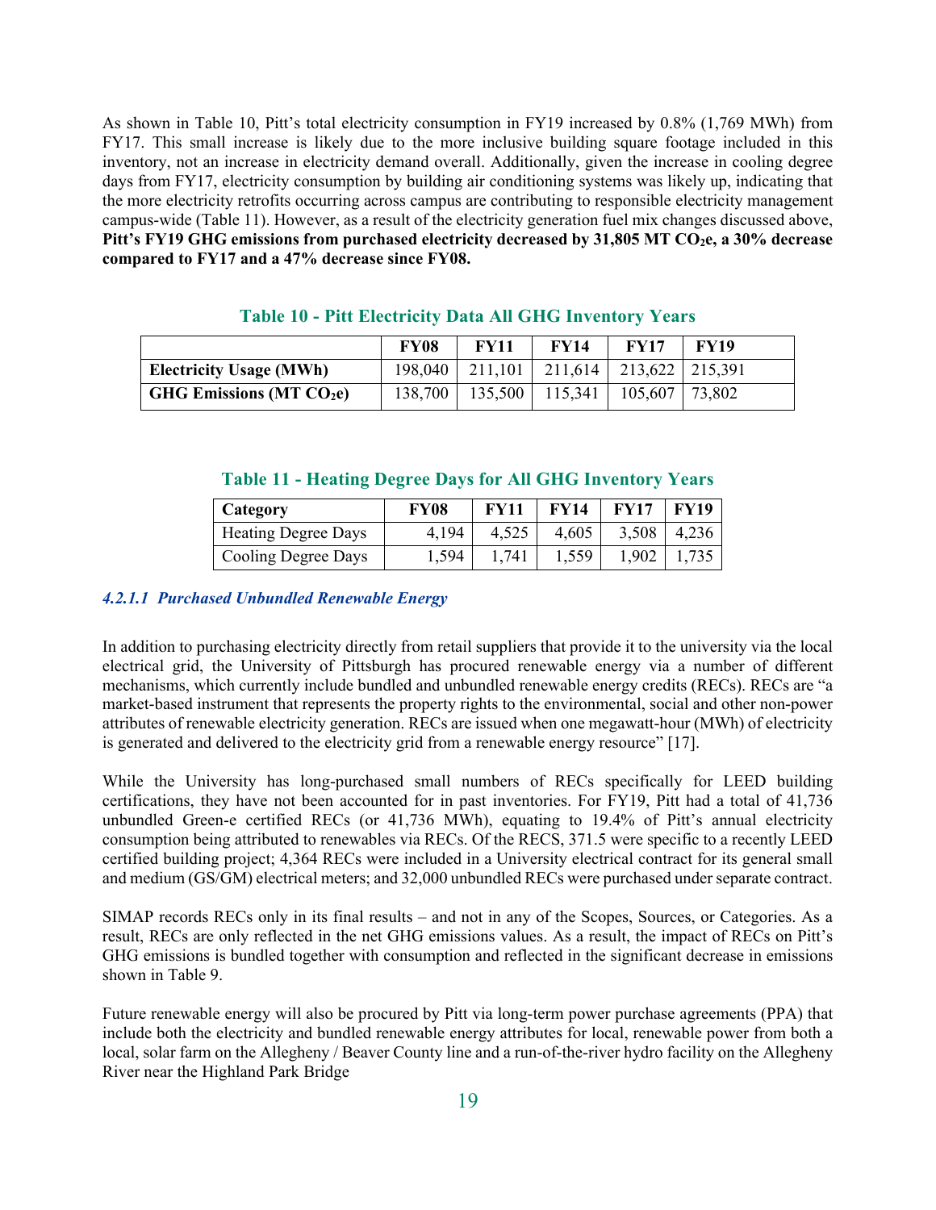As shown in Table 10, Pitt's total electricity consumption in FY19 increased by 0.8% (1,769 MWh) from FY17. This small increase is likely due to the more inclusive building square footage included in this inventory, not an increase in electricity demand overall. Additionally, given the increase in cooling degree days from FY17, electricity consumption by building air conditioning systems was likely up, indicating that the more electricity retrofits occurring across campus are contributing to responsible electricity management campus-wide (Table 11). However, as a result of the electricity generation fuel mix changes discussed above, **Pitt's FY19 GHG emissions from purchased electricity decreased by 31,805 MT $CO_2$e, a 30% decrease compared to FY17 and a 47% decrease since FY08.**

**Table 10 - Pitt Electricity Data All GHG Inventory Years**

| | FY08 | FY11 | FY14 | FY17 | FY19 |
|---|---|---|---|---|---|
| **Electricity Usage (MWh)** | 198,040 | 211,101 | 211,614 | 213,622 | 215,391 |
| **GHG Emissions (MT $CO_2$e)** | 138,700 | 135,500 | 115,341 | 105,607 | 73,802 |

**Table 11 - Heating Degree Days for All GHG Inventory Years**

| Category | FY08 | FY11 | FY14 | FY17 | FY19 |
|---|---|---|---|---|---|
| Heating Degree Days | 4,194 | 4,525 | 4,605 | 3,508 | 4,236 |
| Cooling Degree Days | 1,594 | 1,741 | 1,559 | 1,902 | 1,735 |

#### *4.2.1.1 Purchased Unbundled Renewable Energy*

In addition to purchasing electricity directly from retail suppliers that provide it to the university via the local electrical grid, the University of Pittsburgh has procured renewable energy via a number of different mechanisms, which currently include bundled and unbundled renewable energy credits (RECs). RECs are "a market-based instrument that represents the property rights to the environmental, social and other non-power attributes of renewable electricity generation. RECs are issued when one megawatt-hour (MWh) of electricity is generated and delivered to the electricity grid from a renewable energy resource" [17].

While the University has long-purchased small numbers of RECs specifically for LEED building certifications, they have not been accounted for in past inventories. For FY19, Pitt had a total of 41,736 unbundled Green-e certified RECs (or 41,736 MWh), equating to 19.4% of Pitt's annual electricity consumption being attributed to renewables via RECs. Of the RECS, 371.5 were specific to a recently LEED certified building project; 4,364 RECs were included in a University electrical contract for its general small and medium (GS/GM) electrical meters; and 32,000 unbundled RECs were purchased under separate contract.

SIMAP records RECs only in its final results – and not in any of the Scopes, Sources, or Categories. As a result, RECs are only reflected in the net GHG emissions values. As a result, the impact of RECs on Pitt's GHG emissions is bundled together with consumption and reflected in the significant decrease in emissions shown in Table 9.

Future renewable energy will also be procured by Pitt via long-term power purchase agreements (PPA) that include both the electricity and bundled renewable energy attributes for local, renewable power from both a local, solar farm on the Allegheny / Beaver County line and a run-of-the-river hydro facility on the Allegheny River near the Highland Park Bridge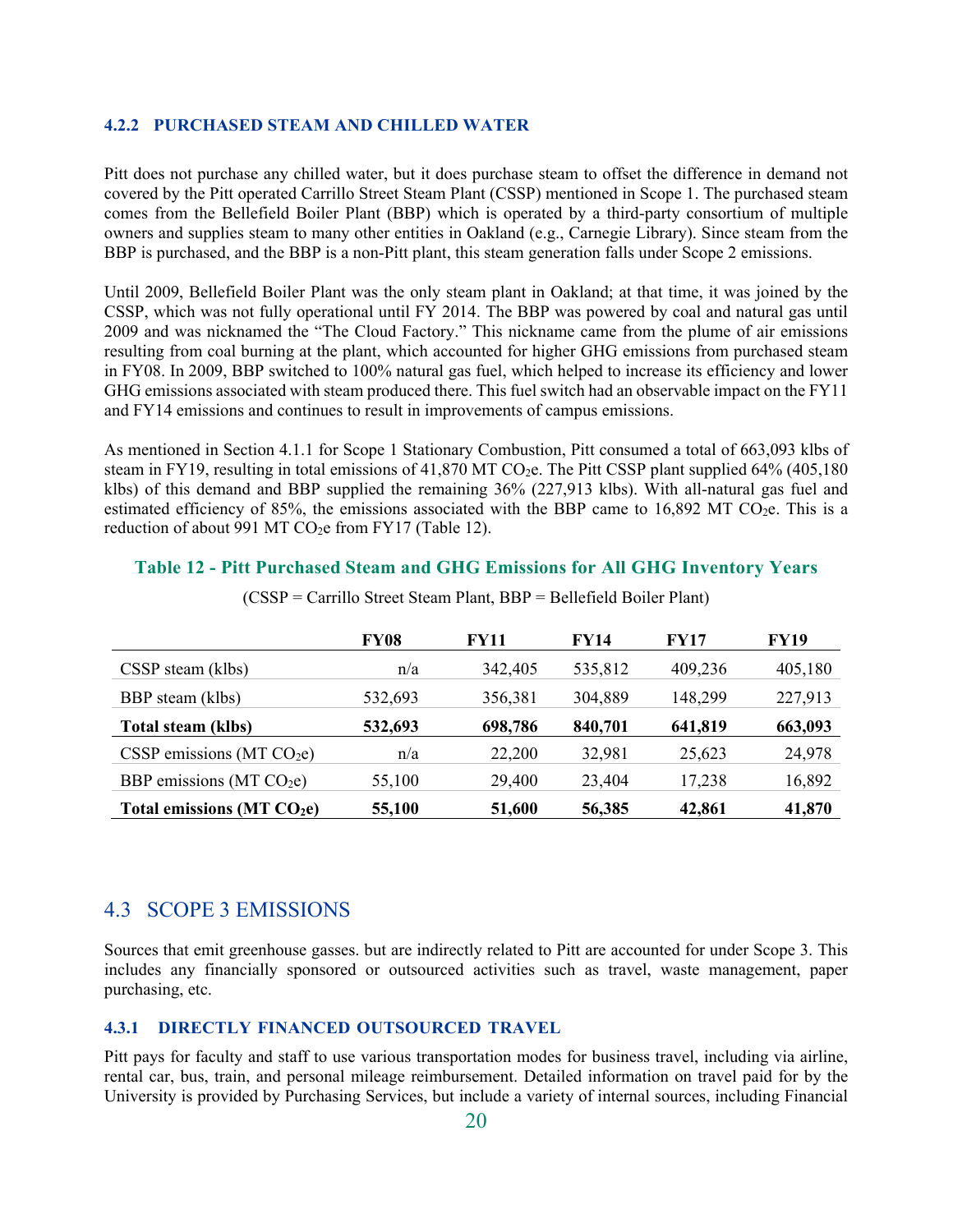#### 4.2.2 PURCHASED STEAM AND CHILLED WATER

Pitt does not purchase any chilled water, but it does purchase steam to offset the difference in demand not covered by the Pitt operated Carrillo Street Steam Plant (CSSP) mentioned in Scope 1. The purchased steam comes from the Bellefield Boiler Plant (BBP) which is operated by a third-party consortium of multiple owners and supplies steam to many other entities in Oakland (e.g., Carnegie Library). Since steam from the BBP is purchased, and the BBP is a non-Pitt plant, this steam generation falls under Scope 2 emissions.

Until 2009, Bellefield Boiler Plant was the only steam plant in Oakland; at that time, it was joined by the CSSP, which was not fully operational until FY 2014. The BBP was powered by coal and natural gas until 2009 and was nicknamed the "The Cloud Factory." This nickname came from the plume of air emissions resulting from coal burning at the plant, which accounted for higher GHG emissions from purchased steam in FY08. In 2009, BBP switched to 100% natural gas fuel, which helped to increase its efficiency and lower GHG emissions associated with steam produced there. This fuel switch had an observable impact on the FY11 and FY14 emissions and continues to result in improvements of campus emissions.

As mentioned in Section 4.1.1 for Scope 1 Stationary Combustion, Pitt consumed a total of 663,093 klbs of steam in FY19, resulting in total emissions of 41,870 MT $CO_2$e. The Pitt CSSP plant supplied 64% (405,180 klbs) of this demand and BBP supplied the remaining 36% (227,913 klbs). With all-natural gas fuel and estimated efficiency of 85%, the emissions associated with the BBP came to 16,892 MT $CO_2$e. This is a reduction of about 991 MT $CO_2$e from FY17 (Table 12).

**Table 12 - Pitt Purchased Steam and GHG Emissions for All GHG Inventory Years**

(CSSP = Carrillo Street Steam Plant, BBP = Bellefield Boiler Plant)

| | FY08 | FY11 | FY14 | FY17 | FY19 |
|---|---|---|---|---|---|
| CSSP steam (klbs) | n/a | 342,405 | 535,812 | 409,236 | 405,180 |
| BBP steam (klbs) | 532,693 | 356,381 | 304,889 | 148,299 | 227,913 |
| **Total steam (klbs)** | **532,693** | **698,786** | **840,701** | **641,819** | **663,093** |
| CSSP emissions (MT $CO_2$e) | n/a | 22,200 | 32,981 | 25,623 | 24,978 |
| BBP emissions (MT $CO_2$e) | 55,100 | 29,400 | 23,404 | 17,238 | 16,892 |
| **Total emissions (MT $CO_2$e)** | **55,100** | **51,600** | **56,385** | **42,861** | **41,870** |

## 4.3 SCOPE 3 EMISSIONS

Sources that emit greenhouse gasses. but are indirectly related to Pitt are accounted for under Scope 3. This includes any financially sponsored or outsourced activities such as travel, waste management, paper purchasing, etc.

#### 4.3.1 DIRECTLY FINANCED OUTSOURCED TRAVEL

Pitt pays for faculty and staff to use various transportation modes for business travel, including via airline, rental car, bus, train, and personal mileage reimbursement. Detailed information on travel paid for by the University is provided by Purchasing Services, but include a variety of internal sources, including Financial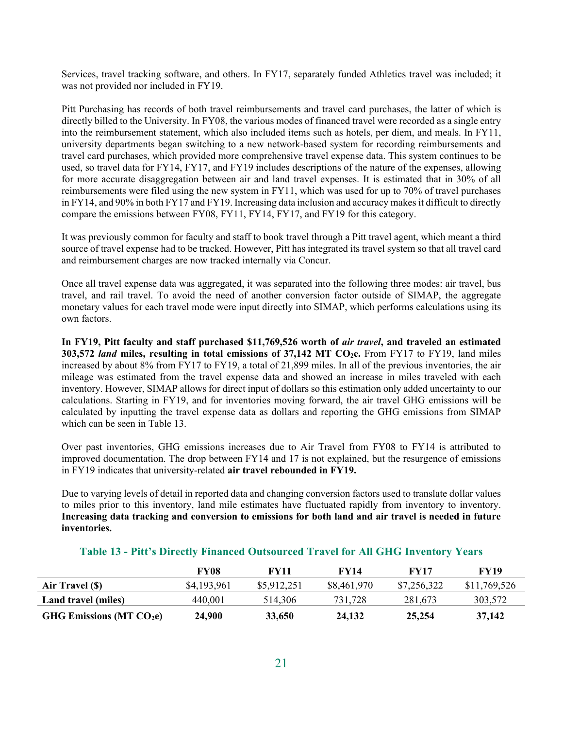Services, travel tracking software, and others. In FY17, separately funded Athletics travel was included; it was not provided nor included in FY19.

Pitt Purchasing has records of both travel reimbursements and travel card purchases, the latter of which is directly billed to the University. In FY08, the various modes of financed travel were recorded as a single entry into the reimbursement statement, which also included items such as hotels, per diem, and meals. In FY11, university departments began switching to a new network-based system for recording reimbursements and travel card purchases, which provided more comprehensive travel expense data. This system continues to be used, so travel data for FY14, FY17, and FY19 includes descriptions of the nature of the expenses, allowing for more accurate disaggregation between air and land travel expenses. It is estimated that in 30% of all reimbursements were filed using the new system in FY11, which was used for up to 70% of travel purchases in FY14, and 90% in both FY17 and FY19. Increasing data inclusion and accuracy makes it difficult to directly compare the emissions between FY08, FY11, FY14, FY17, and FY19 for this category.

It was previously common for faculty and staff to book travel through a Pitt travel agent, which meant a third source of travel expense had to be tracked. However, Pitt has integrated its travel system so that all travel card and reimbursement charges are now tracked internally via Concur.

Once all travel expense data was aggregated, it was separated into the following three modes: air travel, bus travel, and rail travel. To avoid the need of another conversion factor outside of SIMAP, the aggregate monetary values for each travel mode were input directly into SIMAP, which performs calculations using its own factors.

**In FY19, Pitt faculty and staff purchased \$11,769,526 worth of *air travel*, and traveled an estimated 303,572 *land* miles, resulting in total emissions of 37,142 MT $CO_2$e.** From FY17 to FY19, land miles increased by about 8% from FY17 to FY19, a total of 21,899 miles. In all of the previous inventories, the air mileage was estimated from the travel expense data and showed an increase in miles traveled with each inventory. However, SIMAP allows for direct input of dollars so this estimation only added uncertainty to our calculations. Starting in FY19, and for inventories moving forward, the air travel GHG emissions will be calculated by inputting the travel expense data as dollars and reporting the GHG emissions from SIMAP which can be seen in Table 13.

Over past inventories, GHG emissions increases due to Air Travel from FY08 to FY14 is attributed to improved documentation. The drop between FY14 and 17 is not explained, but the resurgence of emissions in FY19 indicates that university-related **air travel rebounded in FY19.**

Due to varying levels of detail in reported data and changing conversion factors used to translate dollar values to miles prior to this inventory, land mile estimates have fluctuated rapidly from inventory to inventory. **Increasing data tracking and conversion to emissions for both land and air travel is needed in future inventories.**

**Table 13 - Pitt's Directly Financed Outsourced Travel for All GHG Inventory Years**

| | FY08 | FY11 | FY14 | FY17 | FY19 |
|---|---|---|---|---|---|
| **Air Travel ($)** | $4,193,961 | $5,912,251 | $8,461,970 | $7,256,322 | $11,769,526 |
| **Land travel (miles)** | 440,001 | 514,306 | 731,728 | 281,673 | 303,572 |
| **GHG Emissions (MT $CO_2$e)** | **24,900** | **33,650** | **24,132** | **25,254** | **37,142** |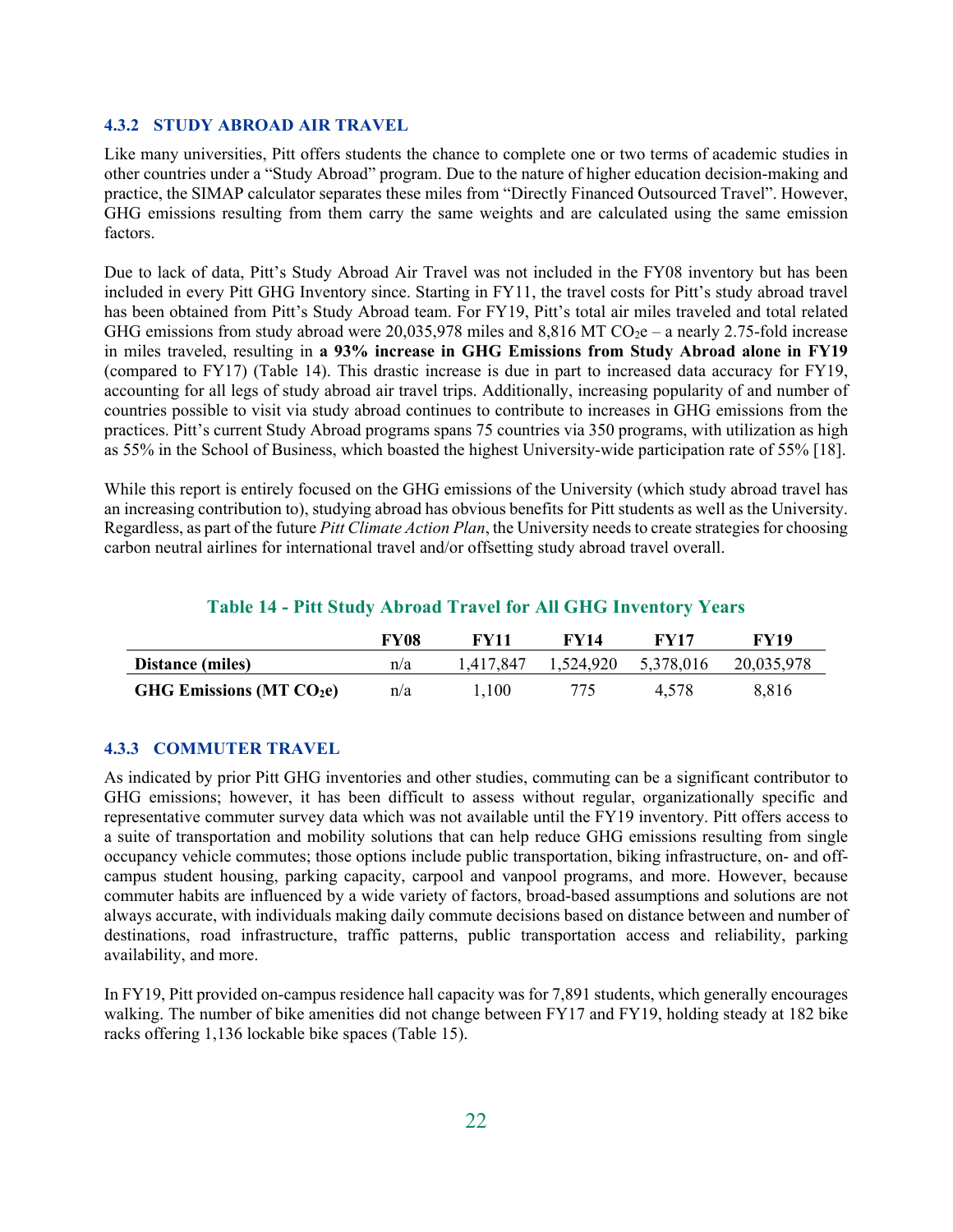### 4.3.2 STUDY ABROAD AIR TRAVEL

Like many universities, Pitt offers students the chance to complete one or two terms of academic studies in other countries under a "Study Abroad" program. Due to the nature of higher education decision-making and practice, the SIMAP calculator separates these miles from "Directly Financed Outsourced Travel". However, GHG emissions resulting from them carry the same weights and are calculated using the same emission factors.

Due to lack of data, Pitt's Study Abroad Air Travel was not included in the FY08 inventory but has been included in every Pitt GHG Inventory since. Starting in FY11, the travel costs for Pitt's study abroad travel has been obtained from Pitt's Study Abroad team. For FY19, Pitt's total air miles traveled and total related GHG emissions from study abroad were 20,035,978 miles and 8,816 MT $CO_2e$ – a nearly 2.75-fold increase in miles traveled, resulting in **a 93% increase in GHG Emissions from Study Abroad alone in FY19** (compared to FY17) (Table 14). This drastic increase is due in part to increased data accuracy for FY19, accounting for all legs of study abroad air travel trips. Additionally, increasing popularity of and number of countries possible to visit via study abroad continues to contribute to increases in GHG emissions from the practices. Pitt's current Study Abroad programs spans 75 countries via 350 programs, with utilization as high as 55% in the School of Business, which boasted the highest University-wide participation rate of 55% [18].

While this report is entirely focused on the GHG emissions of the University (which study abroad travel has an increasing contribution to), studying abroad has obvious benefits for Pitt students as well as the University. Regardless, as part of the future *Pitt Climate Action Plan*, the University needs to create strategies for choosing carbon neutral airlines for international travel and/or offsetting study abroad travel overall.

**Table 14 - Pitt Study Abroad Travel for All GHG Inventory Years**

| | FY08 | FY11 | FY14 | FY17 | FY19 |
|---|---|---|---|---|---|
| **Distance (miles)** | n/a | 1,417,847 | 1,524,920 | 5,378,016 | 20,035,978 |
| **GHG Emissions (MT $CO_2e$)** | n/a | 1,100 | 775 | 4,578 | 8,816 |

### 4.3.3 COMMUTER TRAVEL

As indicated by prior Pitt GHG inventories and other studies, commuting can be a significant contributor to GHG emissions; however, it has been difficult to assess without regular, organizationally specific and representative commuter survey data which was not available until the FY19 inventory. Pitt offers access to a suite of transportation and mobility solutions that can help reduce GHG emissions resulting from single occupancy vehicle commutes; those options include public transportation, biking infrastructure, on- and off-campus student housing, parking capacity, carpool and vanpool programs, and more. However, because commuter habits are influenced by a wide variety of factors, broad-based assumptions and solutions are not always accurate, with individuals making daily commute decisions based on distance between and number of destinations, road infrastructure, traffic patterns, public transportation access and reliability, parking availability, and more.

In FY19, Pitt provided on-campus residence hall capacity was for 7,891 students, which generally encourages walking. The number of bike amenities did not change between FY17 and FY19, holding steady at 182 bike racks offering 1,136 lockable bike spaces (Table 15).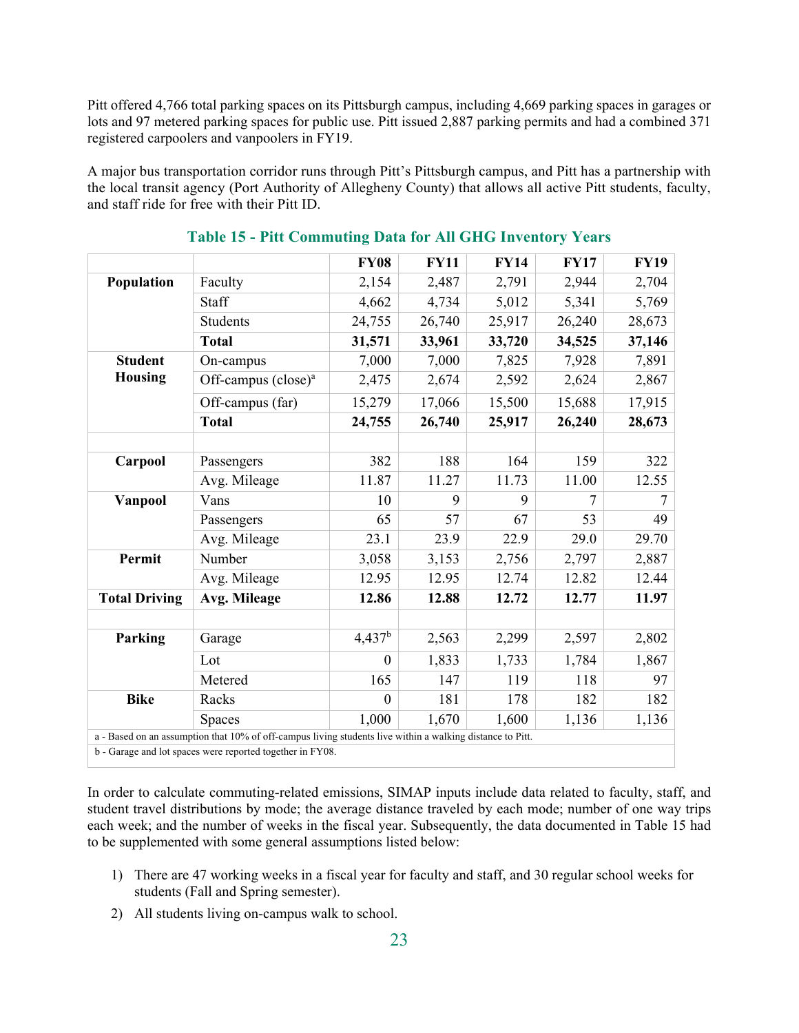Pitt offered 4,766 total parking spaces on its Pittsburgh campus, including 4,669 parking spaces in garages or lots and 97 metered parking spaces for public use. Pitt issued 2,887 parking permits and had a combined 371 registered carpoolers and vanpoolers in FY19.

A major bus transportation corridor runs through Pitt's Pittsburgh campus, and Pitt has a partnership with the local transit agency (Port Authority of Allegheny County) that allows all active Pitt students, faculty, and staff ride for free with their Pitt ID.

**Table 15 - Pitt Commuting Data for All GHG Inventory Years**

| | | FY08 | FY11 | FY14 | FY17 | FY19 |
|---|---|---|---|---|---|---|
| **Population** | Faculty | 2,154 | 2,487 | 2,791 | 2,944 | 2,704 |
| | Staff | 4,662 | 4,734 | 5,012 | 5,341 | 5,769 |
| | Students | 24,755 | 26,740 | 25,917 | 26,240 | 28,673 |
| | **Total** | **31,571** | **33,961** | **33,720** | **34,525** | **37,146** |
| **Student Housing** | On-campus | 7,000 | 7,000 | 7,825 | 7,928 | 7,891 |
| | Off-campus (close)[a] | 2,475 | 2,674 | 2,592 | 2,624 | 2,867 |
| | Off-campus (far) | 15,279 | 17,066 | 15,500 | 15,688 | 17,915 |
| | **Total** | **24,755** | **26,740** | **25,917** | **26,240** | **28,673** |
| | | | | | | |
| **Carpool** | Passengers | 382 | 188 | 164 | 159 | 322 |
| | Avg. Mileage | 11.87 | 11.27 | 11.73 | 11.00 | 12.55 |
| **Vanpool** | Vans | 10 | 9 | 9 | 7 | 7 |
| | Passengers | 65 | 57 | 67 | 53 | 49 |
| | Avg. Mileage | 23.1 | 23.9 | 22.9 | 29.0 | 29.70 |
| **Permit** | Number | 3,058 | 3,153 | 2,756 | 2,797 | 2,887 |
| | Avg. Mileage | 12.95 | 12.95 | 12.74 | 12.82 | 12.44 |
| **Total Driving** | **Avg. Mileage** | **12.86** | **12.88** | **12.72** | **12.77** | **11.97** |
| | | | | | | |
| **Parking** | Garage | 4,437[b] | 2,563 | 2,299 | 2,597 | 2,802 |
| | Lot | 0 | 1,833 | 1,733 | 1,784 | 1,867 |
| | Metered | 165 | 147 | 119 | 118 | 97 |
| **Bike** | Racks | 0 | 181 | 178 | 182 | 182 |
| | Spaces | 1,000 | 1,670 | 1,600 | 1,136 | 1,136 |

a - Based on an assumption that 10% of off-campus living students live within a walking distance to Pitt.

b - Garage and lot spaces were reported together in FY08.

In order to calculate commuting-related emissions, SIMAP inputs include data related to faculty, staff, and student travel distributions by mode; the average distance traveled by each mode; number of one way trips each week; and the number of weeks in the fiscal year. Subsequently, the data documented in Table 15 had to be supplemented with some general assumptions listed below:

1) There are 47 working weeks in a fiscal year for faculty and staff, and 30 regular school weeks for students (Fall and Spring semester).
2) All students living on-campus walk to school.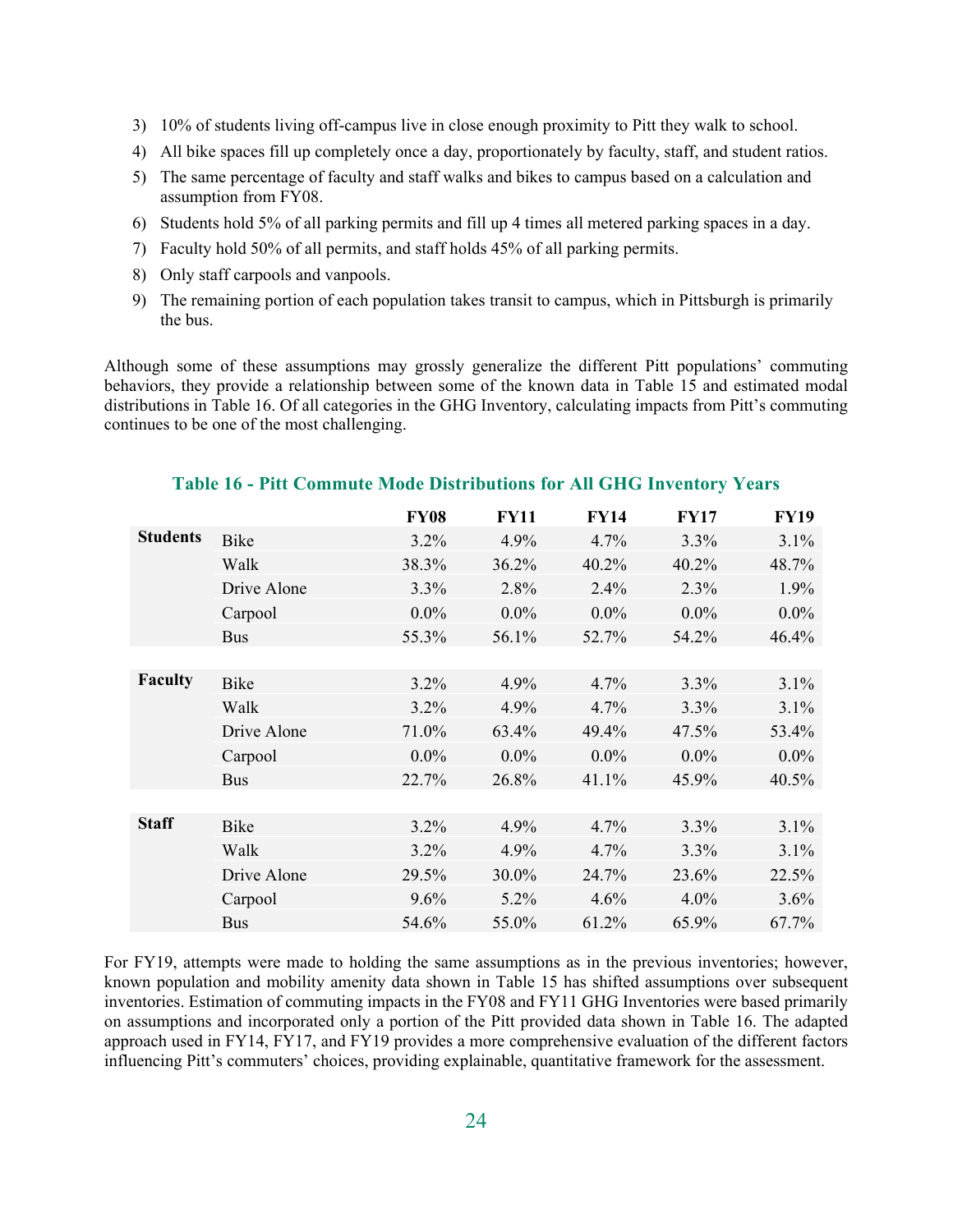3) 10% of students living off-campus live in close enough proximity to Pitt they walk to school.
4) All bike spaces fill up completely once a day, proportionately by faculty, staff, and student ratios.
5) The same percentage of faculty and staff walks and bikes to campus based on a calculation and assumption from FY08.
6) Students hold 5% of all parking permits and fill up 4 times all metered parking spaces in a day.
7) Faculty hold 50% of all permits, and staff holds 45% of all parking permits.
8) Only staff carpools and vanpools.
9) The remaining portion of each population takes transit to campus, which in Pittsburgh is primarily the bus.

Although some of these assumptions may grossly generalize the different Pitt populations' commuting behaviors, they provide a relationship between some of the known data in Table 15 and estimated modal distributions in Table 16. Of all categories in the GHG Inventory, calculating impacts from Pitt's commuting continues to be one of the most challenging.

**Table 16 - Pitt Commute Mode Distributions for All GHG Inventory Years**

| | | FY08 | FY11 | FY14 | FY17 | FY19 |
|---|---|---|---|---|---|---|
| **Students** | Bike | 3.2% | 4.9% | 4.7% | 3.3% | 3.1% |
| | Walk | 38.3% | 36.2% | 40.2% | 40.2% | 48.7% |
| | Drive Alone | 3.3% | 2.8% | 2.4% | 2.3% | 1.9% |
| | Carpool | 0.0% | 0.0% | 0.0% | 0.0% | 0.0% |
| | Bus | 55.3% | 56.1% | 52.7% | 54.2% | 46.4% |
| **Faculty** | Bike | 3.2% | 4.9% | 4.7% | 3.3% | 3.1% |
| | Walk | 3.2% | 4.9% | 4.7% | 3.3% | 3.1% |
| | Drive Alone | 71.0% | 63.4% | 49.4% | 47.5% | 53.4% |
| | Carpool | 0.0% | 0.0% | 0.0% | 0.0% | 0.0% |
| | Bus | 22.7% | 26.8% | 41.1% | 45.9% | 40.5% |
| **Staff** | Bike | 3.2% | 4.9% | 4.7% | 3.3% | 3.1% |
| | Walk | 3.2% | 4.9% | 4.7% | 3.3% | 3.1% |
| | Drive Alone | 29.5% | 30.0% | 24.7% | 23.6% | 22.5% |
| | Carpool | 9.6% | 5.2% | 4.6% | 4.0% | 3.6% |
| | Bus | 54.6% | 55.0% | 61.2% | 65.9% | 67.7% |

For FY19, attempts were made to holding the same assumptions as in the previous inventories; however, known population and mobility amenity data shown in Table 15 has shifted assumptions over subsequent inventories. Estimation of commuting impacts in the FY08 and FY11 GHG Inventories were based primarily on assumptions and incorporated only a portion of the Pitt provided data shown in Table 16. The adapted approach used in FY14, FY17, and FY19 provides a more comprehensive evaluation of the different factors influencing Pitt's commuters' choices, providing explainable, quantitative framework for the assessment.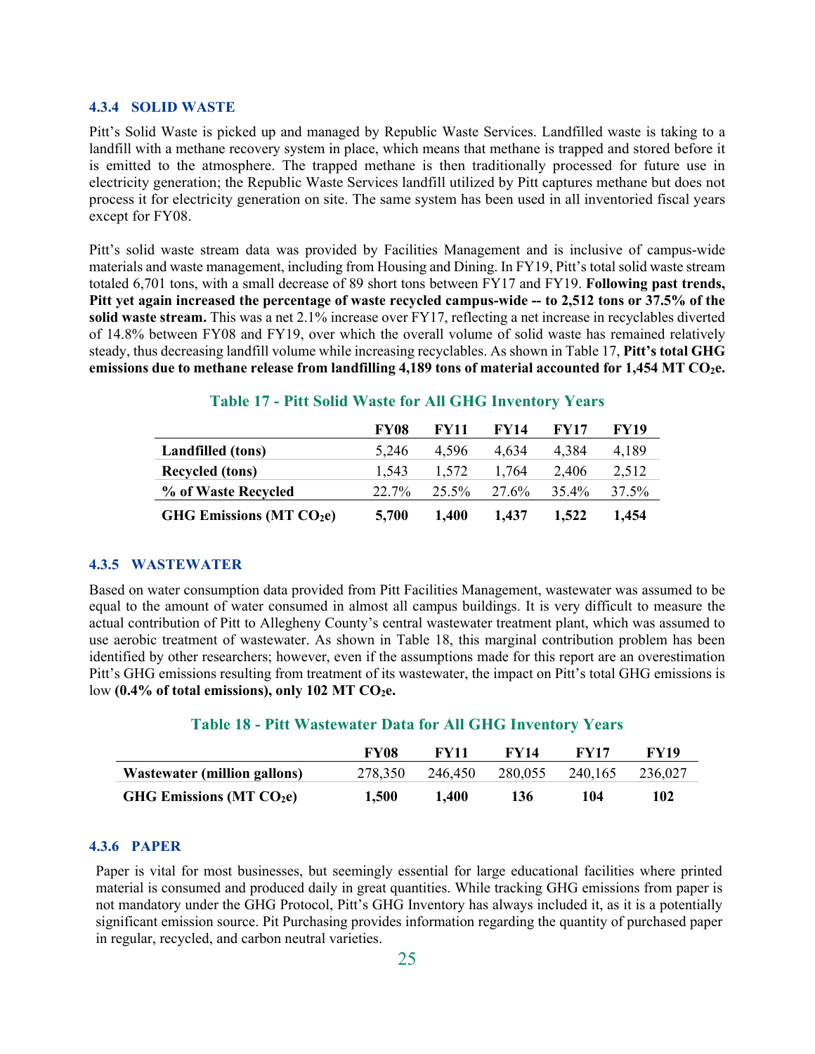#### 4.3.4 SOLID WASTE

Pitt's Solid Waste is picked up and managed by Republic Waste Services. Landfilled waste is taking to a landfill with a methane recovery system in place, which means that methane is trapped and stored before it is emitted to the atmosphere. The trapped methane is then traditionally processed for future use in electricity generation; the Republic Waste Services landfill utilized by Pitt captures methane but does not process it for electricity generation on site. The same system has been used in all inventoried fiscal years except for FY08.

Pitt's solid waste stream data was provided by Facilities Management and is inclusive of campus-wide materials and waste management, including from Housing and Dining. In FY19, Pitt's total solid waste stream totaled 6,701 tons, with a small decrease of 89 short tons between FY17 and FY19. **Following past trends, Pitt yet again increased the percentage of waste recycled campus-wide -- to 2,512 tons or 37.5% of the solid waste stream.** This was a net 2.1% increase over FY17, reflecting a net increase in recyclables diverted of 14.8% between FY08 and FY19, over which the overall volume of solid waste has remained relatively steady, thus decreasing landfill volume while increasing recyclables. As shown in Table 17, **Pitt's total GHG emissions due to methane release from landfilling 4,189 tons of material accounted for 1,454 MT $CO_2$e.**

**Table 17 - Pitt Solid Waste for All GHG Inventory Years**

| | FY08 | FY11 | FY14 | FY17 | FY19 |
|---|---|---|---|---|---|
| **Landfilled (tons)** | 5,246 | 4,596 | 4,634 | 4,384 | 4,189 |
| **Recycled (tons)** | 1,543 | 1,572 | 1,764 | 2,406 | 2,512 |
| **% of Waste Recycled** | 22.7% | 25.5% | 27.6% | 35.4% | 37.5% |
| **GHG Emissions (MT $CO_2$e)** | **5,700** | **1,400** | **1,437** | **1,522** | **1,454** |

#### 4.3.5 WASTEWATER

Based on water consumption data provided from Pitt Facilities Management, wastewater was assumed to be equal to the amount of water consumed in almost all campus buildings. It is very difficult to measure the actual contribution of Pitt to Allegheny County's central wastewater treatment plant, which was assumed to use aerobic treatment of wastewater. As shown in Table 18, this marginal contribution problem has been identified by other researchers; however, even if the assumptions made for this report are an overestimation Pitt's GHG emissions resulting from treatment of its wastewater, the impact on Pitt's total GHG emissions is low **(0.4% of total emissions), only 102 MT $CO_2$e.**

**Table 18 - Pitt Wastewater Data for All GHG Inventory Years**

| | FY08 | FY11 | FY14 | FY17 | FY19 |
|---|---|---|---|---|---|
| **Wastewater (million gallons)** | 278,350 | 246,450 | 280,055 | 240,165 | 236,027 |
| **GHG Emissions (MT $CO_2$e)** | **1,500** | **1,400** | **136** | **104** | **102** |

#### 4.3.6 PAPER

Paper is vital for most businesses, but seemingly essential for large educational facilities where printed material is consumed and produced daily in great quantities. While tracking GHG emissions from paper is not mandatory under the GHG Protocol, Pitt's GHG Inventory has always included it, as it is a potentially significant emission source. Pit Purchasing provides information regarding the quantity of purchased paper in regular, recycled, and carbon neutral varieties.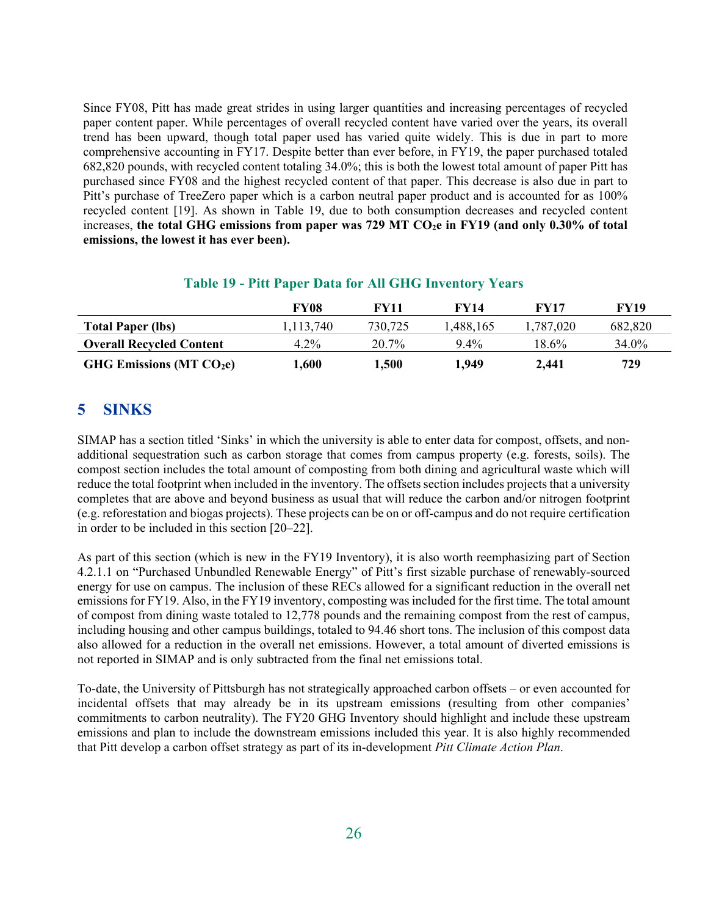Since FY08, Pitt has made great strides in using larger quantities and increasing percentages of recycled paper content paper. While percentages of overall recycled content have varied over the years, its overall trend has been upward, though total paper used has varied quite widely. This is due in part to more comprehensive accounting in FY17. Despite better than ever before, in FY19, the paper purchased totaled 682,820 pounds, with recycled content totaling 34.0%; this is both the lowest total amount of paper Pitt has purchased since FY08 and the highest recycled content of that paper. This decrease is also due in part to Pitt's purchase of TreeZero paper which is a carbon neutral paper product and is accounted for as 100% recycled content [19]. As shown in Table 19, due to both consumption decreases and recycled content increases, **the total GHG emissions from paper was 729 MT $CO_2e$ in FY19 (and only 0.30% of total emissions, the lowest it has ever been).**

**Table 19 - Pitt Paper Data for All GHG Inventory Years**

| | FY08 | FY11 | FY14 | FY17 | FY19 |
|---|---|---|---|---|---|
| **Total Paper (lbs)** | 1,113,740 | 730,725 | 1,488,165 | 1,787,020 | 682,820 |
| **Overall Recycled Content** | 4.2% | 20.7% | 9.4% | 18.6% | 34.0% |
| **GHG Emissions (MT $CO_2e$)** | **1,600** | **1,500** | **1,949** | **2,441** | **729** |

# 5 SINKS

SIMAP has a section titled 'Sinks' in which the university is able to enter data for compost, offsets, and non-additional sequestration such as carbon storage that comes from campus property (e.g. forests, soils). The compost section includes the total amount of composting from both dining and agricultural waste which will reduce the total footprint when included in the inventory. The offsets section includes projects that a university completes that are above and beyond business as usual that will reduce the carbon and/or nitrogen footprint (e.g. reforestation and biogas projects). These projects can be on or off-campus and do not require certification in order to be included in this section [20–22].

As part of this section (which is new in the FY19 Inventory), it is also worth reemphasizing part of Section 4.2.1.1 on "Purchased Unbundled Renewable Energy" of Pitt's first sizable purchase of renewably-sourced energy for use on campus. The inclusion of these RECs allowed for a significant reduction in the overall net emissions for FY19. Also, in the FY19 inventory, composting was included for the first time. The total amount of compost from dining waste totaled to 12,778 pounds and the remaining compost from the rest of campus, including housing and other campus buildings, totaled to 94.46 short tons. The inclusion of this compost data also allowed for a reduction in the overall net emissions. However, a total amount of diverted emissions is not reported in SIMAP and is only subtracted from the final net emissions total.

To-date, the University of Pittsburgh has not strategically approached carbon offsets – or even accounted for incidental offsets that may already be in its upstream emissions (resulting from other companies' commitments to carbon neutrality). The FY20 GHG Inventory should highlight and include these upstream emissions and plan to include the downstream emissions included this year. It is also highly recommended that Pitt develop a carbon offset strategy as part of its in-development *Pitt Climate Action Plan*.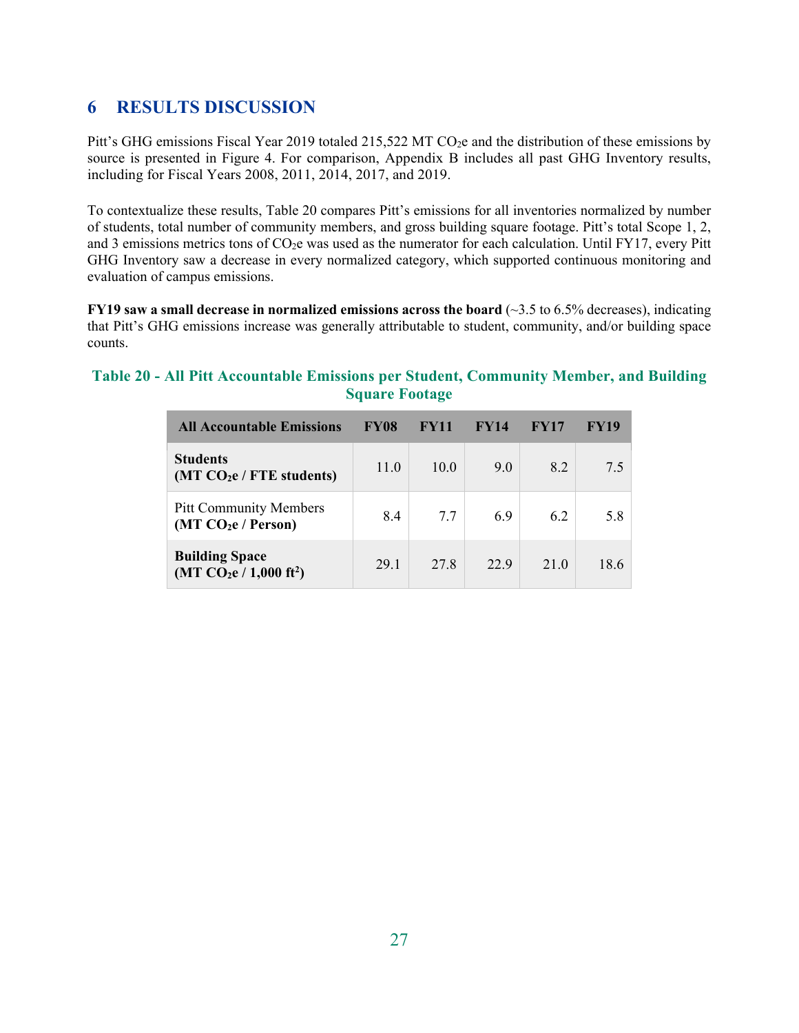# 6 RESULTS DISCUSSION

Pitt's GHG emissions Fiscal Year 2019 totaled 215,522 MT $CO_2$e and the distribution of these emissions by source is presented in Figure 4. For comparison, Appendix B includes all past GHG Inventory results, including for Fiscal Years 2008, 2011, 2014, 2017, and 2019.

To contextualize these results, Table 20 compares Pitt's emissions for all inventories normalized by number of students, total number of community members, and gross building square footage. Pitt's total Scope 1, 2, and 3 emissions metrics tons of $CO_2$e was used as the numerator for each calculation. Until FY17, every Pitt GHG Inventory saw a decrease in every normalized category, which supported continuous monitoring and evaluation of campus emissions.

**FY19 saw a small decrease in normalized emissions across the board** (~3.5 to 6.5% decreases), indicating that Pitt's GHG emissions increase was generally attributable to student, community, and/or building space counts.

**Table 20 - All Pitt Accountable Emissions per Student, Community Member, and Building Square Footage**

| All Accountable Emissions | FY08 | FY11 | FY14 | FY17 | FY19 |
|---|---|---|---|---|---|
| **Students (MT $CO_2$e / FTE students)** | 11.0 | 10.0 | 9.0 | 8.2 | 7.5 |
| Pitt Community Members **(MT $CO_2$e / Person)** | 8.4 | 7.7 | 6.9 | 6.2 | 5.8 |
| **Building Space (MT $CO_2$e / 1,000 $ft^2$)** | 29.1 | 27.8 | 22.9 | 21.0 | 18.6 |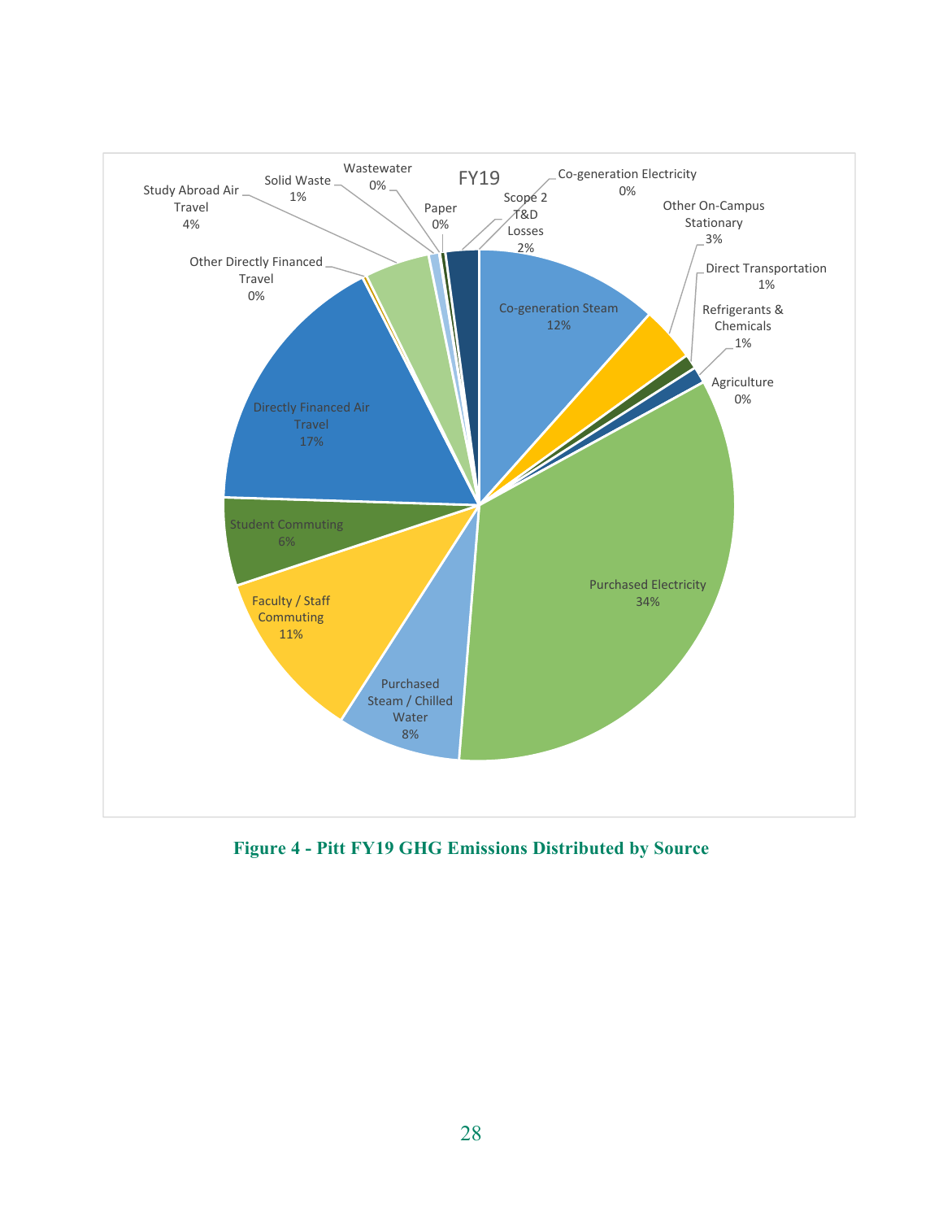FY19

| Source | Share |
| --- | --- |
| Co-generation Steam | 12% |
| Other On-Campus Stationary | 3% |
| Direct Transportation | 1% |
| Refrigerants & Chemicals | 1% |
| Agriculture | 0% |
| Purchased Electricity | 34% |
| Purchased Steam / Chilled Water | 8% |
| Faculty / Staff Commuting | 11% |
| Student Commuting | 6% |
| Directly Financed Air Travel | 17% |
| Other Directly Financed Travel | 0% |
| Study Abroad Air Travel | 4% |
| Solid Waste | 1% |
| Wastewater | 0% |
| Paper | 0% |
| Scope 2 T&D Losses | 2% |
| Co-generation Electricity | 0% |

**Figure 4 - Pitt FY19 GHG Emissions Distributed by Source**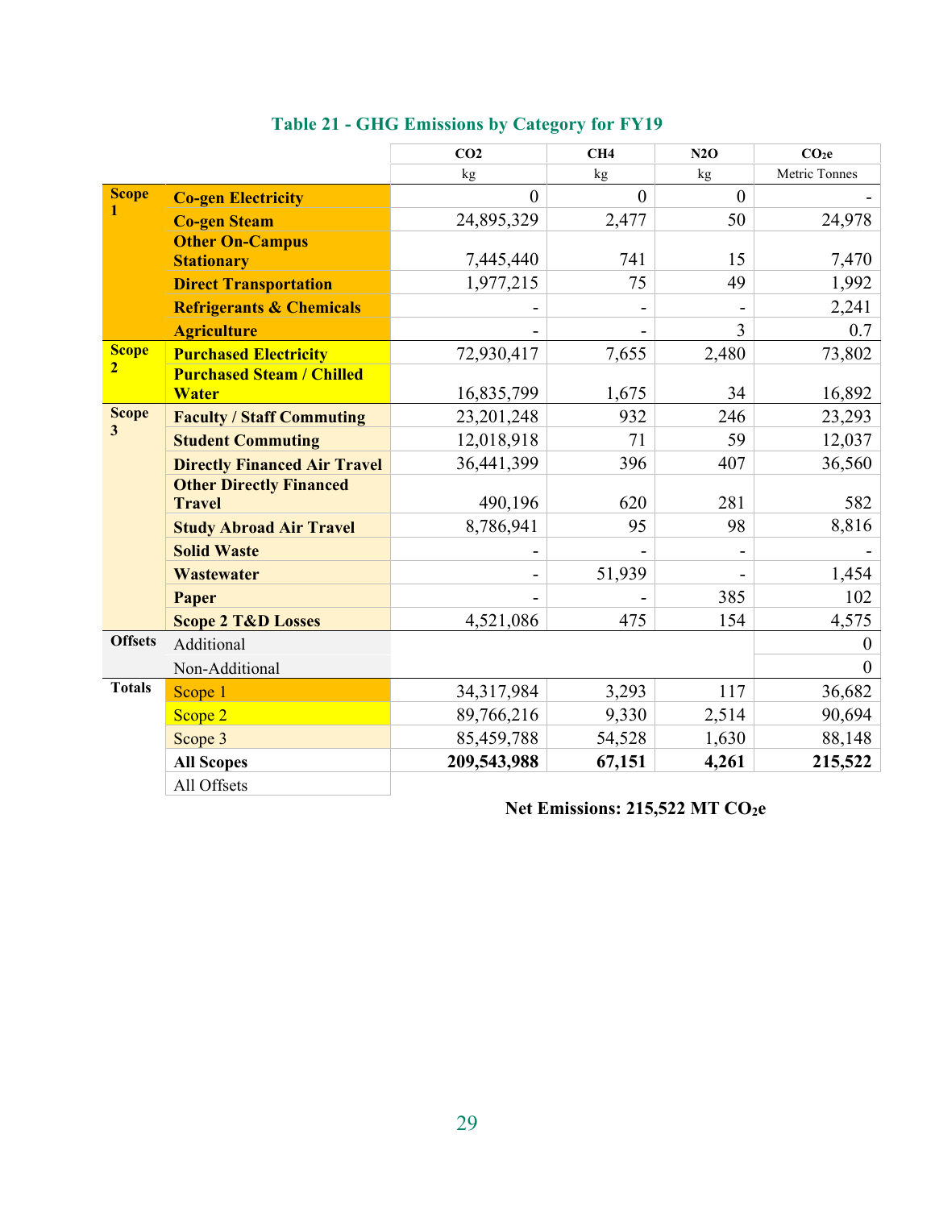**Table 21 - GHG Emissions by Category for FY19**

| | | $CO_2$ | $CH_4$ | $N_2O$ | $CO_2e$ |
|---|---|---|---|---|---|
| | | kg | kg | kg | Metric Tonnes |
| **Scope 1** | **Co-gen Electricity** | 0 | 0 | 0 | - |
| | **Co-gen Steam** | 24,895,329 | 2,477 | 50 | 24,978 |
| | **Other On-Campus Stationary** | 7,445,440 | 741 | 15 | 7,470 |
| | **Direct Transportation** | 1,977,215 | 75 | 49 | 1,992 |
| | **Refrigerants & Chemicals** | - | - | - | 2,241 |
| | **Agriculture** | - | - | 3 | 0.7 |
| **Scope 2** | **Purchased Electricity** | 72,930,417 | 7,655 | 2,480 | 73,802 |
| | **Purchased Steam / Chilled Water** | 16,835,799 | 1,675 | 34 | 16,892 |
| **Scope 3** | **Faculty / Staff Commuting** | 23,201,248 | 932 | 246 | 23,293 |
| | **Student Commuting** | 12,018,918 | 71 | 59 | 12,037 |
| | **Directly Financed Air Travel** | 36,441,399 | 396 | 407 | 36,560 |
| | **Other Directly Financed Travel** | 490,196 | 620 | 281 | 582 |
| | **Study Abroad Air Travel** | 8,786,941 | 95 | 98 | 8,816 |
| | **Solid Waste** | - | - | - | - |
| | **Wastewater** | - | 51,939 | - | 1,454 |
| | **Paper** | - | - | 385 | 102 |
| | **Scope 2 T&D Losses** | 4,521,086 | 475 | 154 | 4,575 |
| **Offsets** | Additional | | | | 0 |
| | Non-Additional | | | | 0 |
| **Totals** | Scope 1 | 34,317,984 | 3,293 | 117 | 36,682 |
| | Scope 2 | 89,766,216 | 9,330 | 2,514 | 90,694 |
| | Scope 3 | 85,459,788 | 54,528 | 1,630 | 88,148 |
| | **All Scopes** | **209,543,988** | **67,151** | **4,261** | **215,522** |
| | All Offsets | | | | |

**Net Emissions: 215,522 MT $CO_2e$**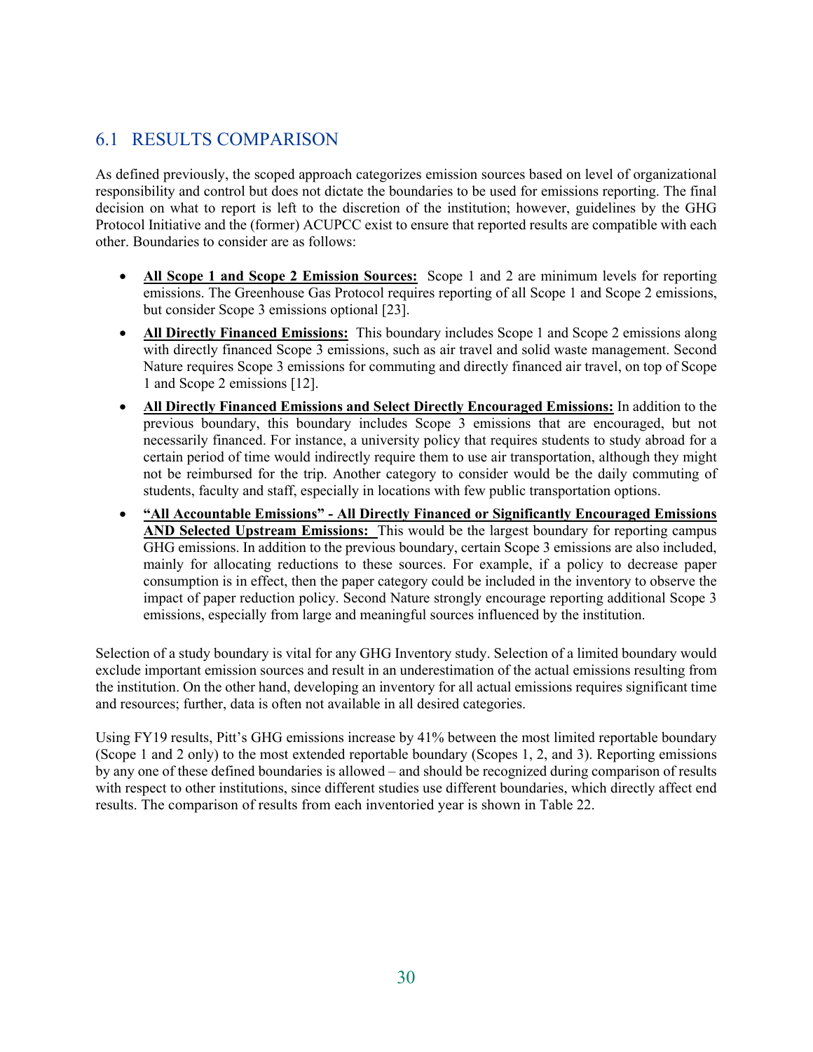## 6.1 RESULTS COMPARISON

As defined previously, the scoped approach categorizes emission sources based on level of organizational responsibility and control but does not dictate the boundaries to be used for emissions reporting. The final decision on what to report is left to the discretion of the institution; however, guidelines by the GHG Protocol Initiative and the (former) ACUPCC exist to ensure that reported results are compatible with each other. Boundaries to consider are as follows:

- **All Scope 1 and Scope 2 Emission Sources:** Scope 1 and 2 are minimum levels for reporting emissions. The Greenhouse Gas Protocol requires reporting of all Scope 1 and Scope 2 emissions, but consider Scope 3 emissions optional [23].
- **All Directly Financed Emissions:** This boundary includes Scope 1 and Scope 2 emissions along with directly financed Scope 3 emissions, such as air travel and solid waste management. Second Nature requires Scope 3 emissions for commuting and directly financed air travel, on top of Scope 1 and Scope 2 emissions [12].
- **All Directly Financed Emissions and Select Directly Encouraged Emissions:** In addition to the previous boundary, this boundary includes Scope 3 emissions that are encouraged, but not necessarily financed. For instance, a university policy that requires students to study abroad for a certain period of time would indirectly require them to use air transportation, although they might not be reimbursed for the trip. Another category to consider would be the daily commuting of students, faculty and staff, especially in locations with few public transportation options.
- **"All Accountable Emissions" - All Directly Financed or Significantly Encouraged Emissions AND Selected Upstream Emissions:** This would be the largest boundary for reporting campus GHG emissions. In addition to the previous boundary, certain Scope 3 emissions are also included, mainly for allocating reductions to these sources. For example, if a policy to decrease paper consumption is in effect, then the paper category could be included in the inventory to observe the impact of paper reduction policy. Second Nature strongly encourage reporting additional Scope 3 emissions, especially from large and meaningful sources influenced by the institution.

Selection of a study boundary is vital for any GHG Inventory study. Selection of a limited boundary would exclude important emission sources and result in an underestimation of the actual emissions resulting from the institution. On the other hand, developing an inventory for all actual emissions requires significant time and resources; further, data is often not available in all desired categories.

Using FY19 results, Pitt's GHG emissions increase by 41% between the most limited reportable boundary (Scope 1 and 2 only) to the most extended reportable boundary (Scopes 1, 2, and 3). Reporting emissions by any one of these defined boundaries is allowed – and should be recognized during comparison of results with respect to other institutions, since different studies use different boundaries, which directly affect end results. The comparison of results from each inventoried year is shown in Table 22.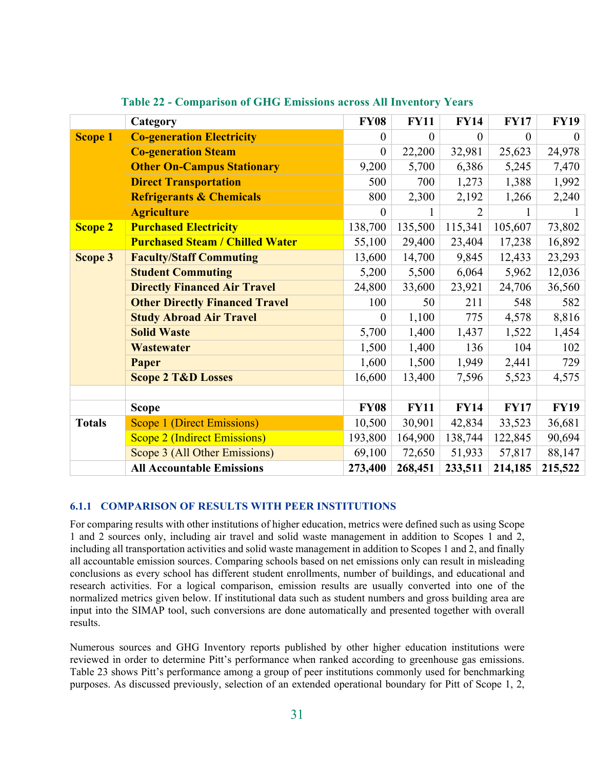Table 22 - Comparison of GHG Emissions across All Inventory Years

| | Category | FY08 | FY11 | FY14 | FY17 | FY19 |
|---|---|---|---|---|---|---|
| **Scope 1** | **Co-generation Electricity** | 0 | 0 | 0 | 0 | 0 |
| | **Co-generation Steam** | 0 | 22,200 | 32,981 | 25,623 | 24,978 |
| | **Other On-Campus Stationary** | 9,200 | 5,700 | 6,386 | 5,245 | 7,470 |
| | **Direct Transportation** | 500 | 700 | 1,273 | 1,388 | 1,992 |
| | **Refrigerants & Chemicals** | 800 | 2,300 | 2,192 | 1,266 | 2,240 |
| | **Agriculture** | 0 | 1 | 2 | 1 | 1 |
| **Scope 2** | **Purchased Electricity** | 138,700 | 135,500 | 115,341 | 105,607 | 73,802 |
| | **Purchased Steam / Chilled Water** | 55,100 | 29,400 | 23,404 | 17,238 | 16,892 |
| **Scope 3** | **Faculty/Staff Commuting** | 13,600 | 14,700 | 9,845 | 12,433 | 23,293 |
| | **Student Commuting** | 5,200 | 5,500 | 6,064 | 5,962 | 12,036 |
| | **Directly Financed Air Travel** | 24,800 | 33,600 | 23,921 | 24,706 | 36,560 |
| | **Other Directly Financed Travel** | 100 | 50 | 211 | 548 | 582 |
| | **Study Abroad Air Travel** | 0 | 1,100 | 775 | 4,578 | 8,816 |
| | **Solid Waste** | 5,700 | 1,400 | 1,437 | 1,522 | 1,454 |
| | **Wastewater** | 1,500 | 1,400 | 136 | 104 | 102 |
| | **Paper** | 1,600 | 1,500 | 1,949 | 2,441 | 729 |
| | **Scope 2 T&D Losses** | 16,600 | 13,400 | 7,596 | 5,523 | 4,575 |
| | | | | | | |
| | **Scope** | **FY08** | **FY11** | **FY14** | **FY17** | **FY19** |
| **Totals** | Scope 1 (Direct Emissions) | 10,500 | 30,901 | 42,834 | 33,523 | 36,681 |
| | Scope 2 (Indirect Emissions) | 193,800 | 164,900 | 138,744 | 122,845 | 90,694 |
| | Scope 3 (All Other Emissions) | 69,100 | 72,650 | 51,933 | 57,817 | 88,147 |
| | **All Accountable Emissions** | **273,400** | **268,451** | **233,511** | **214,185** | **215,522** |

### 6.1.1 COMPARISON OF RESULTS WITH PEER INSTITUTIONS

For comparing results with other institutions of higher education, metrics were defined such as using Scope 1 and 2 sources only, including air travel and solid waste management in addition to Scopes 1 and 2, including all transportation activities and solid waste management in addition to Scopes 1 and 2, and finally all accountable emission sources. Comparing schools based on net emissions only can result in misleading conclusions as every school has different student enrollments, number of buildings, and educational and research activities. For a logical comparison, emission results are usually converted into one of the normalized metrics given below. If institutional data such as student numbers and gross building area are input into the SIMAP tool, such conversions are done automatically and presented together with overall results.

Numerous sources and GHG Inventory reports published by other higher education institutions were reviewed in order to determine Pitt's performance when ranked according to greenhouse gas emissions. Table 23 shows Pitt's performance among a group of peer institutions commonly used for benchmarking purposes. As discussed previously, selection of an extended operational boundary for Pitt of Scope 1, 2,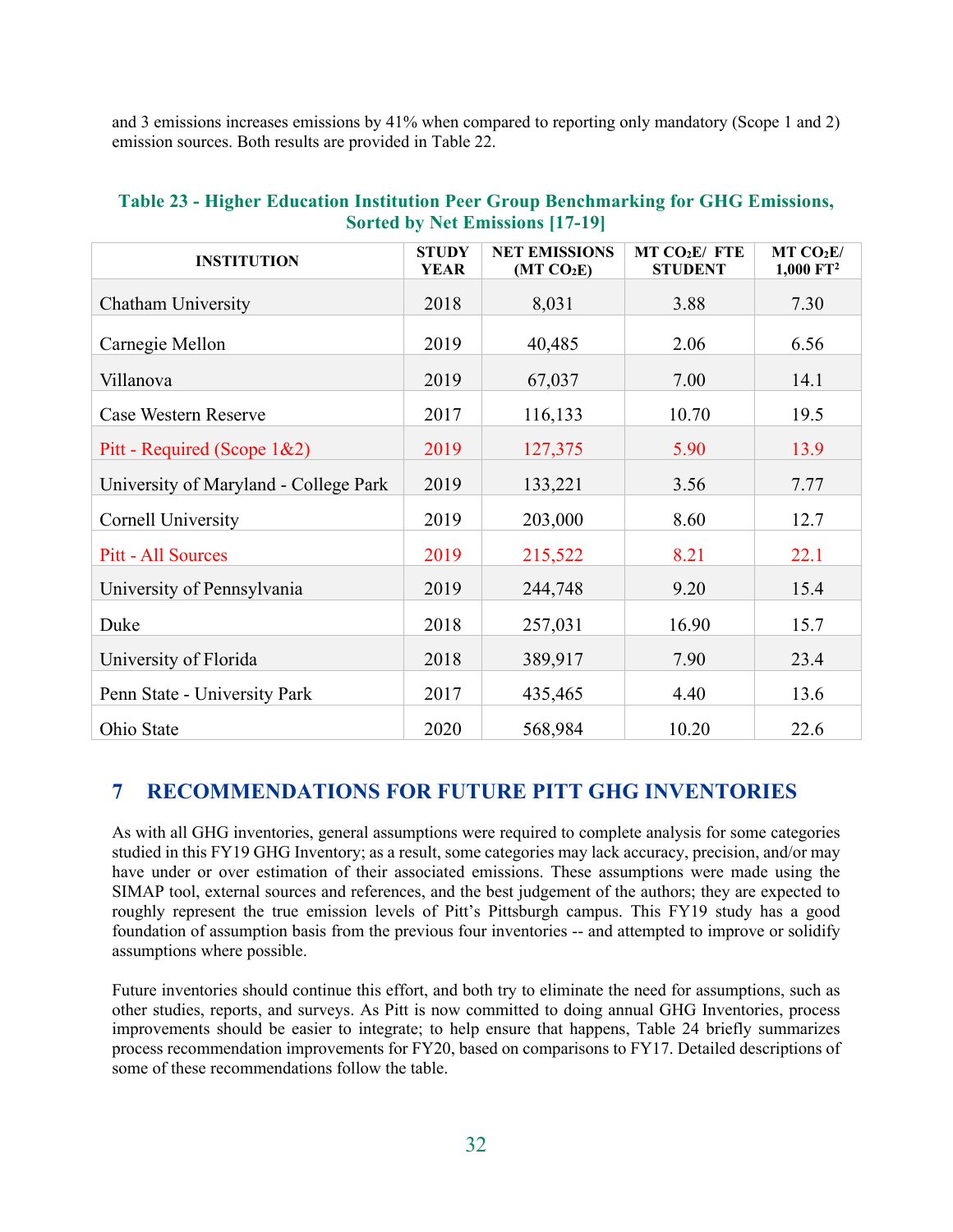and 3 emissions increases emissions by 41% when compared to reporting only mandatory (Scope 1 and 2) emission sources. Both results are provided in Table 22.

**Table 23 - Higher Education Institution Peer Group Benchmarking for GHG Emissions, Sorted by Net Emissions [17-19]**

| INSTITUTION | STUDY YEAR | NET EMISSIONS (MT $CO_2E$) | MT $CO_2E$/ FTE STUDENT | MT $CO_2E$/ 1,000 $FT^2$ |
|---|---|---|---|---|
| Chatham University | 2018 | 8,031 | 3.88 | 7.30 |
| Carnegie Mellon | 2019 | 40,485 | 2.06 | 6.56 |
| Villanova | 2019 | 67,037 | 7.00 | 14.1 |
| Case Western Reserve | 2017 | 116,133 | 10.70 | 19.5 |
| Pitt - Required (Scope 1&2) | 2019 | 127,375 | 5.90 | 13.9 |
| University of Maryland - College Park | 2019 | 133,221 | 3.56 | 7.77 |
| Cornell University | 2019 | 203,000 | 8.60 | 12.7 |
| Pitt - All Sources | 2019 | 215,522 | 8.21 | 22.1 |
| University of Pennsylvania | 2019 | 244,748 | 9.20 | 15.4 |
| Duke | 2018 | 257,031 | 16.90 | 15.7 |
| University of Florida | 2018 | 389,917 | 7.90 | 23.4 |
| Penn State - University Park | 2017 | 435,465 | 4.40 | 13.6 |
| Ohio State | 2020 | 568,984 | 10.20 | 22.6 |

# 7 RECOMMENDATIONS FOR FUTURE PITT GHG INVENTORIES

As with all GHG inventories, general assumptions were required to complete analysis for some categories studied in this FY19 GHG Inventory; as a result, some categories may lack accuracy, precision, and/or may have under or over estimation of their associated emissions. These assumptions were made using the SIMAP tool, external sources and references, and the best judgement of the authors; they are expected to roughly represent the true emission levels of Pitt's Pittsburgh campus. This FY19 study has a good foundation of assumption basis from the previous four inventories -- and attempted to improve or solidify assumptions where possible.

Future inventories should continue this effort, and both try to eliminate the need for assumptions, such as other studies, reports, and surveys. As Pitt is now committed to doing annual GHG Inventories, process improvements should be easier to integrate; to help ensure that happens, Table 24 briefly summarizes process recommendation improvements for FY20, based on comparisons to FY17. Detailed descriptions of some of these recommendations follow the table.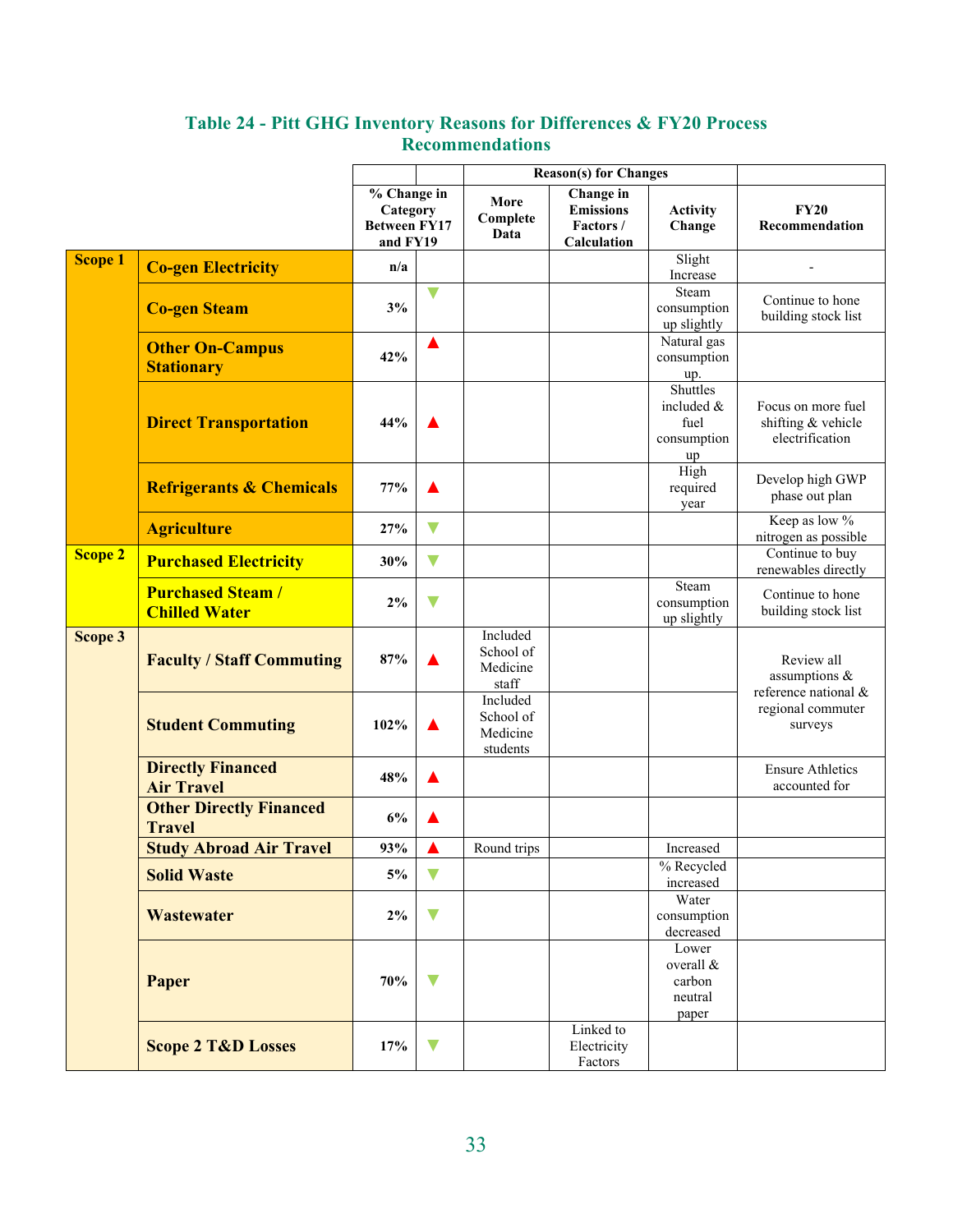## Table 24 - Pitt GHG Inventory Reasons for Differences & FY20 Process Recommendations

| | | % Change in Category Between FY17 and FY19 | | Reason(s) for Changes: More Complete Data | Reason(s) for Changes: Change in Emissions Factors / Calculation | Reason(s) for Changes: Activity Change | FY20 Recommendation |
|---|---|---|---|---|---|---|---|
| Scope 1 | Co-gen Electricity | n/a | | | | Slight Increase | - |
| | Co-gen Steam | 3% | ▼ | | | Steam consumption up slightly | Continue to hone building stock list |
| | Other On-Campus Stationary | 42% | ▲ | | | Natural gas consumption up. | |
| | Direct Transportation | 44% | ▲ | | | Shuttles included & fuel consumption up | Focus on more fuel shifting & vehicle electrification |
| | Refrigerants & Chemicals | 77% | ▲ | | | High required year | Develop high GWP phase out plan |
| | Agriculture | 27% | ▼ | | | | Keep as low % nitrogen as possible |
| Scope 2 | Purchased Electricity | 30% | ▼ | | | | Continue to buy renewables directly |
| | Purchased Steam / Chilled Water | 2% | ▼ | | | Steam consumption up slightly | Continue to hone building stock list |
| Scope 3 | Faculty / Staff Commuting | 87% | ▲ | Included School of Medicine staff | | | Review all assumptions & reference national & regional commuter surveys |
| | Student Commuting | 102% | ▲ | Included School of Medicine students | | | |
| | Directly Financed Air Travel | 48% | ▲ | | | | Ensure Athletics accounted for |
| | Other Directly Financed Travel | 6% | ▲ | | | | |
| | Study Abroad Air Travel | 93% | ▲ | Round trips | | Increased | |
| | Solid Waste | 5% | ▼ | | | % Recycled increased | |
| | Wastewater | 2% | ▼ | | | Water consumption decreased | |
| | Paper | 70% | ▼ | | | Lower overall & carbon neutral paper | |
| | Scope 2 T&D Losses | 17% | ▼ | | Linked to Electricity Factors | | |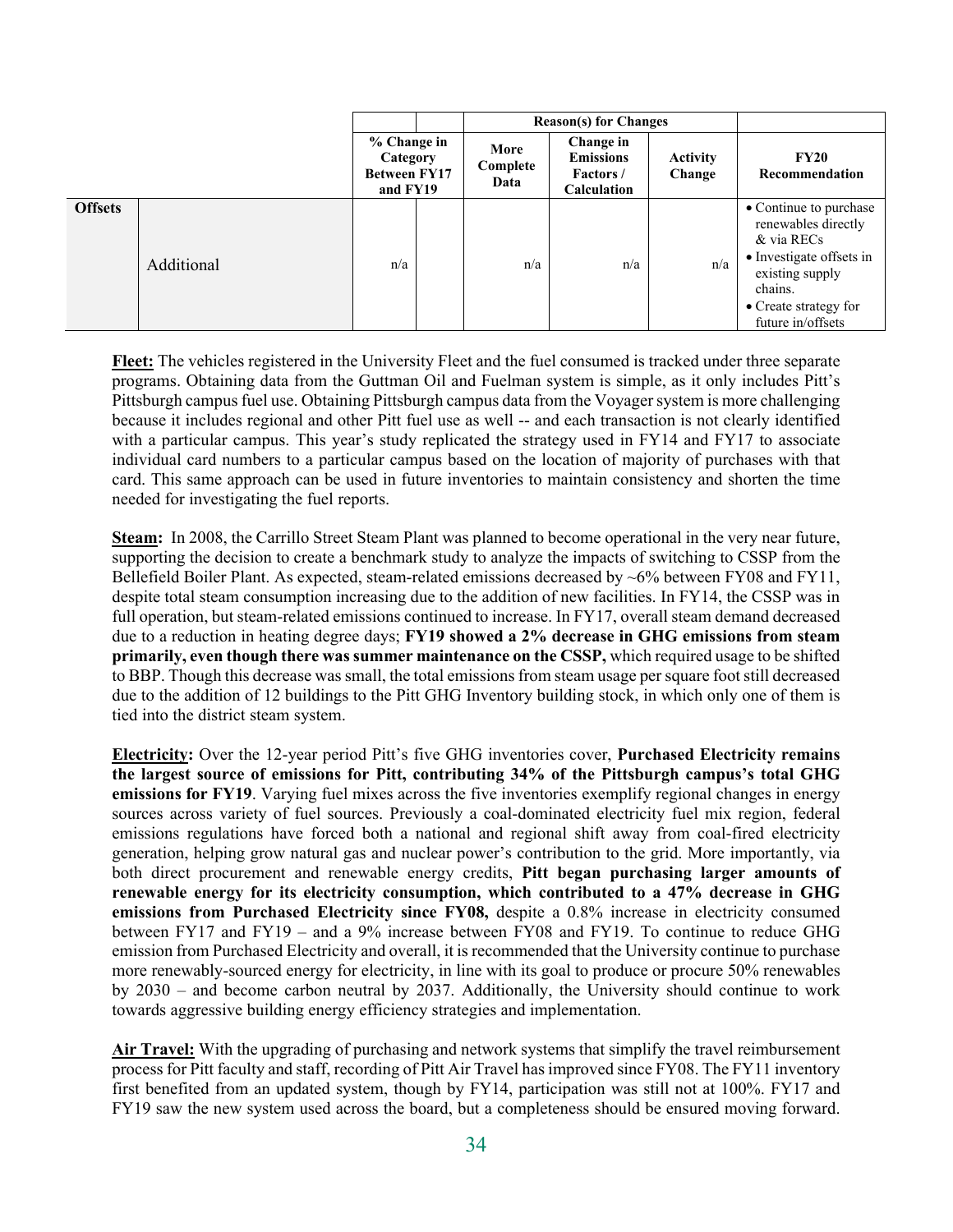| | | % Change in Category Between FY17 and FY19 | | Reason(s) for Changes | | | FY20 Recommendation |
|---|---|---|---|---|---|---|---|
| | | | | More Complete Data | Change in Emissions Factors / Calculation | Activity Change | |
| **Offsets** | Additional | n/a | | n/a | n/a | n/a | • Continue to purchase renewables directly & via RECs • Investigate offsets in existing supply chains. • Create strategy for future in/offsets |

**Fleet:** The vehicles registered in the University Fleet and the fuel consumed is tracked under three separate programs. Obtaining data from the Guttman Oil and Fuelman system is simple, as it only includes Pitt's Pittsburgh campus fuel use. Obtaining Pittsburgh campus data from the Voyager system is more challenging because it includes regional and other Pitt fuel use as well -- and each transaction is not clearly identified with a particular campus. This year's study replicated the strategy used in FY14 and FY17 to associate individual card numbers to a particular campus based on the location of majority of purchases with that card. This same approach can be used in future inventories to maintain consistency and shorten the time needed for investigating the fuel reports.

**Steam:** In 2008, the Carrillo Street Steam Plant was planned to become operational in the very near future, supporting the decision to create a benchmark study to analyze the impacts of switching to CSSP from the Bellefield Boiler Plant. As expected, steam-related emissions decreased by ~6% between FY08 and FY11, despite total steam consumption increasing due to the addition of new facilities. In FY14, the CSSP was in full operation, but steam-related emissions continued to increase. In FY17, overall steam demand decreased due to a reduction in heating degree days; **FY19 showed a 2% decrease in GHG emissions from steam primarily, even though there was summer maintenance on the CSSP,** which required usage to be shifted to BBP. Though this decrease was small, the total emissions from steam usage per square foot still decreased due to the addition of 12 buildings to the Pitt GHG Inventory building stock, in which only one of them is tied into the district steam system.

**Electricity:** Over the 12-year period Pitt's five GHG inventories cover, **Purchased Electricity remains the largest source of emissions for Pitt, contributing 34% of the Pittsburgh campus's total GHG emissions for FY19**. Varying fuel mixes across the five inventories exemplify regional changes in energy sources across variety of fuel sources. Previously a coal-dominated electricity fuel mix region, federal emissions regulations have forced both a national and regional shift away from coal-fired electricity generation, helping grow natural gas and nuclear power's contribution to the grid. More importantly, via both direct procurement and renewable energy credits, **Pitt began purchasing larger amounts of renewable energy for its electricity consumption, which contributed to a 47% decrease in GHG emissions from Purchased Electricity since FY08,** despite a 0.8% increase in electricity consumed between FY17 and FY19 – and a 9% increase between FY08 and FY19. To continue to reduce GHG emission from Purchased Electricity and overall, it is recommended that the University continue to purchase more renewably-sourced energy for electricity, in line with its goal to produce or procure 50% renewables by 2030 – and become carbon neutral by 2037. Additionally, the University should continue to work towards aggressive building energy efficiency strategies and implementation.

**Air Travel:** With the upgrading of purchasing and network systems that simplify the travel reimbursement process for Pitt faculty and staff, recording of Pitt Air Travel has improved since FY08. The FY11 inventory first benefited from an updated system, though by FY14, participation was still not at 100%. FY17 and FY19 saw the new system used across the board, but a completeness should be ensured moving forward.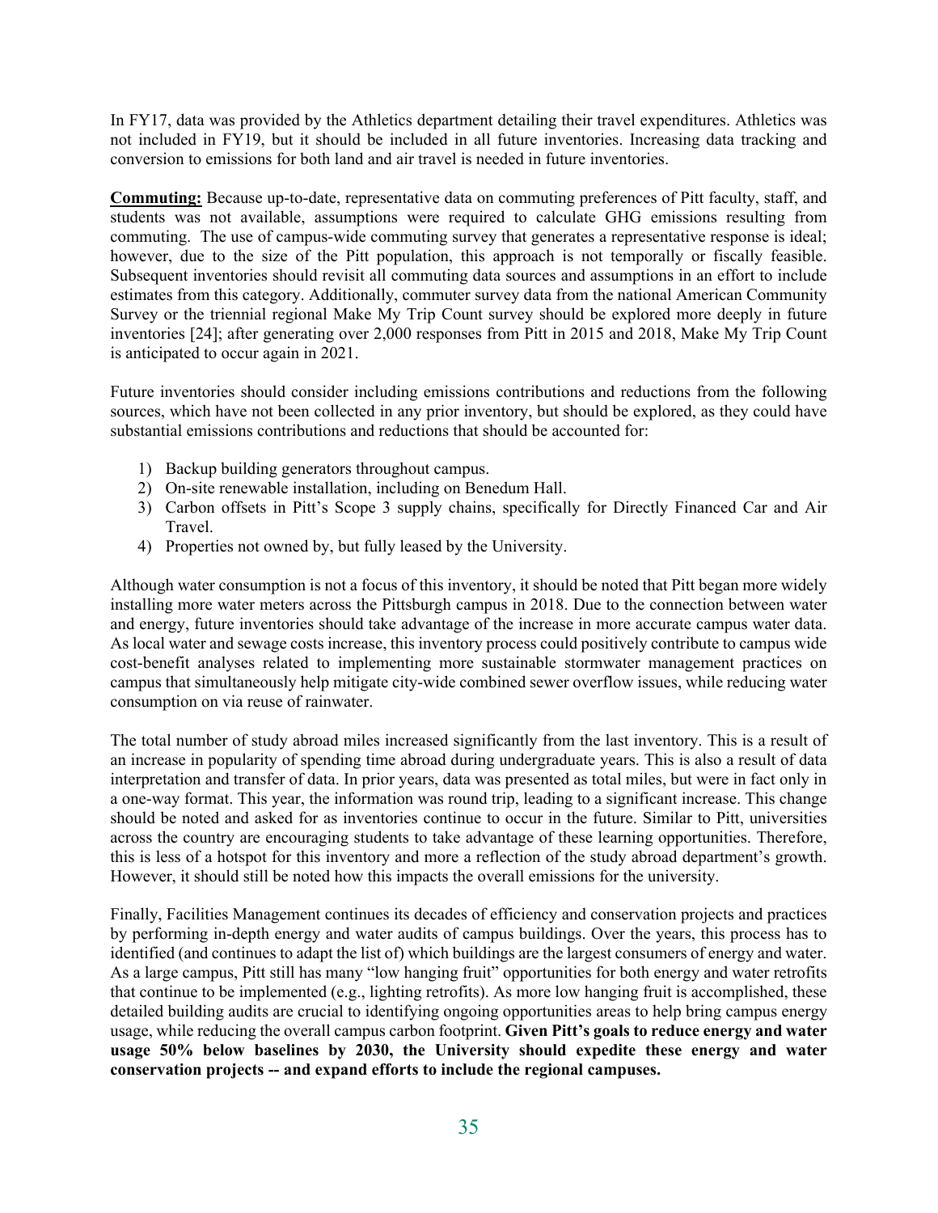In FY17, data was provided by the Athletics department detailing their travel expenditures. Athletics was not included in FY19, but it should be included in all future inventories. Increasing data tracking and conversion to emissions for both land and air travel is needed in future inventories.

**Commuting:** Because up-to-date, representative data on commuting preferences of Pitt faculty, staff, and students was not available, assumptions were required to calculate GHG emissions resulting from commuting. The use of campus-wide commuting survey that generates a representative response is ideal; however, due to the size of the Pitt population, this approach is not temporally or fiscally feasible. Subsequent inventories should revisit all commuting data sources and assumptions in an effort to include estimates from this category. Additionally, commuter survey data from the national American Community Survey or the triennial regional Make My Trip Count survey should be explored more deeply in future inventories [24]; after generating over 2,000 responses from Pitt in 2015 and 2018, Make My Trip Count is anticipated to occur again in 2021.

Future inventories should consider including emissions contributions and reductions from the following sources, which have not been collected in any prior inventory, but should be explored, as they could have substantial emissions contributions and reductions that should be accounted for:

1) Backup building generators throughout campus.
2) On-site renewable installation, including on Benedum Hall.
3) Carbon offsets in Pitt's Scope 3 supply chains, specifically for Directly Financed Car and Air Travel.
4) Properties not owned by, but fully leased by the University.

Although water consumption is not a focus of this inventory, it should be noted that Pitt began more widely installing more water meters across the Pittsburgh campus in 2018. Due to the connection between water and energy, future inventories should take advantage of the increase in more accurate campus water data. As local water and sewage costs increase, this inventory process could positively contribute to campus wide cost-benefit analyses related to implementing more sustainable stormwater management practices on campus that simultaneously help mitigate city-wide combined sewer overflow issues, while reducing water consumption on via reuse of rainwater.

The total number of study abroad miles increased significantly from the last inventory. This is a result of an increase in popularity of spending time abroad during undergraduate years. This is also a result of data interpretation and transfer of data. In prior years, data was presented as total miles, but were in fact only in a one-way format. This year, the information was round trip, leading to a significant increase. This change should be noted and asked for as inventories continue to occur in the future. Similar to Pitt, universities across the country are encouraging students to take advantage of these learning opportunities. Therefore, this is less of a hotspot for this inventory and more a reflection of the study abroad department's growth. However, it should still be noted how this impacts the overall emissions for the university.

Finally, Facilities Management continues its decades of efficiency and conservation projects and practices by performing in-depth energy and water audits of campus buildings. Over the years, this process has to identified (and continues to adapt the list of) which buildings are the largest consumers of energy and water. As a large campus, Pitt still has many "low hanging fruit" opportunities for both energy and water retrofits that continue to be implemented (e.g., lighting retrofits). As more low hanging fruit is accomplished, these detailed building audits are crucial to identifying ongoing opportunities areas to help bring campus energy usage, while reducing the overall campus carbon footprint. **Given Pitt's goals to reduce energy and water usage 50% below baselines by 2030, the University should expedite these energy and water conservation projects -- and expand efforts to include the regional campuses.**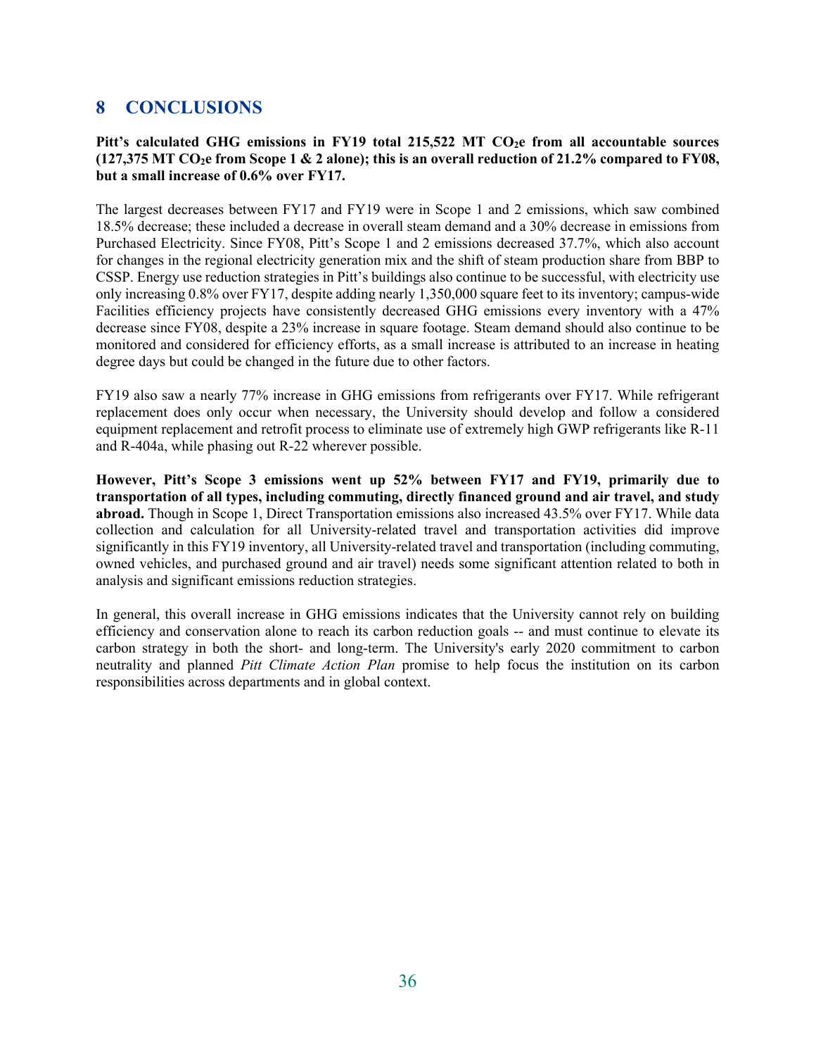# 8 CONCLUSIONS

**Pitt's calculated GHG emissions in FY19 total 215,522 MT $CO_2$e from all accountable sources (127,375 MT $CO_2$e from Scope 1 & 2 alone); this is an overall reduction of 21.2% compared to FY08, but a small increase of 0.6% over FY17.**

The largest decreases between FY17 and FY19 were in Scope 1 and 2 emissions, which saw combined 18.5% decrease; these included a decrease in overall steam demand and a 30% decrease in emissions from Purchased Electricity. Since FY08, Pitt's Scope 1 and 2 emissions decreased 37.7%, which also account for changes in the regional electricity generation mix and the shift of steam production share from BBP to CSSP. Energy use reduction strategies in Pitt's buildings also continue to be successful, with electricity use only increasing 0.8% over FY17, despite adding nearly 1,350,000 square feet to its inventory; campus-wide Facilities efficiency projects have consistently decreased GHG emissions every inventory with a 47% decrease since FY08, despite a 23% increase in square footage. Steam demand should also continue to be monitored and considered for efficiency efforts, as a small increase is attributed to an increase in heating degree days but could be changed in the future due to other factors.

FY19 also saw a nearly 77% increase in GHG emissions from refrigerants over FY17. While refrigerant replacement does only occur when necessary, the University should develop and follow a considered equipment replacement and retrofit process to eliminate use of extremely high GWP refrigerants like R-11 and R-404a, while phasing out R-22 wherever possible.

**However, Pitt's Scope 3 emissions went up 52% between FY17 and FY19, primarily due to transportation of all types, including commuting, directly financed ground and air travel, and study abroad.** Though in Scope 1, Direct Transportation emissions also increased 43.5% over FY17. While data collection and calculation for all University-related travel and transportation activities did improve significantly in this FY19 inventory, all University-related travel and transportation (including commuting, owned vehicles, and purchased ground and air travel) needs some significant attention related to both in analysis and significant emissions reduction strategies.

In general, this overall increase in GHG emissions indicates that the University cannot rely on building efficiency and conservation alone to reach its carbon reduction goals -- and must continue to elevate its carbon strategy in both the short- and long-term. The University's early 2020 commitment to carbon neutrality and planned *Pitt Climate Action Plan* promise to help focus the institution on its carbon responsibilities across departments and in global context.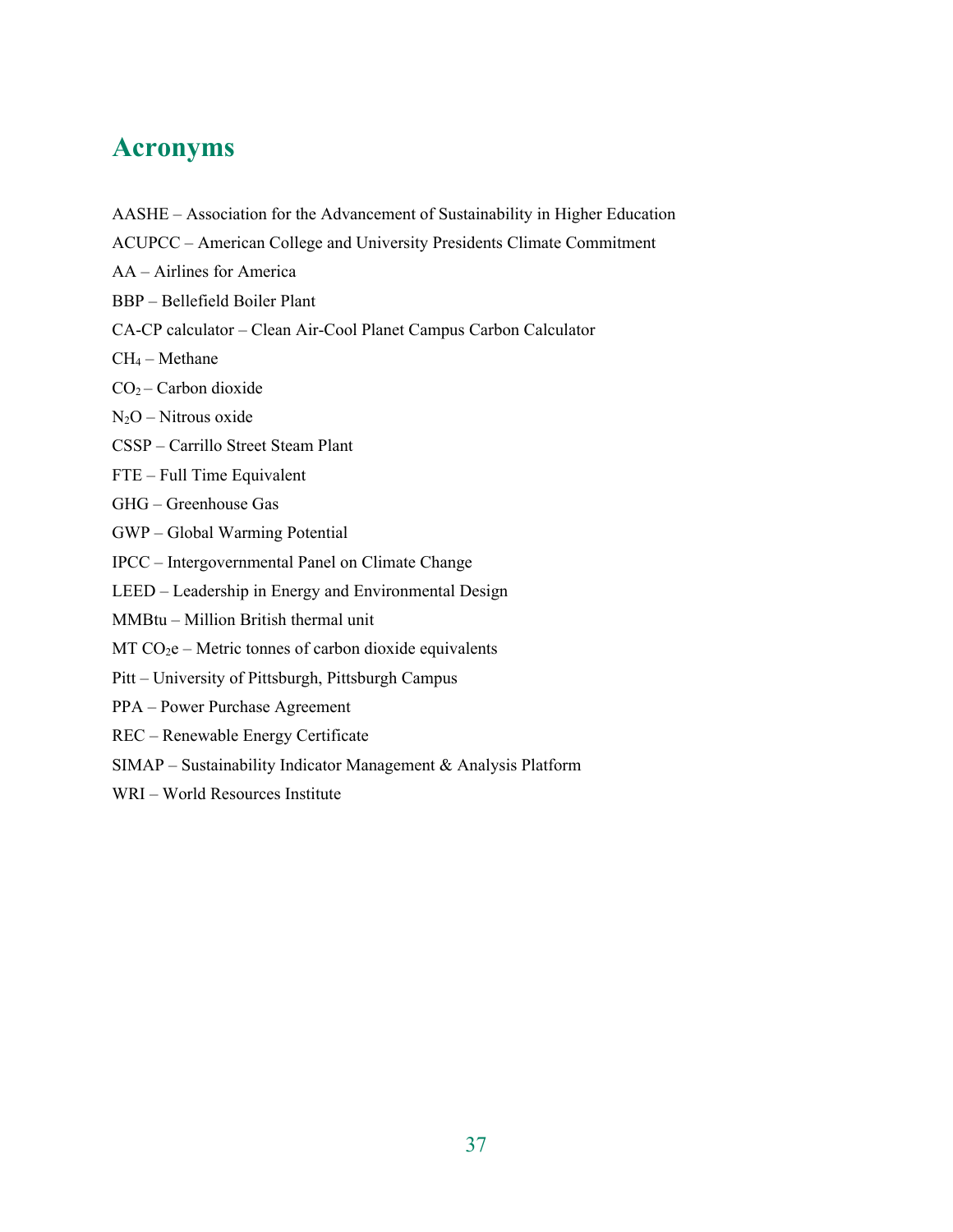# Acronyms

AASHE – Association for the Advancement of Sustainability in Higher Education

ACUPCC – American College and University Presidents Climate Commitment

AA – Airlines for America

BBP – Bellefield Boiler Plant

CA-CP calculator – Clean Air-Cool Planet Campus Carbon Calculator

$CH_4$ – Methane

$CO_2$ – Carbon dioxide

$N_2O$ – Nitrous oxide

CSSP – Carrillo Street Steam Plant

FTE – Full Time Equivalent

GHG – Greenhouse Gas

GWP – Global Warming Potential

IPCC – Intergovernmental Panel on Climate Change

LEED – Leadership in Energy and Environmental Design

MMBtu – Million British thermal unit

MT $CO_2e$ – Metric tonnes of carbon dioxide equivalents

Pitt – University of Pittsburgh, Pittsburgh Campus

PPA – Power Purchase Agreement

REC – Renewable Energy Certificate

SIMAP – Sustainability Indicator Management & Analysis Platform

WRI – World Resources Institute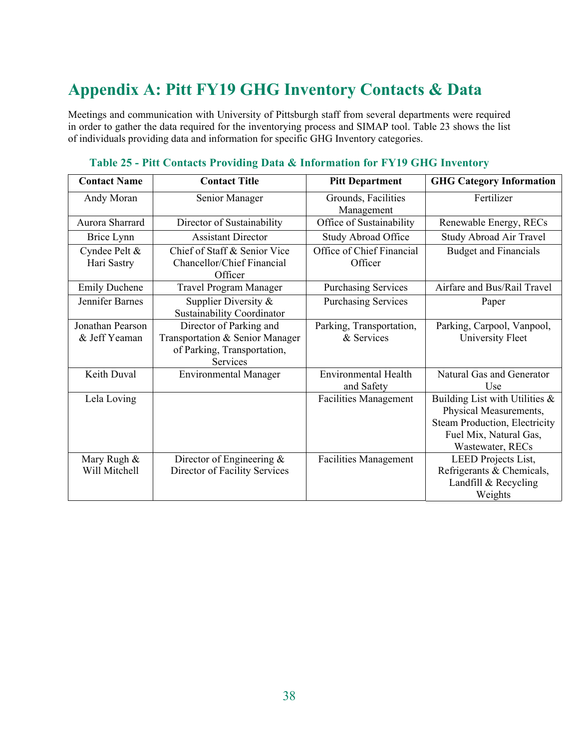# Appendix A: Pitt FY19 GHG Inventory Contacts & Data

Meetings and communication with University of Pittsburgh staff from several departments were required in order to gather the data required for the inventorying process and SIMAP tool. Table 23 shows the list of individuals providing data and information for specific GHG Inventory categories.

**Table 25 - Pitt Contacts Providing Data & Information for FY19 GHG Inventory**

| Contact Name | Contact Title | Pitt Department | GHG Category Information |
|---|---|---|---|
| Andy Moran | Senior Manager | Grounds, Facilities Management | Fertilizer |
| Aurora Sharrard | Director of Sustainability | Office of Sustainability | Renewable Energy, RECs |
| Brice Lynn | Assistant Director | Study Abroad Office | Study Abroad Air Travel |
| Cyndee Pelt & Hari Sastry | Chief of Staff & Senior Vice Chancellor/Chief Financial Officer | Office of Chief Financial Officer | Budget and Financials |
| Emily Duchene | Travel Program Manager | Purchasing Services | Airfare and Bus/Rail Travel |
| Jennifer Barnes | Supplier Diversity & Sustainability Coordinator | Purchasing Services | Paper |
| Jonathan Pearson & Jeff Yeaman | Director of Parking and Transportation & Senior Manager of Parking, Transportation, Services | Parking, Transportation, & Services | Parking, Carpool, Vanpool, University Fleet |
| Keith Duval | Environmental Manager | Environmental Health and Safety | Natural Gas and Generator Use |
| Lela Loving | | Facilities Management | Building List with Utilities & Physical Measurements, Steam Production, Electricity Fuel Mix, Natural Gas, Wastewater, RECs |
| Mary Rugh & Will Mitchell | Director of Engineering & Director of Facility Services | Facilities Management | LEED Projects List, Refrigerants & Chemicals, Landfill & Recycling Weights |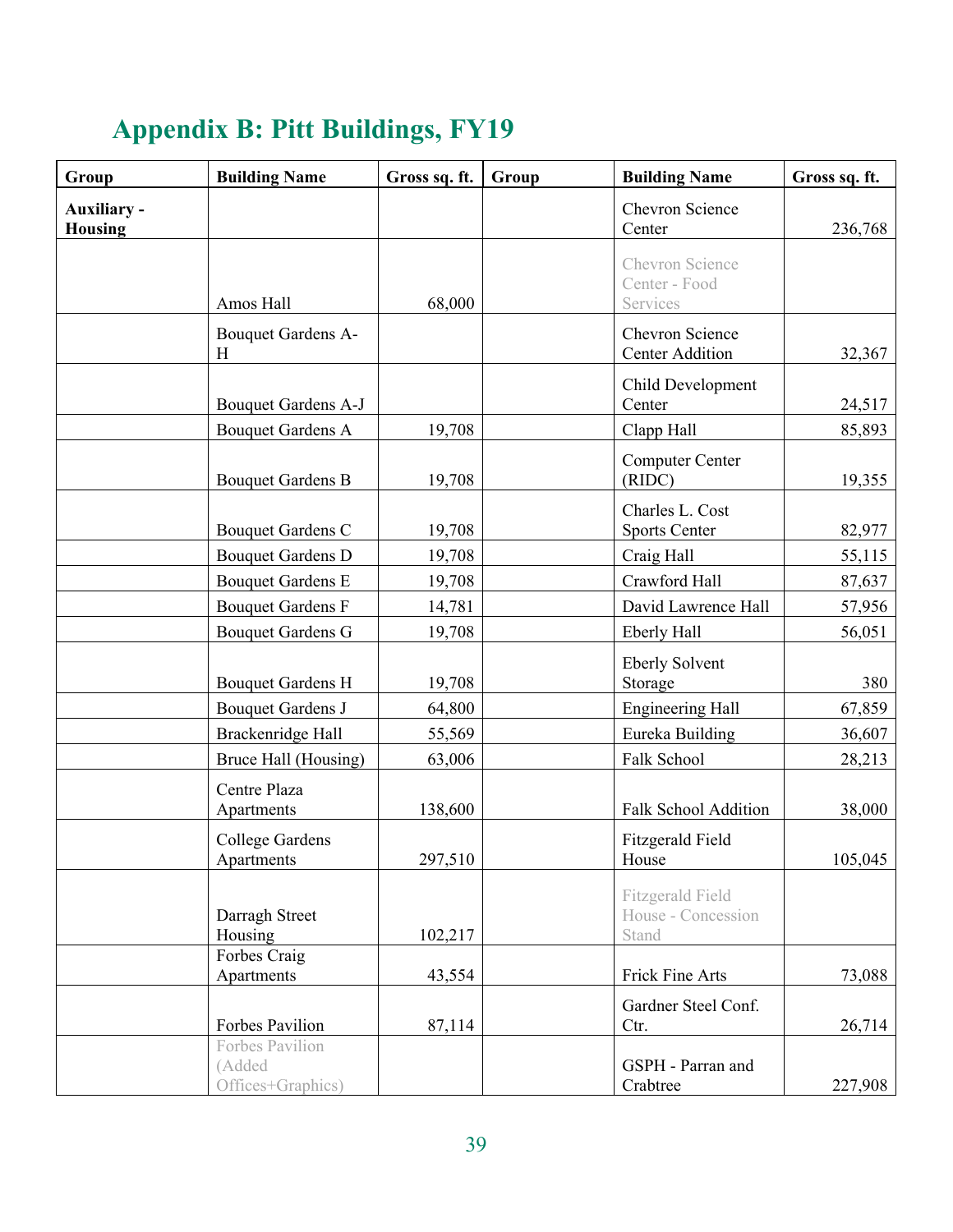## Appendix B: Pitt Buildings, FY19

| Group | Building Name | Gross sq. ft. | Group | Building Name | Gross sq. ft. |
|---|---|---|---|---|---|
| **Auxiliary - Housing** | | | | Chevron Science Center | 236,768 |
| | Amos Hall | 68,000 | | Chevron Science Center - Food Services | |
| | Bouquet Gardens A-H | | | Chevron Science Center Addition | 32,367 |
| | Bouquet Gardens A-J | | | Child Development Center | 24,517 |
| | Bouquet Gardens A | 19,708 | | Clapp Hall | 85,893 |
| | Bouquet Gardens B | 19,708 | | Computer Center (RIDC) | 19,355 |
| | Bouquet Gardens C | 19,708 | | Charles L. Cost Sports Center | 82,977 |
| | Bouquet Gardens D | 19,708 | | Craig Hall | 55,115 |
| | Bouquet Gardens E | 19,708 | | Crawford Hall | 87,637 |
| | Bouquet Gardens F | 14,781 | | David Lawrence Hall | 57,956 |
| | Bouquet Gardens G | 19,708 | | Eberly Hall | 56,051 |
| | Bouquet Gardens H | 19,708 | | Eberly Solvent Storage | 380 |
| | Bouquet Gardens J | 64,800 | | Engineering Hall | 67,859 |
| | Brackenridge Hall | 55,569 | | Eureka Building | 36,607 |
| | Bruce Hall (Housing) | 63,006 | | Falk School | 28,213 |
| | Centre Plaza Apartments | 138,600 | | Falk School Addition | 38,000 |
| | College Gardens Apartments | 297,510 | | Fitzgerald Field House | 105,045 |
| | Darragh Street Housing | 102,217 | | Fitzgerald Field House - Concession Stand | |
| | Forbes Craig Apartments | 43,554 | | Frick Fine Arts | 73,088 |
| | Forbes Pavilion | 87,114 | | Gardner Steel Conf. Ctr. | 26,714 |
| | Forbes Pavilion (Added Offices+Graphics) | | | GSPH - Parran and Crabtree | 227,908 |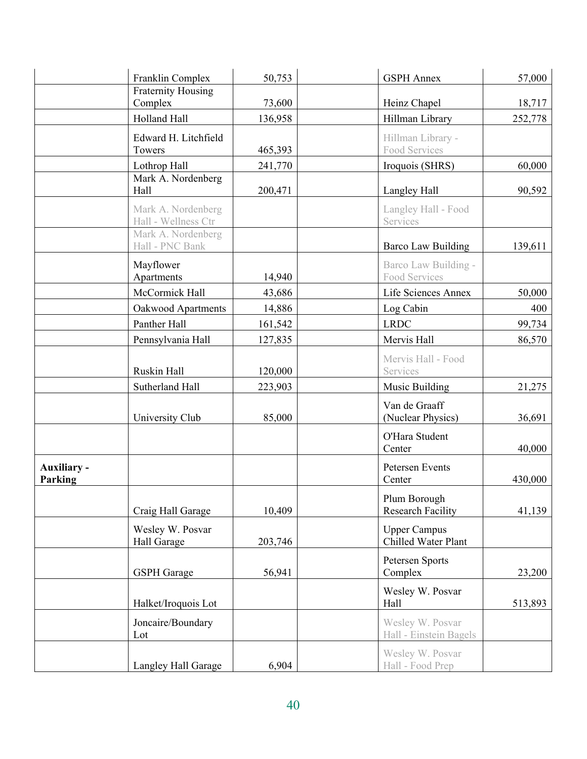| | | | | | |
|---|---|---|---|---|---|
| | Franklin Complex | 50,753 | | GSPH Annex | 57,000 |
| | Fraternity Housing Complex | 73,600 | | Heinz Chapel | 18,717 |
| | Holland Hall | 136,958 | | Hillman Library | 252,778 |
| | Edward H. Litchfield Towers | 465,393 | | Hillman Library - Food Services | |
| | Lothrop Hall | 241,770 | | Iroquois (SHRS) | 60,000 |
| | Mark A. Nordenberg Hall | 200,471 | | Langley Hall | 90,592 |
| | Mark A. Nordenberg Hall - Wellness Ctr | | | Langley Hall - Food Services | |
| | Mark A. Nordenberg Hall - PNC Bank | | | Barco Law Building | 139,611 |
| | Mayflower Apartments | 14,940 | | Barco Law Building - Food Services | |
| | McCormick Hall | 43,686 | | Life Sciences Annex | 50,000 |
| | Oakwood Apartments | 14,886 | | Log Cabin | 400 |
| | Panther Hall | 161,542 | | LRDC | 99,734 |
| | Pennsylvania Hall | 127,835 | | Mervis Hall | 86,570 |
| | Ruskin Hall | 120,000 | | Mervis Hall - Food Services | |
| | Sutherland Hall | 223,903 | | Music Building | 21,275 |
| | University Club | 85,000 | | Van de Graaff (Nuclear Physics) | 36,691 |
| | | | | O'Hara Student Center | 40,000 |
| **Auxiliary - Parking** | | | | Petersen Events Center | 430,000 |
| | Craig Hall Garage | 10,409 | | Plum Borough Research Facility | 41,139 |
| | Wesley W. Posvar Hall Garage | 203,746 | | Upper Campus Chilled Water Plant | |
| | GSPH Garage | 56,941 | | Petersen Sports Complex | 23,200 |
| | Halket/Iroquois Lot | | | Wesley W. Posvar Hall | 513,893 |
| | Joncaire/Boundary Lot | | | Wesley W. Posvar Hall - Einstein Bagels | |
| | Langley Hall Garage | 6,904 | | Wesley W. Posvar Hall - Food Prep | |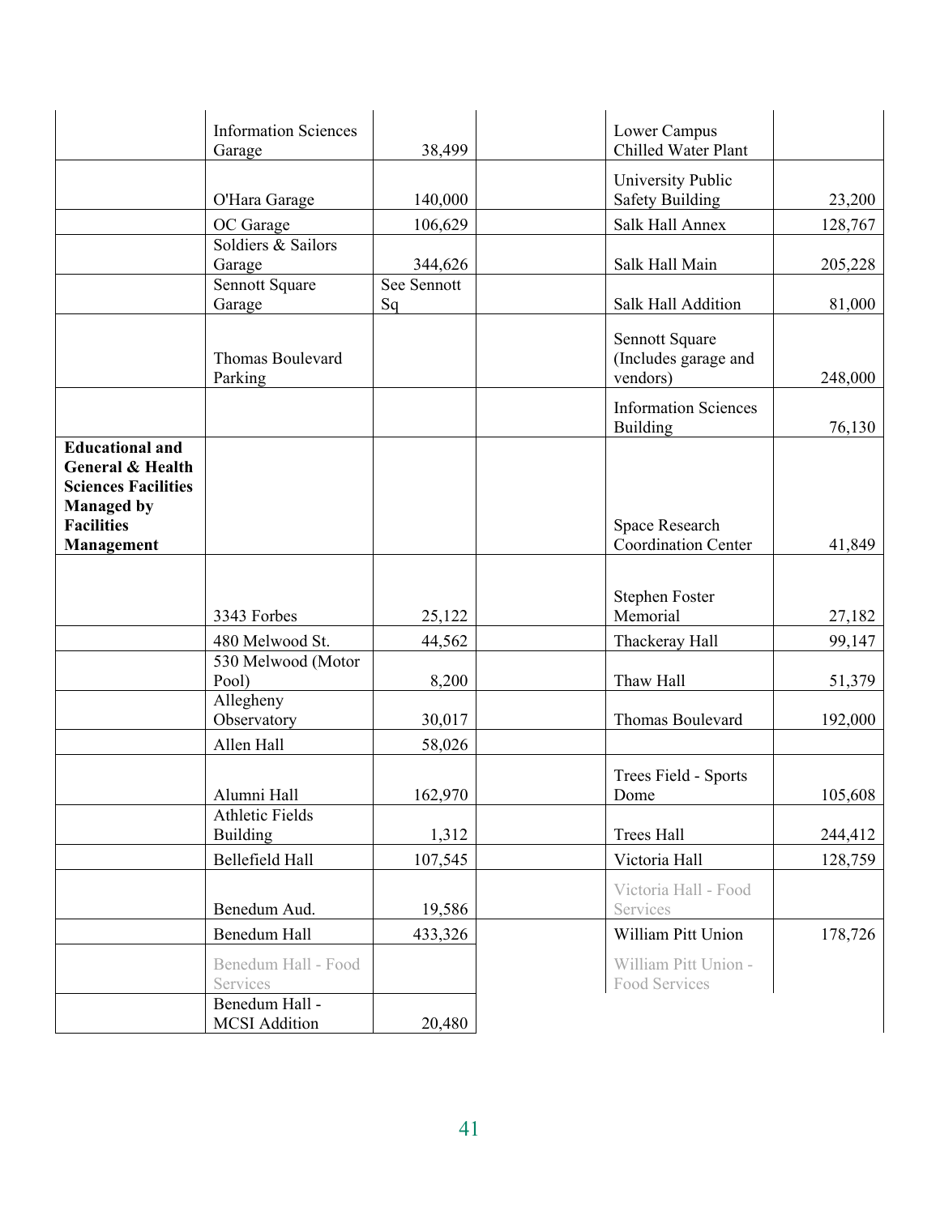| | | | | | |
|---|---|---|---|---|---|
| | Information Sciences Garage | 38,499 | | Lower Campus Chilled Water Plant | |
| | O'Hara Garage | 140,000 | | University Public Safety Building | 23,200 |
| | OC Garage | 106,629 | | Salk Hall Annex | 128,767 |
| | Soldiers & Sailors Garage | 344,626 | | Salk Hall Main | 205,228 |
| | Sennott Square Garage | See Sennott Sq | | Salk Hall Addition | 81,000 |
| | Thomas Boulevard Parking | | | Sennott Square (Includes garage and vendors) | 248,000 |
| | | | | Information Sciences Building | 76,130 |
| **Educational and General & Health Sciences Facilities Managed by Facilities Management** | | | | Space Research Coordination Center | 41,849 |
| | 3343 Forbes | 25,122 | | Stephen Foster Memorial | 27,182 |
| | 480 Melwood St. | 44,562 | | Thackeray Hall | 99,147 |
| | 530 Melwood (Motor Pool) | 8,200 | | Thaw Hall | 51,379 |
| | Allegheny Observatory | 30,017 | | Thomas Boulevard | 192,000 |
| | Allen Hall | 58,026 | | | |
| | Alumni Hall | 162,970 | | Trees Field - Sports Dome | 105,608 |
| | Athletic Fields Building | 1,312 | | Trees Hall | 244,412 |
| | Bellefield Hall | 107,545 | | Victoria Hall | 128,759 |
| | Benedum Aud. | 19,586 | | Victoria Hall - Food Services | |
| | Benedum Hall | 433,326 | | William Pitt Union | 178,726 |
| | Benedum Hall - Food Services | | | William Pitt Union - Food Services | |
| | Benedum Hall - MCSI Addition | 20,480 | | | |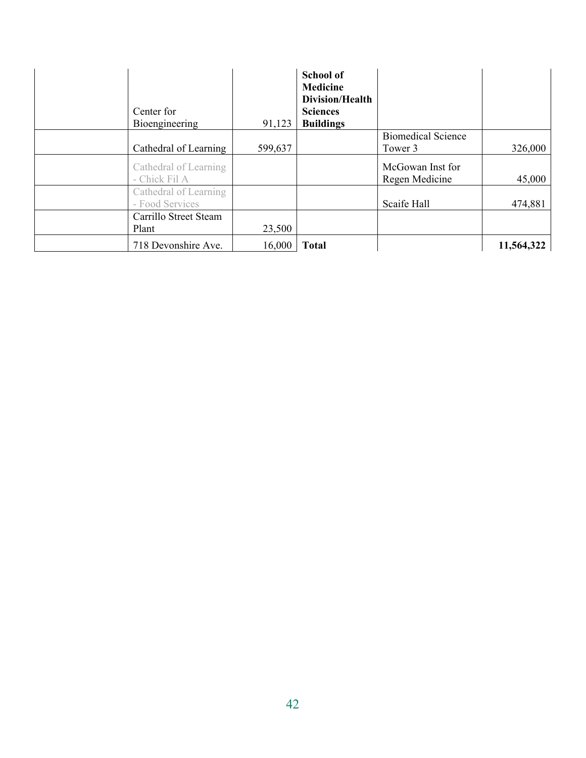| | | | | | |
|---|---|---|---|---|---|
| | Center for Bioengineering | 91,123 | **School of Medicine Division/Health Sciences Buildings** | | |
| | Cathedral of Learning | 599,637 | | Biomedical Science Tower 3 | 326,000 |
| | Cathedral of Learning - Chick Fil A | | | McGowan Inst for Regen Medicine | 45,000 |
| | Cathedral of Learning - Food Services | | | Scaife Hall | 474,881 |
| | Carrillo Street Steam Plant | 23,500 | | | |
| | 718 Devonshire Ave. | 16,000 | **Total** | | **11,564,322** |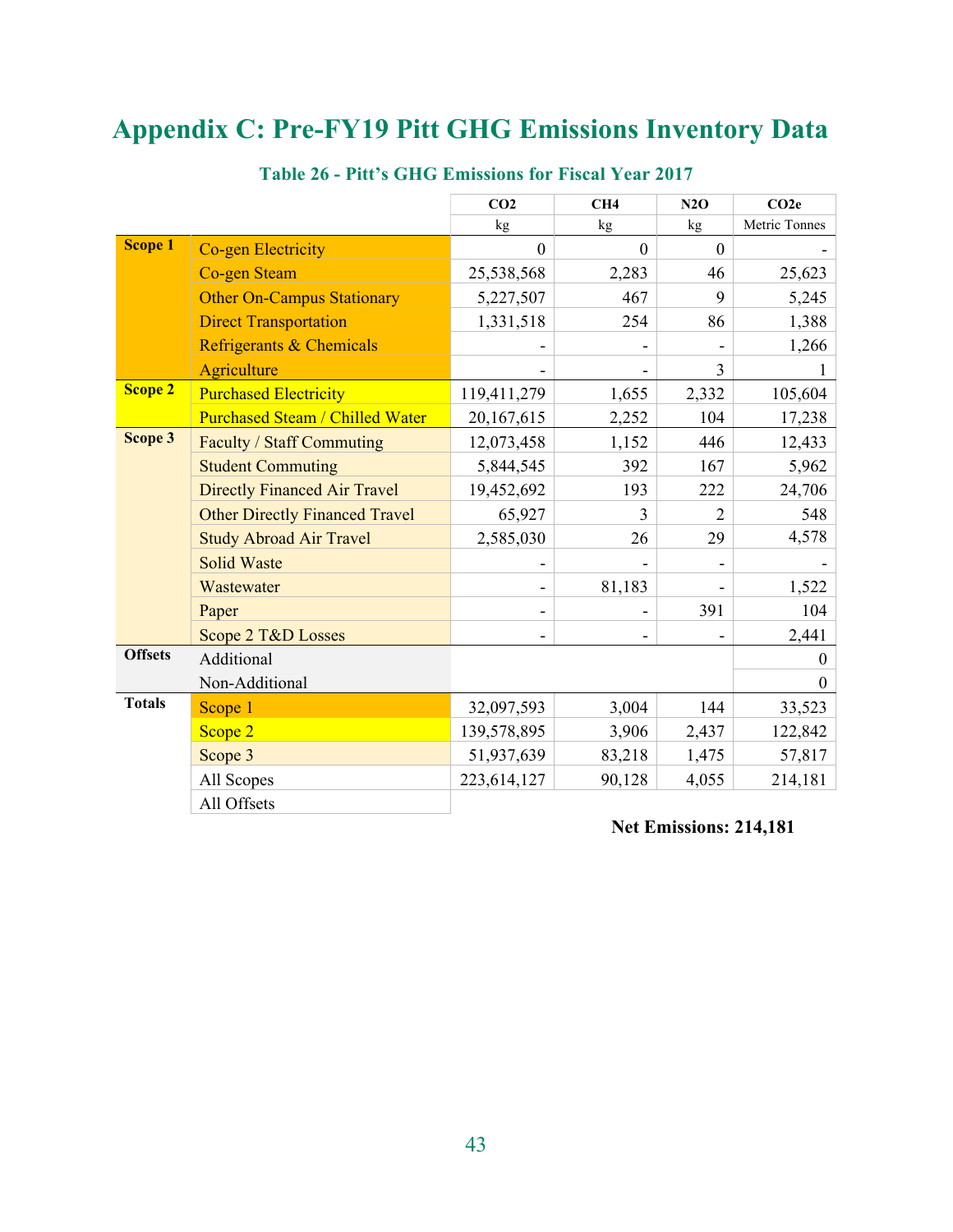# Appendix C: Pre-FY19 Pitt GHG Emissions Inventory Data

**Table 26 - Pitt's GHG Emissions for Fiscal Year 2017**

| | | $CO_2$ | $CH_4$ | $N_2O$ | $CO_2e$ |
|---|---|---|---|---|---|
| | | kg | kg | kg | Metric Tonnes |
| **Scope 1** | Co-gen Electricity | 0 | 0 | 0 | - |
| | Co-gen Steam | 25,538,568 | 2,283 | 46 | 25,623 |
| | Other On-Campus Stationary | 5,227,507 | 467 | 9 | 5,245 |
| | Direct Transportation | 1,331,518 | 254 | 86 | 1,388 |
| | Refrigerants & Chemicals | - | - | - | 1,266 |
| | Agriculture | - | - | 3 | 1 |
| **Scope 2** | Purchased Electricity | 119,411,279 | 1,655 | 2,332 | 105,604 |
| | Purchased Steam / Chilled Water | 20,167,615 | 2,252 | 104 | 17,238 |
| **Scope 3** | Faculty / Staff Commuting | 12,073,458 | 1,152 | 446 | 12,433 |
| | Student Commuting | 5,844,545 | 392 | 167 | 5,962 |
| | Directly Financed Air Travel | 19,452,692 | 193 | 222 | 24,706 |
| | Other Directly Financed Travel | 65,927 | 3 | 2 | 548 |
| | Study Abroad Air Travel | 2,585,030 | 26 | 29 | 4,578 |
| | Solid Waste | - | - | - | - |
| | Wastewater | - | 81,183 | - | 1,522 |
| | Paper | - | - | 391 | 104 |
| | Scope 2 T&D Losses | - | - | - | 2,441 |
| **Offsets** | Additional | | | | 0 |
| | Non-Additional | | | | 0 |
| **Totals** | Scope 1 | 32,097,593 | 3,004 | 144 | 33,523 |
| | Scope 2 | 139,578,895 | 3,906 | 2,437 | 122,842 |
| | Scope 3 | 51,937,639 | 83,218 | 1,475 | 57,817 |
| | All Scopes | 223,614,127 | 90,128 | 4,055 | 214,181 |
| | All Offsets | | | | |

**Net Emissions: 214,181**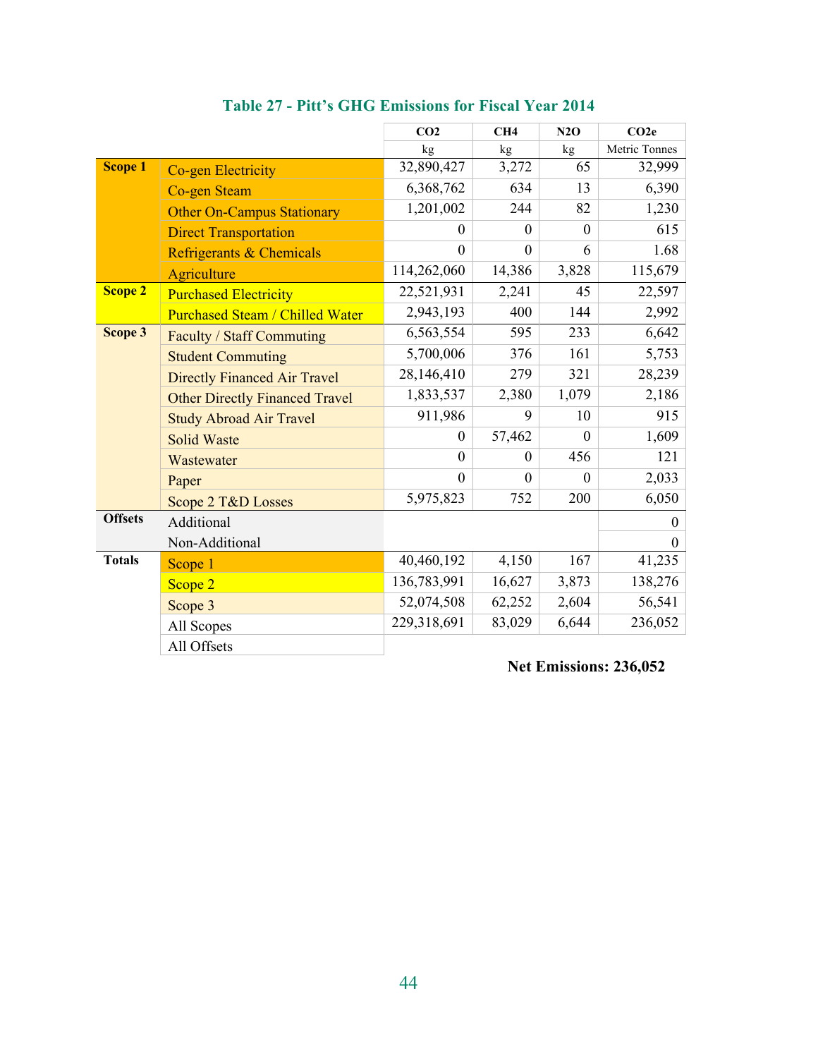### Table 27 - Pitt's GHG Emissions for Fiscal Year 2014

| | | $CO_2$ | $CH_4$ | $N_2O$ | $CO_2e$ |
|---|---|---|---|---|---|
| | | kg | kg | kg | Metric Tonnes |
| **Scope 1** | Co-gen Electricity | 32,890,427 | 3,272 | 65 | 32,999 |
| | Co-gen Steam | 6,368,762 | 634 | 13 | 6,390 |
| | Other On-Campus Stationary | 1,201,002 | 244 | 82 | 1,230 |
| | Direct Transportation | 0 | 0 | 0 | 615 |
| | Refrigerants & Chemicals | 0 | 0 | 6 | 1.68 |
| | Agriculture | 114,262,060 | 14,386 | 3,828 | 115,679 |
| **Scope 2** | Purchased Electricity | 22,521,931 | 2,241 | 45 | 22,597 |
| | Purchased Steam / Chilled Water | 2,943,193 | 400 | 144 | 2,992 |
| **Scope 3** | Faculty / Staff Commuting | 6,563,554 | 595 | 233 | 6,642 |
| | Student Commuting | 5,700,006 | 376 | 161 | 5,753 |
| | Directly Financed Air Travel | 28,146,410 | 279 | 321 | 28,239 |
| | Other Directly Financed Travel | 1,833,537 | 2,380 | 1,079 | 2,186 |
| | Study Abroad Air Travel | 911,986 | 9 | 10 | 915 |
| | Solid Waste | 0 | 57,462 | 0 | 1,609 |
| | Wastewater | 0 | 0 | 456 | 121 |
| | Paper | 0 | 0 | 0 | 2,033 |
| | Scope 2 T&D Losses | 5,975,823 | 752 | 200 | 6,050 |
| **Offsets** | Additional | | | | 0 |
| | Non-Additional | | | | 0 |
| **Totals** | Scope 1 | 40,460,192 | 4,150 | 167 | 41,235 |
| | Scope 2 | 136,783,991 | 16,627 | 3,873 | 138,276 |
| | Scope 3 | 52,074,508 | 62,252 | 2,604 | 56,541 |
| | All Scopes | 229,318,691 | 83,029 | 6,644 | 236,052 |
| | All Offsets | | | | |

**Net Emissions: 236,052**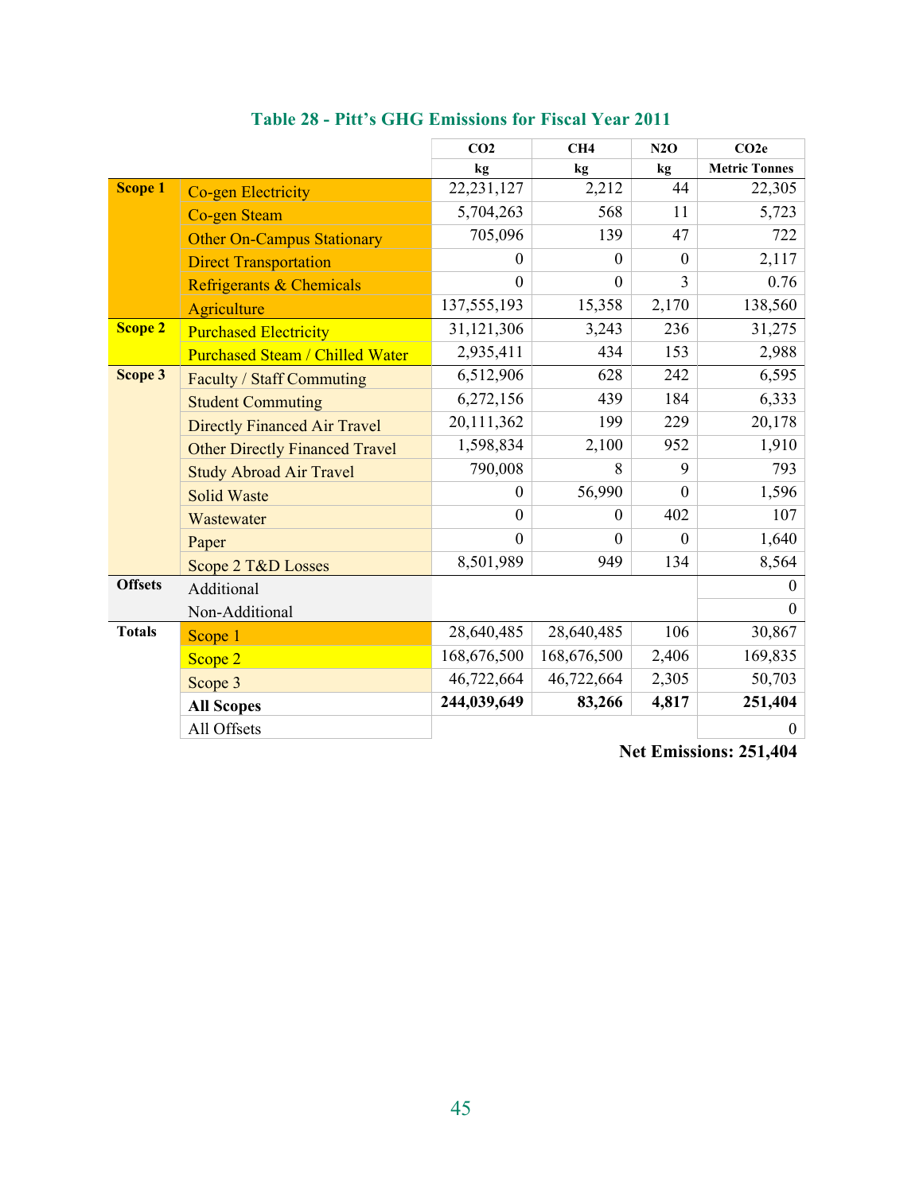### Table 28 - Pitt's GHG Emissions for Fiscal Year 2011

| | | CO2 | CH4 | N2O | CO2e |
|---|---|---|---|---|---|
| | | kg | kg | kg | Metric Tonnes |
| **Scope 1** | Co-gen Electricity | 22,231,127 | 2,212 | 44 | 22,305 |
| | Co-gen Steam | 5,704,263 | 568 | 11 | 5,723 |
| | Other On-Campus Stationary | 705,096 | 139 | 47 | 722 |
| | Direct Transportation | 0 | 0 | 0 | 2,117 |
| | Refrigerants & Chemicals | 0 | 0 | 3 | 0.76 |
| | Agriculture | 137,555,193 | 15,358 | 2,170 | 138,560 |
| **Scope 2** | Purchased Electricity | 31,121,306 | 3,243 | 236 | 31,275 |
| | Purchased Steam / Chilled Water | 2,935,411 | 434 | 153 | 2,988 |
| **Scope 3** | Faculty / Staff Commuting | 6,512,906 | 628 | 242 | 6,595 |
| | Student Commuting | 6,272,156 | 439 | 184 | 6,333 |
| | Directly Financed Air Travel | 20,111,362 | 199 | 229 | 20,178 |
| | Other Directly Financed Travel | 1,598,834 | 2,100 | 952 | 1,910 |
| | Study Abroad Air Travel | 790,008 | 8 | 9 | 793 |
| | Solid Waste | 0 | 56,990 | 0 | 1,596 |
| | Wastewater | 0 | 0 | 402 | 107 |
| | Paper | 0 | 0 | 0 | 1,640 |
| | Scope 2 T&D Losses | 8,501,989 | 949 | 134 | 8,564 |
| **Offsets** | Additional | | | | 0 |
| | Non-Additional | | | | 0 |
| **Totals** | Scope 1 | 28,640,485 | 28,640,485 | 106 | 30,867 |
| | Scope 2 | 168,676,500 | 168,676,500 | 2,406 | 169,835 |
| | Scope 3 | 46,722,664 | 46,722,664 | 2,305 | 50,703 |
| | **All Scopes** | **244,039,649** | **83,266** | **4,817** | **251,404** |
| | All Offsets | | | | 0 |

**Net Emissions: 251,404**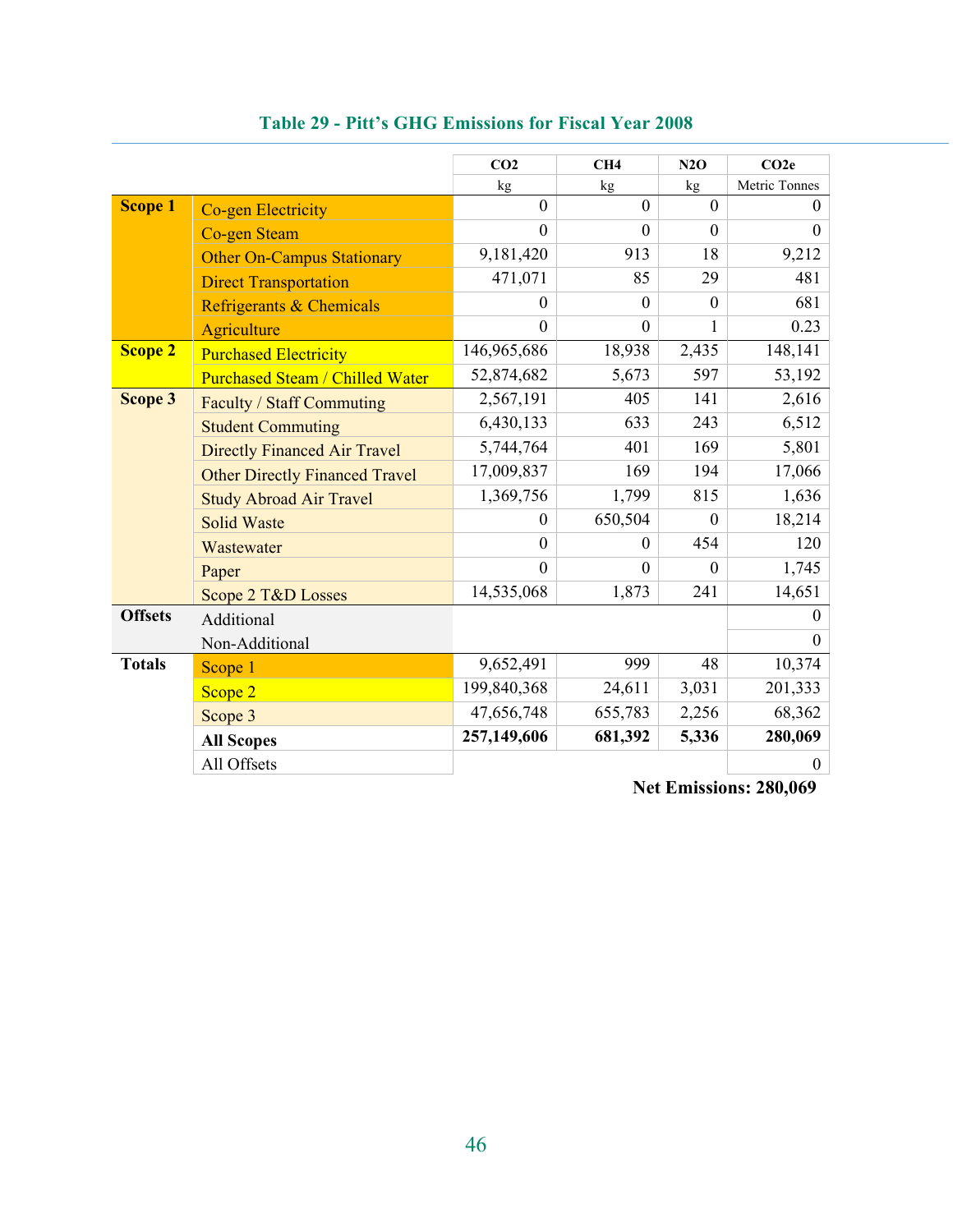### Table 29 - Pitt's GHG Emissions for Fiscal Year 2008

| | | $CO_2$ | $CH_4$ | $N_2O$ | $CO_2e$ |
|---|---|---|---|---|---|
| | | kg | kg | kg | Metric Tonnes |
| **Scope 1** | Co-gen Electricity | 0 | 0 | 0 | 0 |
| | Co-gen Steam | 0 | 0 | 0 | 0 |
| | Other On-Campus Stationary | 9,181,420 | 913 | 18 | 9,212 |
| | Direct Transportation | 471,071 | 85 | 29 | 481 |
| | Refrigerants & Chemicals | 0 | 0 | 0 | 681 |
| | Agriculture | 0 | 0 | 1 | 0.23 |
| **Scope 2** | Purchased Electricity | 146,965,686 | 18,938 | 2,435 | 148,141 |
| | Purchased Steam / Chilled Water | 52,874,682 | 5,673 | 597 | 53,192 |
| **Scope 3** | Faculty / Staff Commuting | 2,567,191 | 405 | 141 | 2,616 |
| | Student Commuting | 6,430,133 | 633 | 243 | 6,512 |
| | Directly Financed Air Travel | 5,744,764 | 401 | 169 | 5,801 |
| | Other Directly Financed Travel | 17,009,837 | 169 | 194 | 17,066 |
| | Study Abroad Air Travel | 1,369,756 | 1,799 | 815 | 1,636 |
| | Solid Waste | 0 | 650,504 | 0 | 18,214 |
| | Wastewater | 0 | 0 | 454 | 120 |
| | Paper | 0 | 0 | 0 | 1,745 |
| | Scope 2 T&D Losses | 14,535,068 | 1,873 | 241 | 14,651 |
| **Offsets** | Additional | | | | 0 |
| | Non-Additional | | | | 0 |
| **Totals** | Scope 1 | 9,652,491 | 999 | 48 | 10,374 |
| | Scope 2 | 199,840,368 | 24,611 | 3,031 | 201,333 |
| | Scope 3 | 47,656,748 | 655,783 | 2,256 | 68,362 |
| | **All Scopes** | **257,149,606** | **681,392** | **5,336** | **280,069** |
| | All Offsets | | | | 0 |

**Net Emissions: 280,069**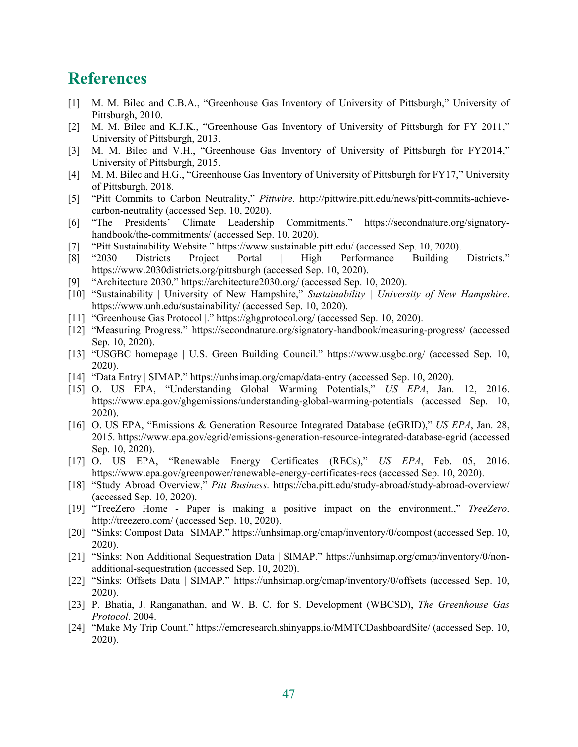# References

[1] M. M. Bilec and C.B.A., "Greenhouse Gas Inventory of University of Pittsburgh," University of Pittsburgh, 2010.

[2] M. M. Bilec and K.J.K., "Greenhouse Gas Inventory of University of Pittsburgh for FY 2011," University of Pittsburgh, 2013.

[3] M. M. Bilec and V.H., "Greenhouse Gas Inventory of University of Pittsburgh for FY2014," University of Pittsburgh, 2015.

[4] M. M. Bilec and H.G., "Greenhouse Gas Inventory of University of Pittsburgh for FY17," University of Pittsburgh, 2018.

[5] "Pitt Commits to Carbon Neutrality," *Pittwire*. http://pittwire.pitt.edu/news/pitt-commits-achieve-carbon-neutrality (accessed Sep. 10, 2020).

[6] "The Presidents' Climate Leadership Commitments." https://secondnature.org/signatory-handbook/the-commitments/ (accessed Sep. 10, 2020).

[7] "Pitt Sustainability Website." https://www.sustainable.pitt.edu/ (accessed Sep. 10, 2020).

[8] "2030 Districts Project Portal | High Performance Building Districts." https://www.2030districts.org/pittsburgh (accessed Sep. 10, 2020).

[9] "Architecture 2030." https://architecture2030.org/ (accessed Sep. 10, 2020).

[10] "Sustainability | University of New Hampshire," *Sustainability | University of New Hampshire*. https://www.unh.edu/sustainability/ (accessed Sep. 10, 2020).

[11] "Greenhouse Gas Protocol |." https://ghgprotocol.org/ (accessed Sep. 10, 2020).

[12] "Measuring Progress." https://secondnature.org/signatory-handbook/measuring-progress/ (accessed Sep. 10, 2020).

[13] "USGBC homepage | U.S. Green Building Council." https://www.usgbc.org/ (accessed Sep. 10, 2020).

[14] "Data Entry | SIMAP." https://unhsimap.org/cmap/data-entry (accessed Sep. 10, 2020).

[15] O. US EPA, "Understanding Global Warming Potentials," *US EPA*, Jan. 12, 2016. https://www.epa.gov/ghgemissions/understanding-global-warming-potentials (accessed Sep. 10, 2020).

[16] O. US EPA, "Emissions & Generation Resource Integrated Database (eGRID)," *US EPA*, Jan. 28, 2015. https://www.epa.gov/egrid/emissions-generation-resource-integrated-database-egrid (accessed Sep. 10, 2020).

[17] O. US EPA, "Renewable Energy Certificates (RECs)," *US EPA*, Feb. 05, 2016. https://www.epa.gov/greenpower/renewable-energy-certificates-recs (accessed Sep. 10, 2020).

[18] "Study Abroad Overview," *Pitt Business*. https://cba.pitt.edu/study-abroad/study-abroad-overview/ (accessed Sep. 10, 2020).

[19] "TreeZero Home - Paper is making a positive impact on the environment.," *TreeZero*. http://treezero.com/ (accessed Sep. 10, 2020).

[20] "Sinks: Compost Data | SIMAP." https://unhsimap.org/cmap/inventory/0/compost (accessed Sep. 10, 2020).

[21] "Sinks: Non Additional Sequestration Data | SIMAP." https://unhsimap.org/cmap/inventory/0/non-additional-sequestration (accessed Sep. 10, 2020).

[22] "Sinks: Offsets Data | SIMAP." https://unhsimap.org/cmap/inventory/0/offsets (accessed Sep. 10, 2020).

[23] P. Bhatia, J. Ranganathan, and W. B. C. for S. Development (WBCSD), *The Greenhouse Gas Protocol*. 2004.

[24] "Make My Trip Count." https://emcresearch.shinyapps.io/MMTCDashboardSite/ (accessed Sep. 10, 2020).